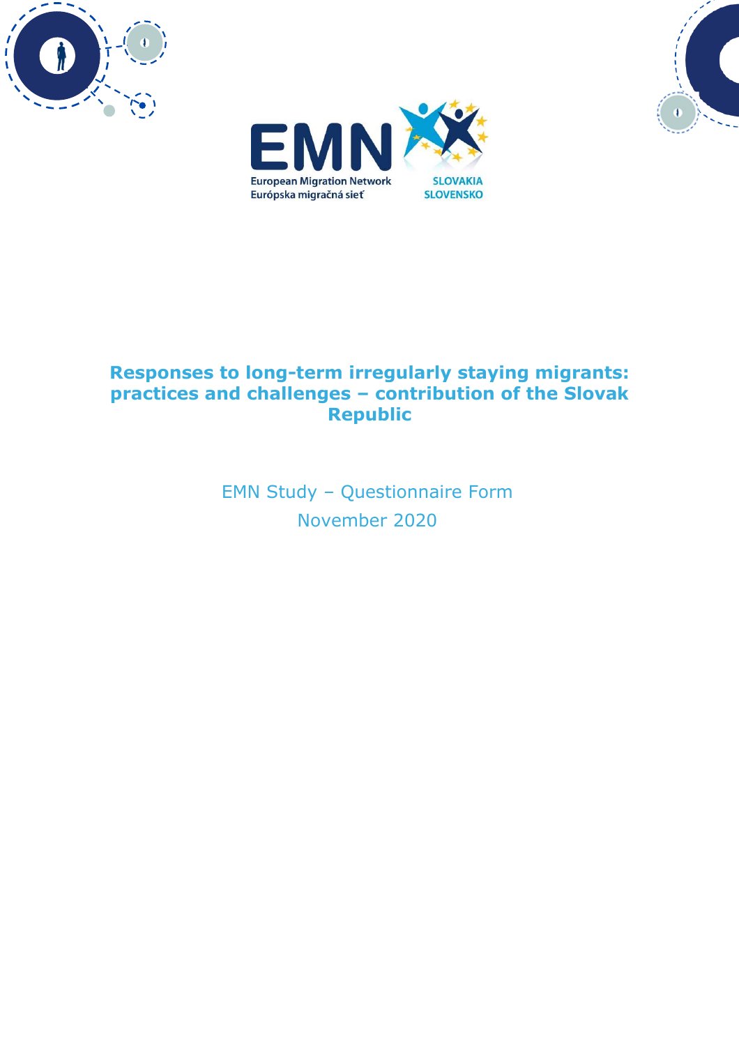European Migration Network
Európska migračná sieť

SLOVAKIA
SLOVENSKO

# Responses to long-term irregularly staying migrants: practices and challenges – contribution of the Slovak Republic

EMN Study – Questionnaire Form

November 2020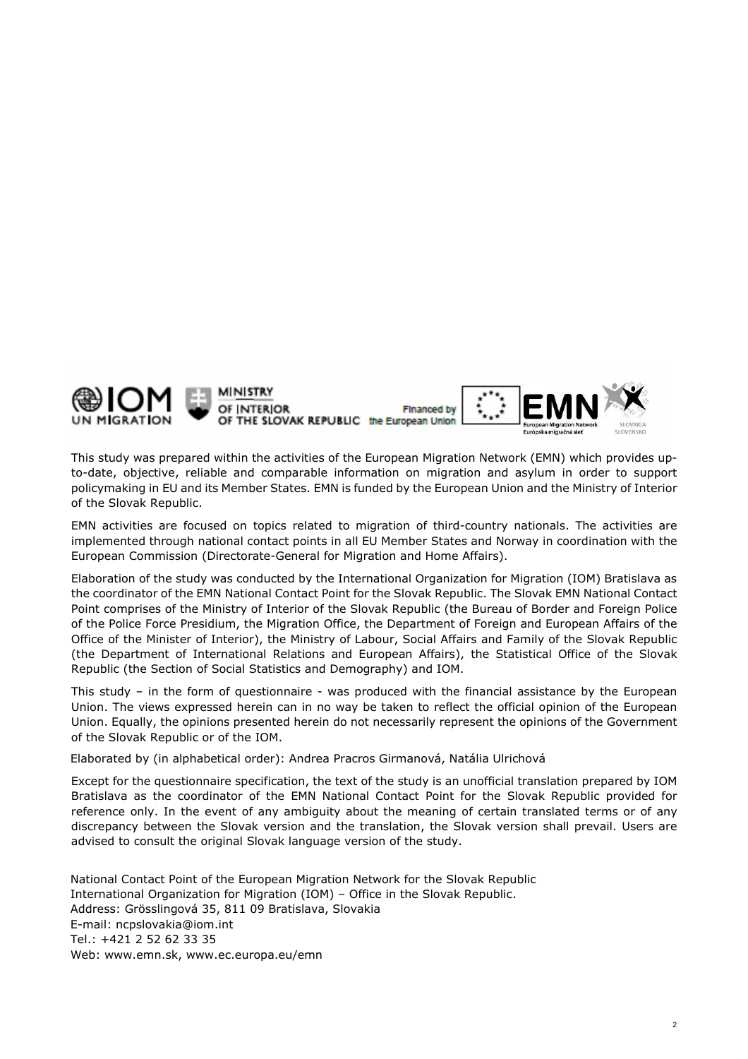This study was prepared within the activities of the European Migration Network (EMN) which provides up-to-date, objective, reliable and comparable information on migration and asylum in order to support policymaking in EU and its Member States. EMN is funded by the European Union and the Ministry of Interior of the Slovak Republic.

EMN activities are focused on topics related to migration of third-country nationals. The activities are implemented through national contact points in all EU Member States and Norway in coordination with the European Commission (Directorate-General for Migration and Home Affairs).

Elaboration of the study was conducted by the International Organization for Migration (IOM) Bratislava as the coordinator of the EMN National Contact Point for the Slovak Republic. The Slovak EMN National Contact Point comprises of the Ministry of Interior of the Slovak Republic (the Bureau of Border and Foreign Police of the Police Force Presidium, the Migration Office, the Department of Foreign and European Affairs of the Office of the Minister of Interior), the Ministry of Labour, Social Affairs and Family of the Slovak Republic (the Department of International Relations and European Affairs), the Statistical Office of the Slovak Republic (the Section of Social Statistics and Demography) and IOM.

This study – in the form of questionnaire - was produced with the financial assistance by the European Union. The views expressed herein can in no way be taken to reflect the official opinion of the European Union. Equally, the opinions presented herein do not necessarily represent the opinions of the Government of the Slovak Republic or of the IOM.

Elaborated by (in alphabetical order): Andrea Pracros Girmanová, Natália Ulrichová

Except for the questionnaire specification, the text of the study is an unofficial translation prepared by IOM Bratislava as the coordinator of the EMN National Contact Point for the Slovak Republic provided for reference only. In the event of any ambiguity about the meaning of certain translated terms or of any discrepancy between the Slovak version and the translation, the Slovak version shall prevail. Users are advised to consult the original Slovak language version of the study.

National Contact Point of the European Migration Network for the Slovak Republic
International Organization for Migration (IOM) – Office in the Slovak Republic.
Address: Grösslingová 35, 811 09 Bratislava, Slovakia
E-mail: ncpslovakia@iom.int
Tel.: +421 2 52 62 33 35
Web: www.emn.sk, www.ec.europa.eu/emn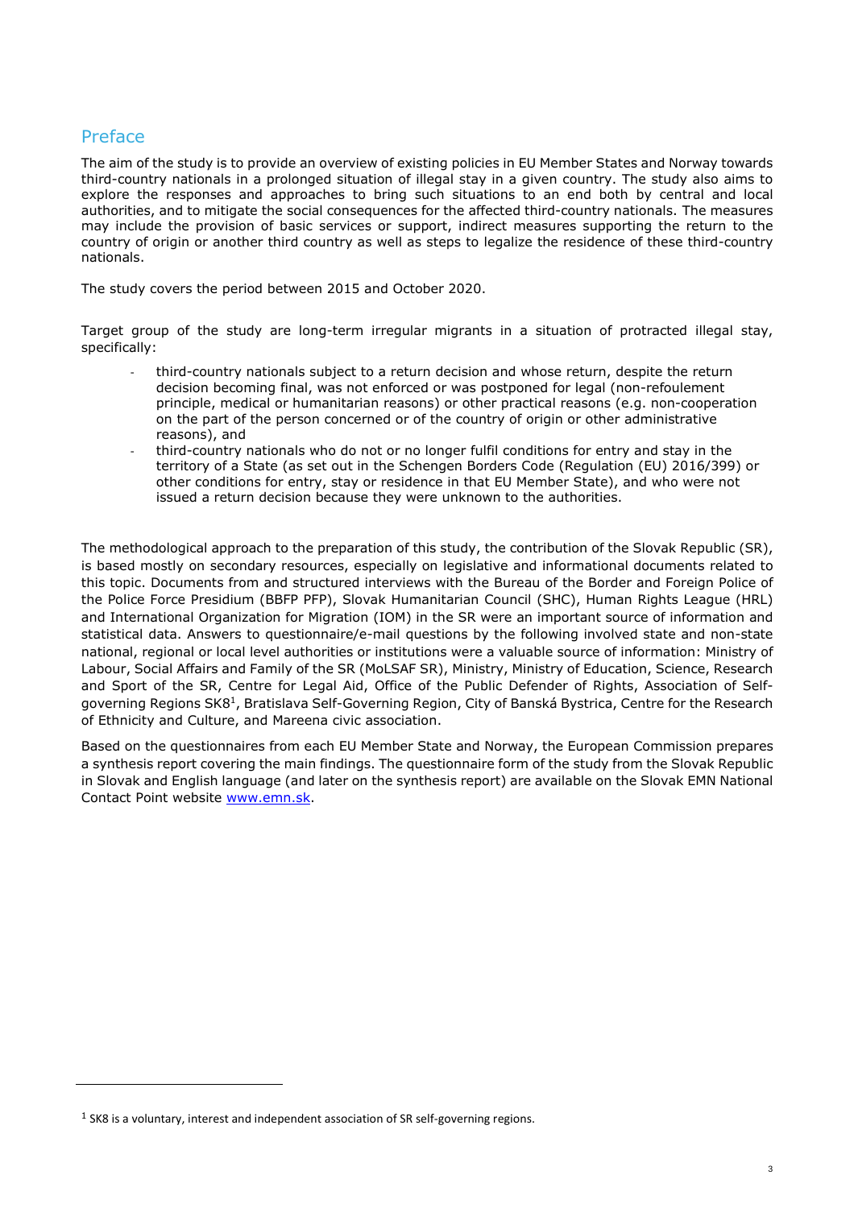## Preface

The aim of the study is to provide an overview of existing policies in EU Member States and Norway towards third-country nationals in a prolonged situation of illegal stay in a given country. The study also aims to explore the responses and approaches to bring such situations to an end both by central and local authorities, and to mitigate the social consequences for the affected third-country nationals. The measures may include the provision of basic services or support, indirect measures supporting the return to the country of origin or another third country as well as steps to legalize the residence of these third-country nationals.

The study covers the period between 2015 and October 2020.

Target group of the study are long-term irregular migrants in a situation of protracted illegal stay, specifically:

- third-country nationals subject to a return decision and whose return, despite the return decision becoming final, was not enforced or was postponed for legal (non-refoulement principle, medical or humanitarian reasons) or other practical reasons (e.g. non-cooperation on the part of the person concerned or of the country of origin or other administrative reasons), and
- third-country nationals who do not or no longer fulfil conditions for entry and stay in the territory of a State (as set out in the Schengen Borders Code (Regulation (EU) 2016/399) or other conditions for entry, stay or residence in that EU Member State), and who were not issued a return decision because they were unknown to the authorities.

The methodological approach to the preparation of this study, the contribution of the Slovak Republic (SR), is based mostly on secondary resources, especially on legislative and informational documents related to this topic. Documents from and structured interviews with the Bureau of the Border and Foreign Police of the Police Force Presidium (BBFP PFP), Slovak Humanitarian Council (SHC), Human Rights League (HRL) and International Organization for Migration (IOM) in the SR were an important source of information and statistical data. Answers to questionnaire/e-mail questions by the following involved state and non-state national, regional or local level authorities or institutions were a valuable source of information: Ministry of Labour, Social Affairs and Family of the SR (MoLSAF SR), Ministry, Ministry of Education, Science, Research and Sport of the SR, Centre for Legal Aid, Office of the Public Defender of Rights, Association of Self-governing Regions SK8[1], Bratislava Self-Governing Region, City of Banská Bystrica, Centre for the Research of Ethnicity and Culture, and Mareena civic association.

Based on the questionnaires from each EU Member State and Norway, the European Commission prepares a synthesis report covering the main findings. The questionnaire form of the study from the Slovak Republic in Slovak and English language (and later on the synthesis report) are available on the Slovak EMN National Contact Point website www.emn.sk.

---

[1] SK8 is a voluntary, interest and independent association of SR self-governing regions.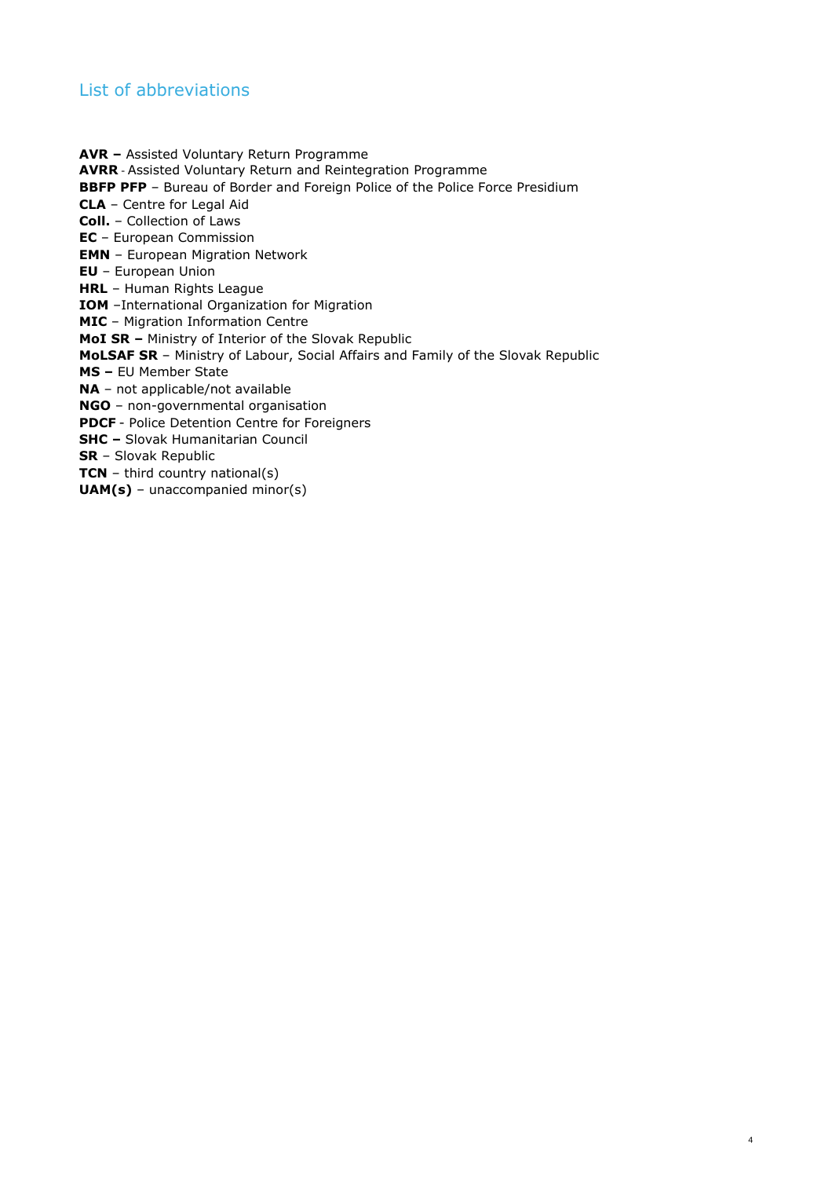## List of abbreviations

**AVR –** Assisted Voluntary Return Programme
**AVRR** - Assisted Voluntary Return and Reintegration Programme
**BBFP PFP** – Bureau of Border and Foreign Police of the Police Force Presidium
**CLA** – Centre for Legal Aid
**Coll.** – Collection of Laws
**EC** – European Commission
**EMN** – European Migration Network
**EU** – European Union
**HRL** – Human Rights League
**IOM** –International Organization for Migration
**MIC** – Migration Information Centre
**MoI SR –** Ministry of Interior of the Slovak Republic
**MoLSAF SR** – Ministry of Labour, Social Affairs and Family of the Slovak Republic
**MS –** EU Member State
**NA** – not applicable/not available
**NGO** – non-governmental organisation
**PDCF** - Police Detention Centre for Foreigners
**SHC –** Slovak Humanitarian Council
**SR** – Slovak Republic
**TCN** – third country national(s)
**UAM(s)** – unaccompanied minor(s)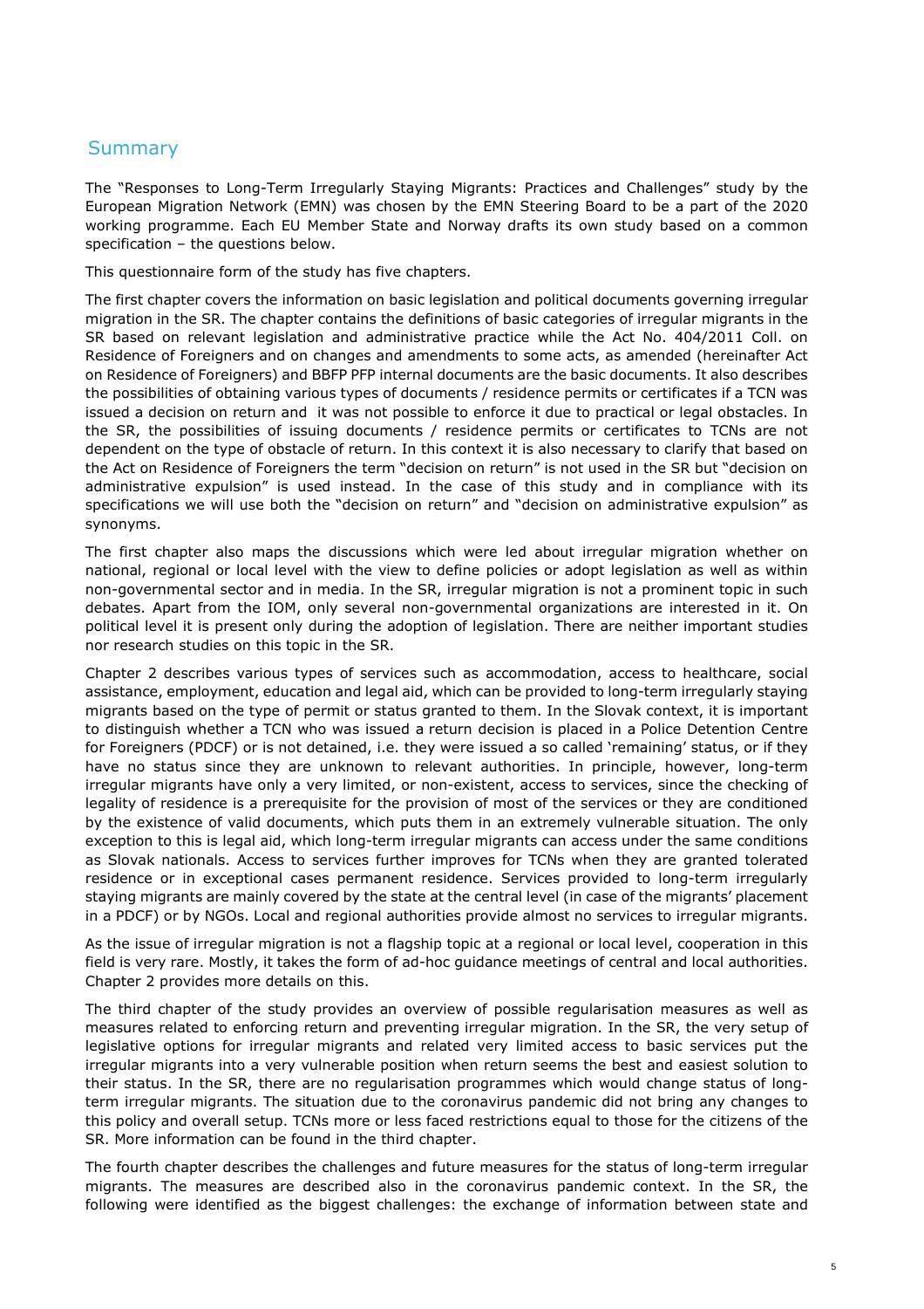## Summary

The "Responses to Long-Term Irregularly Staying Migrants: Practices and Challenges" study by the European Migration Network (EMN) was chosen by the EMN Steering Board to be a part of the 2020 working programme. Each EU Member State and Norway drafts its own study based on a common specification – the questions below.

This questionnaire form of the study has five chapters.

The first chapter covers the information on basic legislation and political documents governing irregular migration in the SR. The chapter contains the definitions of basic categories of irregular migrants in the SR based on relevant legislation and administrative practice while the Act No. 404/2011 Coll. on Residence of Foreigners and on changes and amendments to some acts, as amended (hereinafter Act on Residence of Foreigners) and BBFP PFP internal documents are the basic documents. It also describes the possibilities of obtaining various types of documents / residence permits or certificates if a TCN was issued a decision on return and it was not possible to enforce it due to practical or legal obstacles. In the SR, the possibilities of issuing documents / residence permits or certificates to TCNs are not dependent on the type of obstacle of return. In this context it is also necessary to clarify that based on the Act on Residence of Foreigners the term "decision on return" is not used in the SR but "decision on administrative expulsion" is used instead. In the case of this study and in compliance with its specifications we will use both the "decision on return" and "decision on administrative expulsion" as synonyms.

The first chapter also maps the discussions which were led about irregular migration whether on national, regional or local level with the view to define policies or adopt legislation as well as within non-governmental sector and in media. In the SR, irregular migration is not a prominent topic in such debates. Apart from the IOM, only several non-governmental organizations are interested in it. On political level it is present only during the adoption of legislation. There are neither important studies nor research studies on this topic in the SR.

Chapter 2 describes various types of services such as accommodation, access to healthcare, social assistance, employment, education and legal aid, which can be provided to long-term irregularly staying migrants based on the type of permit or status granted to them. In the Slovak context, it is important to distinguish whether a TCN who was issued a return decision is placed in a Police Detention Centre for Foreigners (PDCF) or is not detained, i.e. they were issued a so called 'remaining' status, or if they have no status since they are unknown to relevant authorities. In principle, however, long-term irregular migrants have only a very limited, or non-existent, access to services, since the checking of legality of residence is a prerequisite for the provision of most of the services or they are conditioned by the existence of valid documents, which puts them in an extremely vulnerable situation. The only exception to this is legal aid, which long-term irregular migrants can access under the same conditions as Slovak nationals. Access to services further improves for TCNs when they are granted tolerated residence or in exceptional cases permanent residence. Services provided to long-term irregularly staying migrants are mainly covered by the state at the central level (in case of the migrants' placement in a PDCF) or by NGOs. Local and regional authorities provide almost no services to irregular migrants.

As the issue of irregular migration is not a flagship topic at a regional or local level, cooperation in this field is very rare. Mostly, it takes the form of ad-hoc guidance meetings of central and local authorities. Chapter 2 provides more details on this.

The third chapter of the study provides an overview of possible regularisation measures as well as measures related to enforcing return and preventing irregular migration. In the SR, the very setup of legislative options for irregular migrants and related very limited access to basic services put the irregular migrants into a very vulnerable position when return seems the best and easiest solution to their status. In the SR, there are no regularisation programmes which would change status of long-term irregular migrants. The situation due to the coronavirus pandemic did not bring any changes to this policy and overall setup. TCNs more or less faced restrictions equal to those for the citizens of the SR. More information can be found in the third chapter.

The fourth chapter describes the challenges and future measures for the status of long-term irregular migrants. The measures are described also in the coronavirus pandemic context. In the SR, the following were identified as the biggest challenges: the exchange of information between state and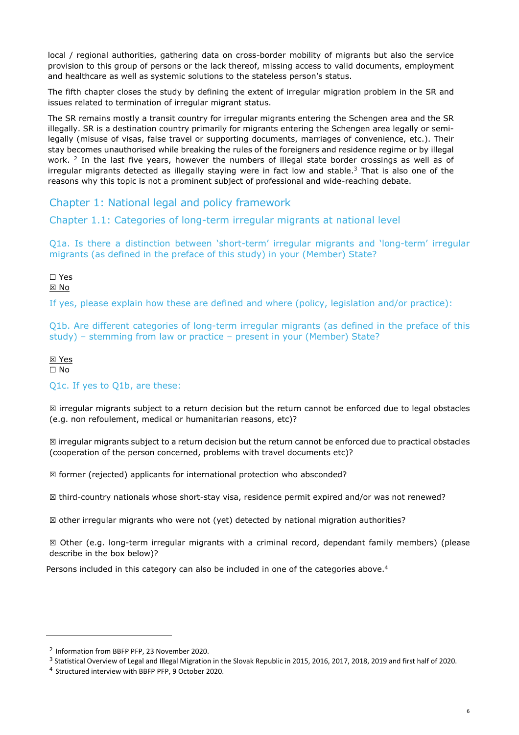local / regional authorities, gathering data on cross-border mobility of migrants but also the service provision to this group of persons or the lack thereof, missing access to valid documents, employment and healthcare as well as systemic solutions to the stateless person's status.

The fifth chapter closes the study by defining the extent of irregular migration problem in the SR and issues related to termination of irregular migrant status.

The SR remains mostly a transit country for irregular migrants entering the Schengen area and the SR illegally. SR is a destination country primarily for migrants entering the Schengen area legally or semi-legally (misuse of visas, false travel or supporting documents, marriages of convenience, etc.). Their stay becomes unauthorised while breaking the rules of the foreigners and residence regime or by illegal work. [2] In the last five years, however the numbers of illegal state border crossings as well as of irregular migrants detected as illegally staying were in fact low and stable.[3] That is also one of the reasons why this topic is not a prominent subject of professional and wide-reaching debate.

# Chapter 1: National legal and policy framework

## Chapter 1.1: Categories of long-term irregular migrants at national level

### Q1a. Is there a distinction between 'short-term' irregular migrants and 'long-term' irregular migrants (as defined in the preface of this study) in your (Member) State?

☐ Yes
☒ No

### If yes, please explain how these are defined and where (policy, legislation and/or practice):

### Q1b. Are different categories of long-term irregular migrants (as defined in the preface of this study) – stemming from law or practice – present in your (Member) State?

☒ Yes
☐ No

### Q1c. If yes to Q1b, are these:

☒ irregular migrants subject to a return decision but the return cannot be enforced due to legal obstacles (e.g. non refoulement, medical or humanitarian reasons, etc)?

☒ irregular migrants subject to a return decision but the return cannot be enforced due to practical obstacles (cooperation of the person concerned, problems with travel documents etc)?

☒ former (rejected) applicants for international protection who absconded?

☒ third-country nationals whose short-stay visa, residence permit expired and/or was not renewed?

☒ other irregular migrants who were not (yet) detected by national migration authorities?

☒ Other (e.g. long-term irregular migrants with a criminal record, dependant family members) (please describe in the box below)?

Persons included in this category can also be included in one of the categories above.[4]

---

[2] Information from BBFP PFP, 23 November 2020.

[3] Statistical Overview of Legal and Illegal Migration in the Slovak Republic in 2015, 2016, 2017, 2018, 2019 and first half of 2020.

[4] Structured interview with BBFP PFP, 9 October 2020.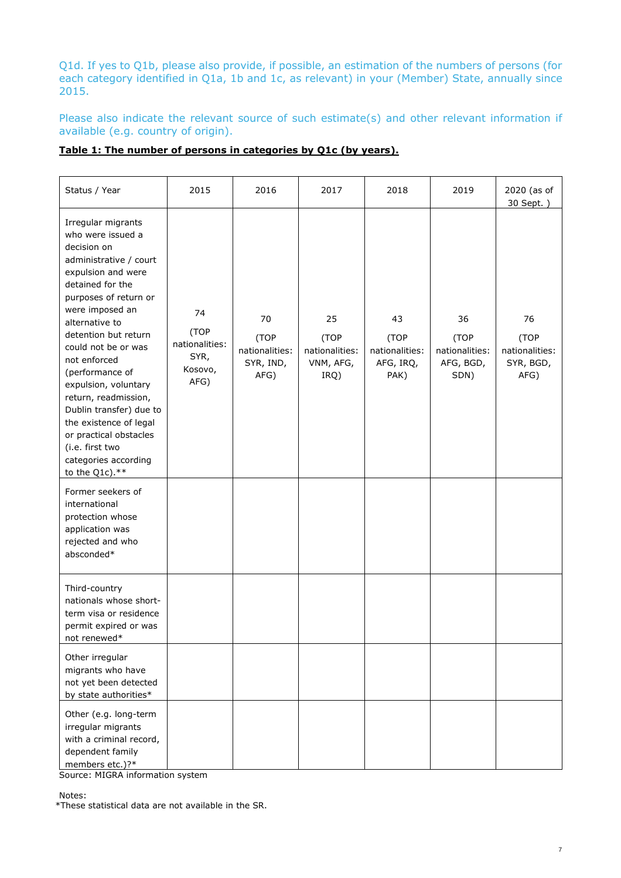Q1d. If yes to Q1b, please also provide, if possible, an estimation of the numbers of persons (for each category identified in Q1a, 1b and 1c, as relevant) in your (Member) State, annually since 2015.

Please also indicate the relevant source of such estimate(s) and other relevant information if available (e.g. country of origin).

**Table 1: The number of persons in categories by Q1c (by years).**

| Status / Year | 2015 | 2016 | 2017 | 2018 | 2019 | 2020 (as of 30 Sept. ) |
|---|---|---|---|---|---|---|
| Irregular migrants who were issued a decision on administrative / court expulsion and were detained for the purposes of return or were imposed an alternative to detention but return could not be or was not enforced (performance of expulsion, voluntary return, readmission, Dublin transfer) due to the existence of legal or practical obstacles (i.e. first two categories according to the Q1c).** | 74 (TOP nationalities: SYR, Kosovo, AFG) | 70 (TOP nationalities: SYR, IND, AFG) | 25 (TOP nationalities: VNM, AFG, IRQ) | 43 (TOP nationalities: AFG, IRQ, PAK) | 36 (TOP nationalities: AFG, BGD, SDN) | 76 (TOP nationalities: SYR, BGD, AFG) |
| Former seekers of international protection whose application was rejected and who absconded* | | | | | | |
| Third-country nationals whose short-term visa or residence permit expired or was not renewed* | | | | | | |
| Other irregular migrants who have not yet been detected by state authorities* | | | | | | |
| Other (e.g. long-term irregular migrants with a criminal record, dependent family members etc.)?* | | | | | | |

Source: MIGRA information system

Notes:
*These statistical data are not available in the SR.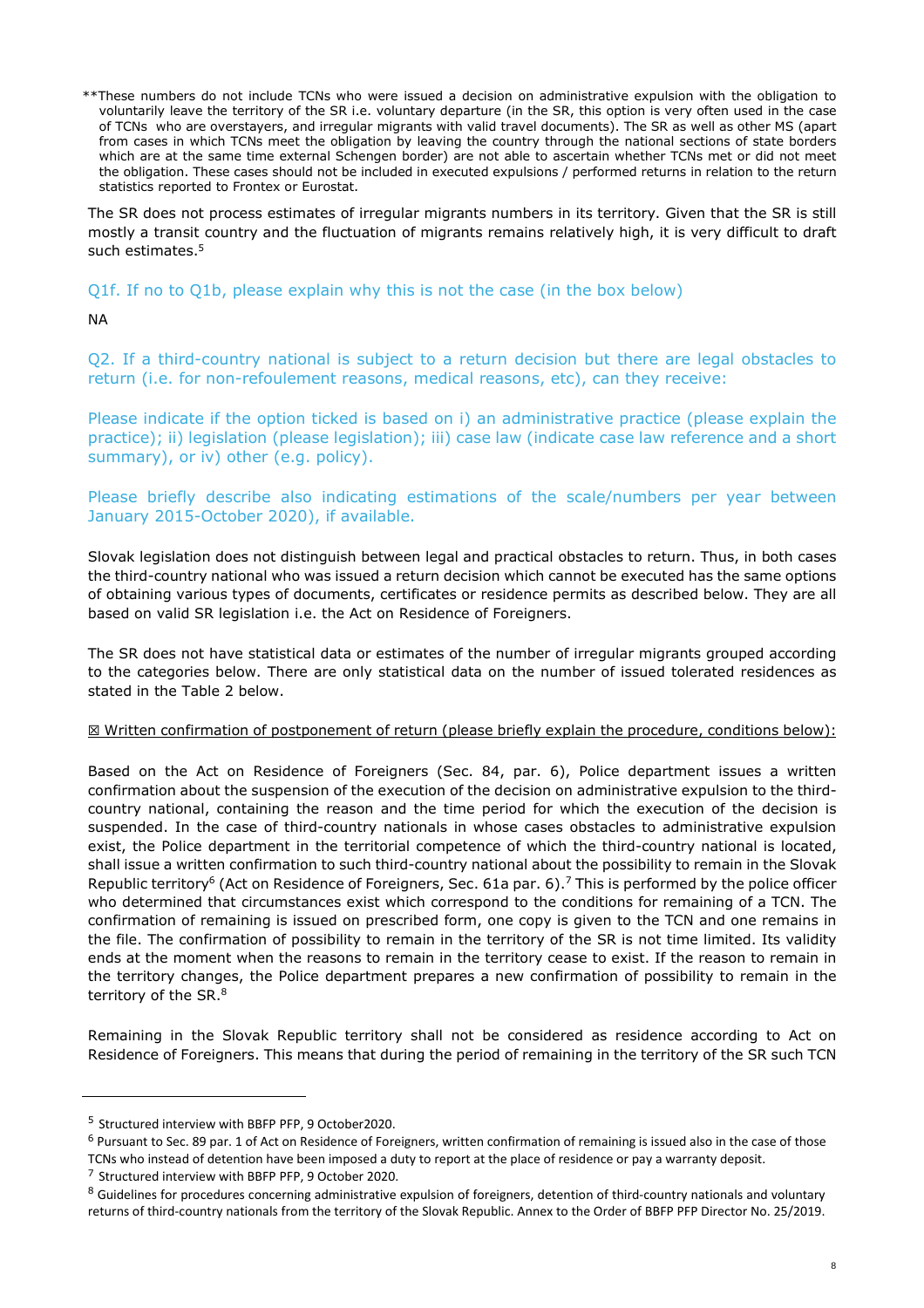**These numbers do not include TCNs who were issued a decision on administrative expulsion with the obligation to voluntarily leave the territory of the SR i.e. voluntary departure (in the SR, this option is very often used in the case of TCNs who are overstayers, and irregular migrants with valid travel documents). The SR as well as other MS (apart from cases in which TCNs meet the obligation by leaving the country through the national sections of state borders which are at the same time external Schengen border) are not able to ascertain whether TCNs met or did not meet the obligation. These cases should not be included in executed expulsions / performed returns in relation to the return statistics reported to Frontex or Eurostat.

The SR does not process estimates of irregular migrants numbers in its territory. Given that the SR is still mostly a transit country and the fluctuation of migrants remains relatively high, it is very difficult to draft such estimates.[5]

Q1f. If no to Q1b, please explain why this is not the case (in the box below)

NA

Q2. If a third-country national is subject to a return decision but there are legal obstacles to return (i.e. for non-refoulement reasons, medical reasons, etc), can they receive:

Please indicate if the option ticked is based on i) an administrative practice (please explain the practice); ii) legislation (please legislation); iii) case law (indicate case law reference and a short summary), or iv) other (e.g. policy).

Please briefly describe also indicating estimations of the scale/numbers per year between January 2015-October 2020), if available.

Slovak legislation does not distinguish between legal and practical obstacles to return. Thus, in both cases the third-country national who was issued a return decision which cannot be executed has the same options of obtaining various types of documents, certificates or residence permits as described below. They are all based on valid SR legislation i.e. the Act on Residence of Foreigners.

The SR does not have statistical data or estimates of the number of irregular migrants grouped according to the categories below. There are only statistical data on the number of issued tolerated residences as stated in the Table 2 below.

☒ Written confirmation of postponement of return (please briefly explain the procedure, conditions below):

Based on the Act on Residence of Foreigners (Sec. 84, par. 6), Police department issues a written confirmation about the suspension of the execution of the decision on administrative expulsion to the third-country national, containing the reason and the time period for which the execution of the decision is suspended. In the case of third-country nationals in whose cases obstacles to administrative expulsion exist, the Police department in the territorial competence of which the third-country national is located, shall issue a written confirmation to such third-country national about the possibility to remain in the Slovak Republic territory[6] (Act on Residence of Foreigners, Sec. 61a par. 6).[7] This is performed by the police officer who determined that circumstances exist which correspond to the conditions for remaining of a TCN. The confirmation of remaining is issued on prescribed form, one copy is given to the TCN and one remains in the file. The confirmation of possibility to remain in the territory of the SR is not time limited. Its validity ends at the moment when the reasons to remain in the territory cease to exist. If the reason to remain in the territory changes, the Police department prepares a new confirmation of possibility to remain in the territory of the SR.[8]

Remaining in the Slovak Republic territory shall not be considered as residence according to Act on Residence of Foreigners. This means that during the period of remaining in the territory of the SR such TCN

---

[5] Structured interview with BBFP PFP, 9 October2020.

[6] Pursuant to Sec. 89 par. 1 of Act on Residence of Foreigners, written confirmation of remaining is issued also in the case of those TCNs who instead of detention have been imposed a duty to report at the place of residence or pay a warranty deposit.

[7] Structured interview with BBFP PFP, 9 October 2020.

[8] Guidelines for procedures concerning administrative expulsion of foreigners, detention of third-country nationals and voluntary returns of third-country nationals from the territory of the Slovak Republic. Annex to the Order of BBFP PFP Director No. 25/2019.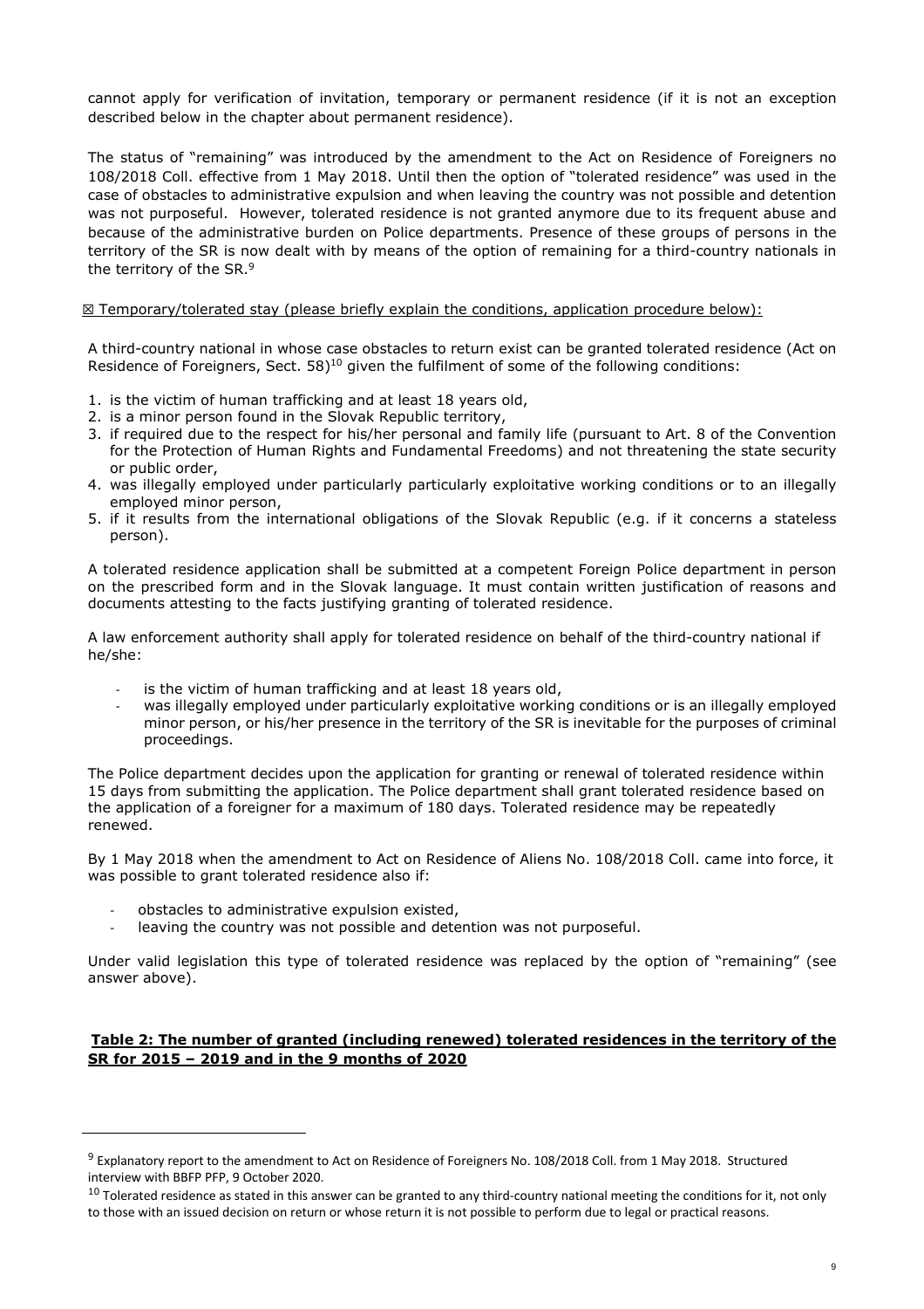cannot apply for verification of invitation, temporary or permanent residence (if it is not an exception described below in the chapter about permanent residence).

The status of "remaining" was introduced by the amendment to the Act on Residence of Foreigners no 108/2018 Coll. effective from 1 May 2018. Until then the option of "tolerated residence" was used in the case of obstacles to administrative expulsion and when leaving the country was not possible and detention was not purposeful. However, tolerated residence is not granted anymore due to its frequent abuse and because of the administrative burden on Police departments. Presence of these groups of persons in the territory of the SR is now dealt with by means of the option of remaining for a third-country nationals in the territory of the SR.[9]

☒ Temporary/tolerated stay (please briefly explain the conditions, application procedure below):

A third-country national in whose case obstacles to return exist can be granted tolerated residence (Act on Residence of Foreigners, Sect. 58)[10] given the fulfilment of some of the following conditions:

1. is the victim of human trafficking and at least 18 years old,
2. is a minor person found in the Slovak Republic territory,
3. if required due to the respect for his/her personal and family life (pursuant to Art. 8 of the Convention for the Protection of Human Rights and Fundamental Freedoms) and not threatening the state security or public order,
4. was illegally employed under particularly particularly exploitative working conditions or to an illegally employed minor person,
5. if it results from the international obligations of the Slovak Republic (e.g. if it concerns a stateless person).

A tolerated residence application shall be submitted at a competent Foreign Police department in person on the prescribed form and in the Slovak language. It must contain written justification of reasons and documents attesting to the facts justifying granting of tolerated residence.

A law enforcement authority shall apply for tolerated residence on behalf of the third-country national if he/she:

- is the victim of human trafficking and at least 18 years old,
- was illegally employed under particularly exploitative working conditions or is an illegally employed minor person, or his/her presence in the territory of the SR is inevitable for the purposes of criminal proceedings.

The Police department decides upon the application for granting or renewal of tolerated residence within 15 days from submitting the application. The Police department shall grant tolerated residence based on the application of a foreigner for a maximum of 180 days. Tolerated residence may be repeatedly renewed.

By 1 May 2018 when the amendment to Act on Residence of Aliens No. 108/2018 Coll. came into force, it was possible to grant tolerated residence also if:

- obstacles to administrative expulsion existed,
- leaving the country was not possible and detention was not purposeful.

Under valid legislation this type of tolerated residence was replaced by the option of "remaining" (see answer above).

**Table 2: The number of granted (including renewed) tolerated residences in the territory of the SR for 2015 – 2019 and in the 9 months of 2020**

---

[9] Explanatory report to the amendment to Act on Residence of Foreigners No. 108/2018 Coll. from 1 May 2018. Structured interview with BBFP PFP, 9 October 2020.

[10] Tolerated residence as stated in this answer can be granted to any third-country national meeting the conditions for it, not only to those with an issued decision on return or whose return it is not possible to perform due to legal or practical reasons.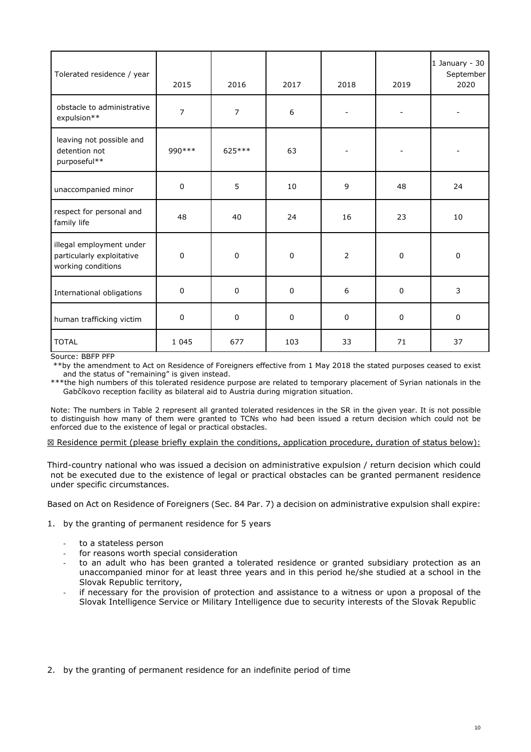| Tolerated residence / year | 2015 | 2016 | 2017 | 2018 | 2019 | 1 January - 30 September 2020 |
|---|---|---|---|---|---|---|
| obstacle to administrative expulsion** | 7 | 7 | 6 | - | - | - |
| leaving not possible and detention not purposeful** | 990*** | 625*** | 63 | - | - | - |
| unaccompanied minor | 0 | 5 | 10 | 9 | 48 | 24 |
| respect for personal and family life | 48 | 40 | 24 | 16 | 23 | 10 |
| illegal employment under particularly exploitative working conditions | 0 | 0 | 0 | 2 | 0 | 0 |
| International obligations | 0 | 0 | 0 | 6 | 0 | 3 |
| human trafficking victim | 0 | 0 | 0 | 0 | 0 | 0 |
| TOTAL | 1 045 | 677 | 103 | 33 | 71 | 37 |

Source: BBFP PFP

**by the amendment to Act on Residence of Foreigners effective from 1 May 2018 the stated purposes ceased to exist and the status of "remaining" is given instead.

***the high numbers of this tolerated residence purpose are related to temporary placement of Syrian nationals in the Gabčíkovo reception facility as bilateral aid to Austria during migration situation.

Note: The numbers in Table 2 represent all granted tolerated residences in the SR in the given year. It is not possible to distinguish how many of them were granted to TCNs who had been issued a return decision which could not be enforced due to the existence of legal or practical obstacles.

☒ Residence permit (please briefly explain the conditions, application procedure, duration of status below):

Third-country national who was issued a decision on administrative expulsion / return decision which could not be executed due to the existence of legal or practical obstacles can be granted permanent residence under specific circumstances.

Based on Act on Residence of Foreigners (Sec. 84 Par. 7) a decision on administrative expulsion shall expire:

1. by the granting of permanent residence for 5 years
   - to a stateless person
   - for reasons worth special consideration
   - to an adult who has been granted a tolerated residence or granted subsidiary protection as an unaccompanied minor for at least three years and in this period he/she studied at a school in the Slovak Republic territory,
   - if necessary for the provision of protection and assistance to a witness or upon a proposal of the Slovak Intelligence Service or Military Intelligence due to security interests of the Slovak Republic

2. by the granting of permanent residence for an indefinite period of time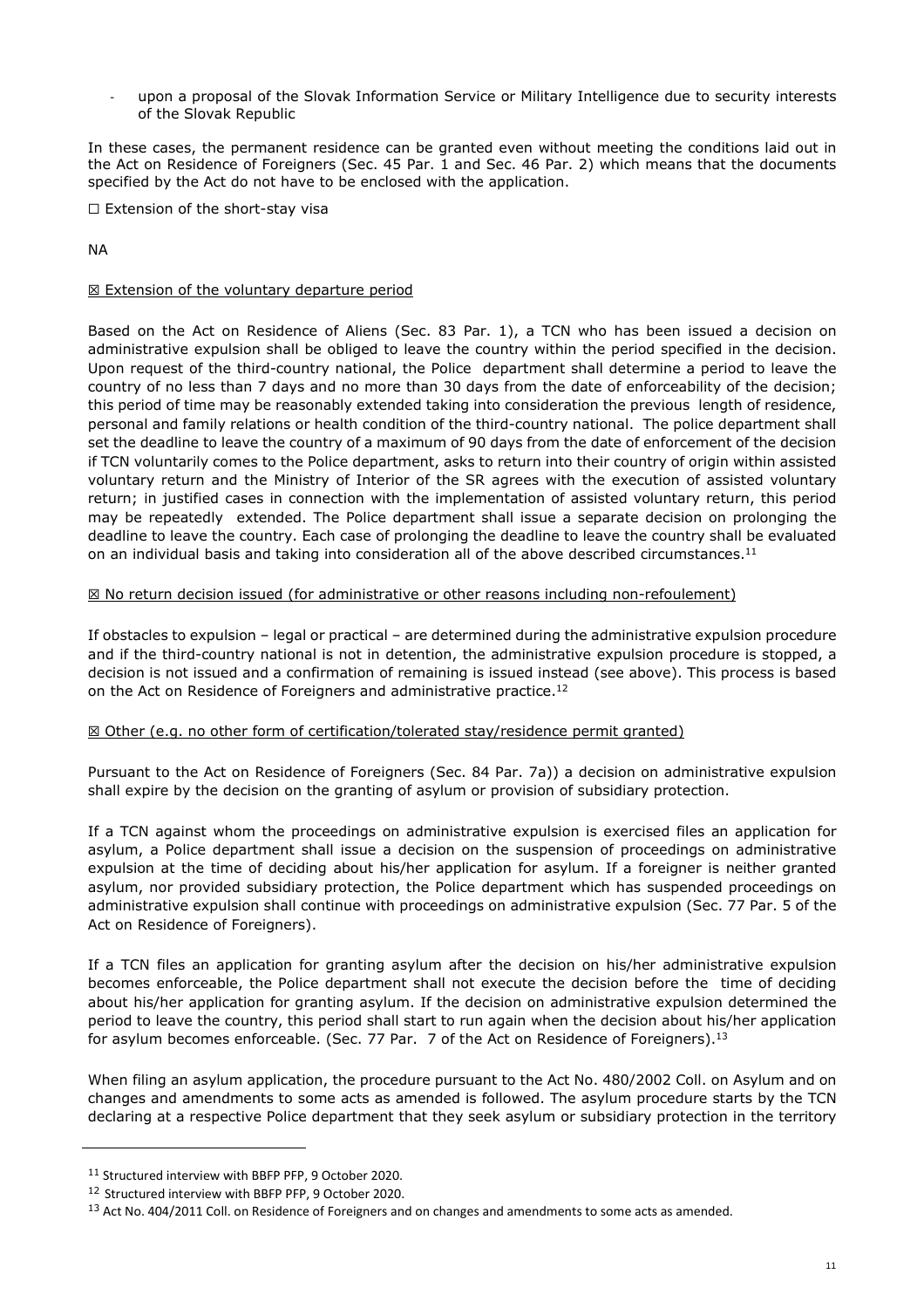- upon a proposal of the Slovak Information Service or Military Intelligence due to security interests of the Slovak Republic

In these cases, the permanent residence can be granted even without meeting the conditions laid out in the Act on Residence of Foreigners (Sec. 45 Par. 1 and Sec. 46 Par. 2) which means that the documents specified by the Act do not have to be enclosed with the application.

☐ Extension of the short-stay visa

NA

☒ Extension of the voluntary departure period

Based on the Act on Residence of Aliens (Sec. 83 Par. 1), a TCN who has been issued a decision on administrative expulsion shall be obliged to leave the country within the period specified in the decision. Upon request of the third-country national, the Police department shall determine a period to leave the country of no less than 7 days and no more than 30 days from the date of enforceability of the decision; this period of time may be reasonably extended taking into consideration the previous length of residence, personal and family relations or health condition of the third-country national. The police department shall set the deadline to leave the country of a maximum of 90 days from the date of enforcement of the decision if TCN voluntarily comes to the Police department, asks to return into their country of origin within assisted voluntary return and the Ministry of Interior of the SR agrees with the execution of assisted voluntary return; in justified cases in connection with the implementation of assisted voluntary return, this period may be repeatedly extended. The Police department shall issue a separate decision on prolonging the deadline to leave the country. Each case of prolonging the deadline to leave the country shall be evaluated on an individual basis and taking into consideration all of the above described circumstances.[11]

☒ No return decision issued (for administrative or other reasons including non-refoulement)

If obstacles to expulsion – legal or practical – are determined during the administrative expulsion procedure and if the third-country national is not in detention, the administrative expulsion procedure is stopped, a decision is not issued and a confirmation of remaining is issued instead (see above). This process is based on the Act on Residence of Foreigners and administrative practice.[12]

☒ Other (e.g. no other form of certification/tolerated stay/residence permit granted)

Pursuant to the Act on Residence of Foreigners (Sec. 84 Par. 7a)) a decision on administrative expulsion shall expire by the decision on the granting of asylum or provision of subsidiary protection.

If a TCN against whom the proceedings on administrative expulsion is exercised files an application for asylum, a Police department shall issue a decision on the suspension of proceedings on administrative expulsion at the time of deciding about his/her application for asylum. If a foreigner is neither granted asylum, nor provided subsidiary protection, the Police department which has suspended proceedings on administrative expulsion shall continue with proceedings on administrative expulsion (Sec. 77 Par. 5 of the Act on Residence of Foreigners).

If a TCN files an application for granting asylum after the decision on his/her administrative expulsion becomes enforceable, the Police department shall not execute the decision before the time of deciding about his/her application for granting asylum. If the decision on administrative expulsion determined the period to leave the country, this period shall start to run again when the decision about his/her application for asylum becomes enforceable. (Sec. 77 Par. 7 of the Act on Residence of Foreigners).[13]

When filing an asylum application, the procedure pursuant to the Act No. 480/2002 Coll. on Asylum and on changes and amendments to some acts as amended is followed. The asylum procedure starts by the TCN declaring at a respective Police department that they seek asylum or subsidiary protection in the territory

---

[11] Structured interview with BBFP PFP, 9 October 2020.

[12] Structured interview with BBFP PFP, 9 October 2020.

[13] Act No. 404/2011 Coll. on Residence of Foreigners and on changes and amendments to some acts as amended.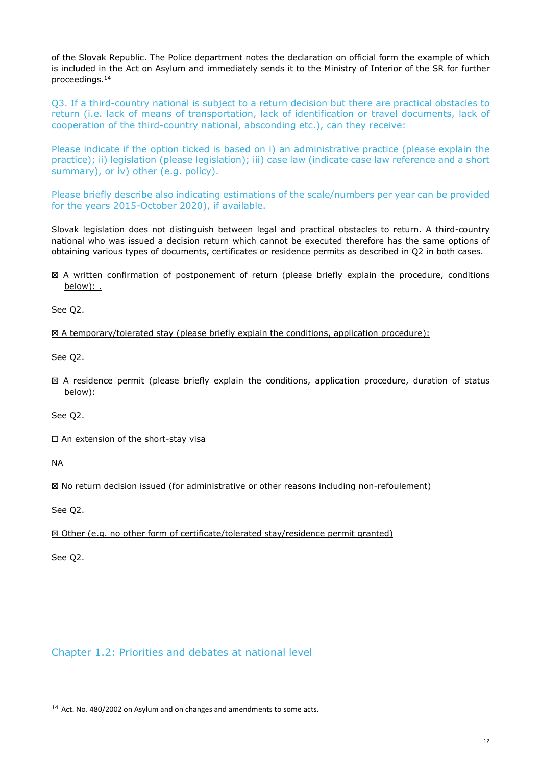of the Slovak Republic. The Police department notes the declaration on official form the example of which is included in the Act on Asylum and immediately sends it to the Ministry of Interior of the SR for further proceedings.[14]

Q3. If a third-country national is subject to a return decision but there are practical obstacles to return (i.e. lack of means of transportation, lack of identification or travel documents, lack of cooperation of the third-country national, absconding etc.), can they receive:

Please indicate if the option ticked is based on i) an administrative practice (please explain the practice); ii) legislation (please legislation); iii) case law (indicate case law reference and a short summary), or iv) other (e.g. policy).

Please briefly describe also indicating estimations of the scale/numbers per year can be provided for the years 2015-October 2020), if available.

Slovak legislation does not distinguish between legal and practical obstacles to return. A third-country national who was issued a decision return which cannot be executed therefore has the same options of obtaining various types of documents, certificates or residence permits as described in Q2 in both cases.

☒ A written confirmation of postponement of return (please briefly explain the procedure, conditions below): .

See Q2.

☒ A temporary/tolerated stay (please briefly explain the conditions, application procedure):

See Q2.

☒ A residence permit (please briefly explain the conditions, application procedure, duration of status below):

See Q2.

☐ An extension of the short-stay visa

NA

☒ No return decision issued (for administrative or other reasons including non-refoulement)

See Q2.

☒ Other (e.g. no other form of certificate/tolerated stay/residence permit granted)

See Q2.

## Chapter 1.2: Priorities and debates at national level

[14] Act. No. 480/2002 on Asylum and on changes and amendments to some acts.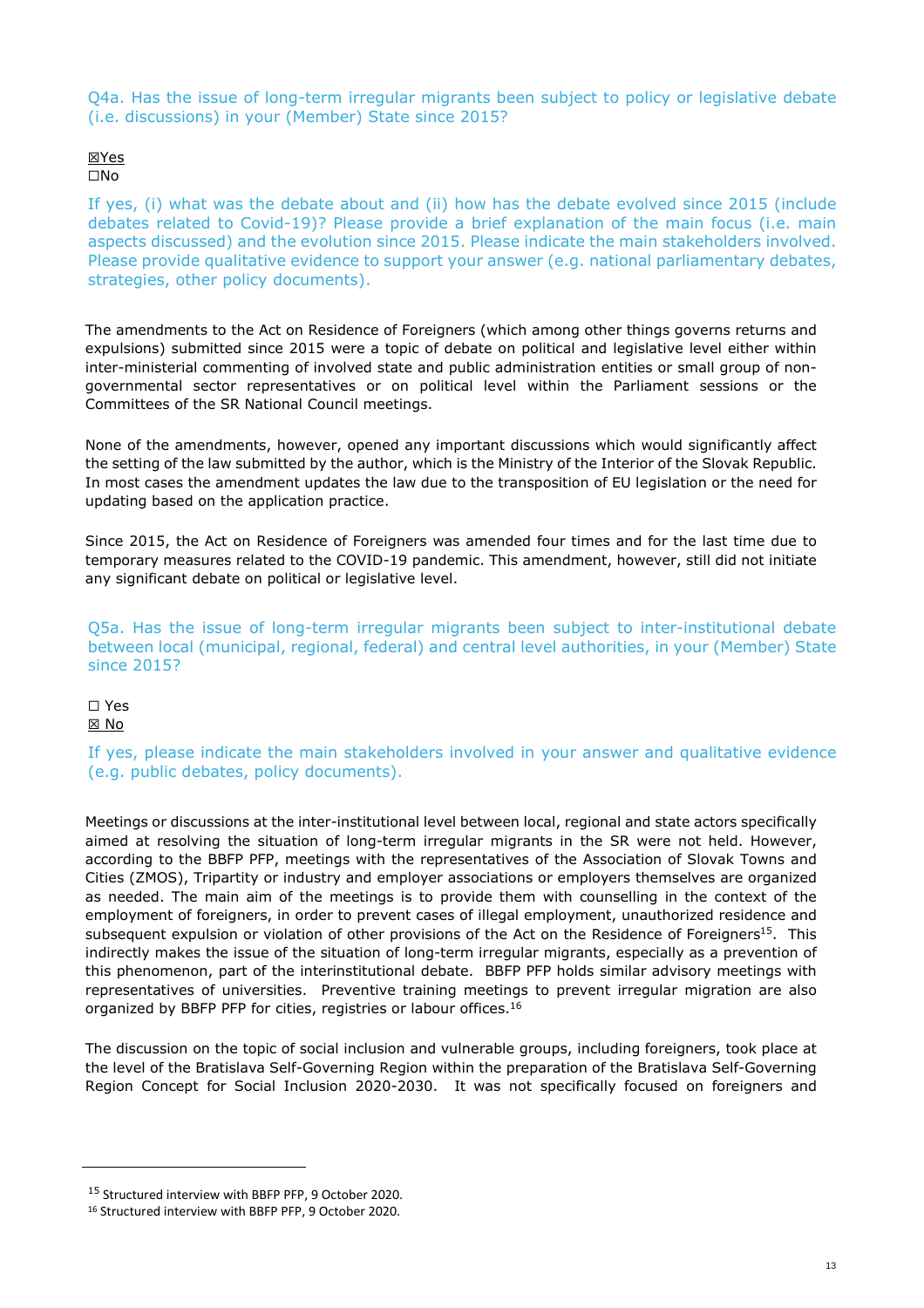Q4a. Has the issue of long-term irregular migrants been subject to policy or legislative debate (i.e. discussions) in your (Member) State since 2015?

☒Yes
☐No

If yes, (i) what was the debate about and (ii) how has the debate evolved since 2015 (include debates related to Covid-19)? Please provide a brief explanation of the main focus (i.e. main aspects discussed) and the evolution since 2015. Please indicate the main stakeholders involved. Please provide qualitative evidence to support your answer (e.g. national parliamentary debates, strategies, other policy documents).

The amendments to the Act on Residence of Foreigners (which among other things governs returns and expulsions) submitted since 2015 were a topic of debate on political and legislative level either within inter-ministerial commenting of involved state and public administration entities or small group of non-governmental sector representatives or on political level within the Parliament sessions or the Committees of the SR National Council meetings.

None of the amendments, however, opened any important discussions which would significantly affect the setting of the law submitted by the author, which is the Ministry of the Interior of the Slovak Republic. In most cases the amendment updates the law due to the transposition of EU legislation or the need for updating based on the application practice.

Since 2015, the Act on Residence of Foreigners was amended four times and for the last time due to temporary measures related to the COVID-19 pandemic. This amendment, however, still did not initiate any significant debate on political or legislative level.

Q5a. Has the issue of long-term irregular migrants been subject to inter-institutional debate between local (municipal, regional, federal) and central level authorities, in your (Member) State since 2015?

☐ Yes
☒ No

If yes, please indicate the main stakeholders involved in your answer and qualitative evidence (e.g. public debates, policy documents).

Meetings or discussions at the inter-institutional level between local, regional and state actors specifically aimed at resolving the situation of long-term irregular migrants in the SR were not held. However, according to the BBFP PFP, meetings with the representatives of the Association of Slovak Towns and Cities (ZMOS), Tripartity or industry and employer associations or employers themselves are organized as needed. The main aim of the meetings is to provide them with counselling in the context of the employment of foreigners, in order to prevent cases of illegal employment, unauthorized residence and subsequent expulsion or violation of other provisions of the Act on the Residence of Foreigners[15]. This indirectly makes the issue of the situation of long-term irregular migrants, especially as a prevention of this phenomenon, part of the interinstitutional debate. BBFP PFP holds similar advisory meetings with representatives of universities. Preventive training meetings to prevent irregular migration are also organized by BBFP PFP for cities, registries or labour offices.[16]

The discussion on the topic of social inclusion and vulnerable groups, including foreigners, took place at the level of the Bratislava Self-Governing Region within the preparation of the Bratislava Self-Governing Region Concept for Social Inclusion 2020-2030. It was not specifically focused on foreigners and

[15] Structured interview with BBFP PFP, 9 October 2020.

[16] Structured interview with BBFP PFP, 9 October 2020.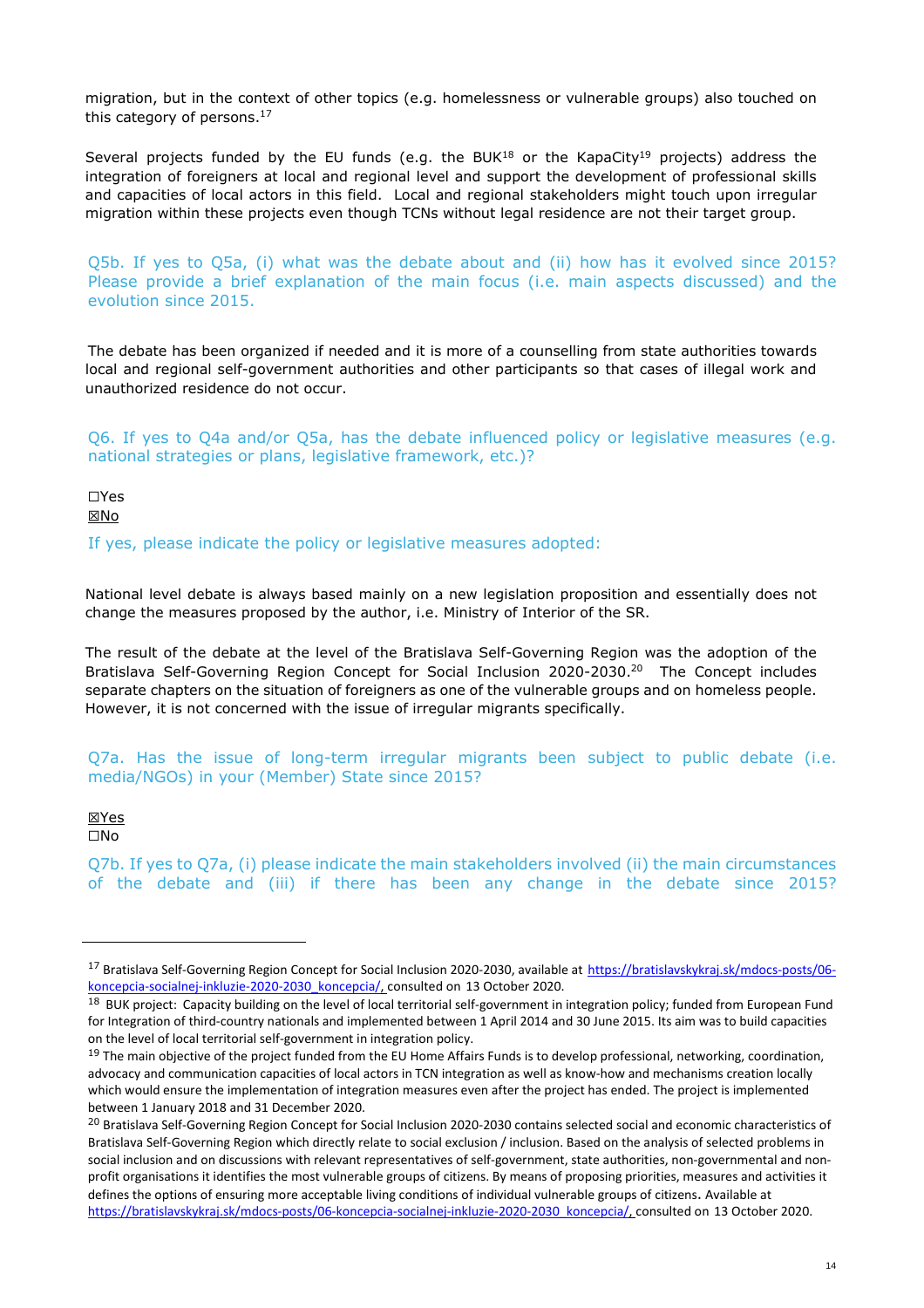migration, but in the context of other topics (e.g. homelessness or vulnerable groups) also touched on this category of persons.[17]

Several projects funded by the EU funds (e.g. the BUK[18] or the KapaCity[19] projects) address the integration of foreigners at local and regional level and support the development of professional skills and capacities of local actors in this field. Local and regional stakeholders might touch upon irregular migration within these projects even though TCNs without legal residence are not their target group.

Q5b. If yes to Q5a, (i) what was the debate about and (ii) how has it evolved since 2015? Please provide a brief explanation of the main focus (i.e. main aspects discussed) and the evolution since 2015.

The debate has been organized if needed and it is more of a counselling from state authorities towards local and regional self-government authorities and other participants so that cases of illegal work and unauthorized residence do not occur.

Q6. If yes to Q4a and/or Q5a, has the debate influenced policy or legislative measures (e.g. national strategies or plans, legislative framework, etc.)?

☐Yes
☒No

If yes, please indicate the policy or legislative measures adopted:

National level debate is always based mainly on a new legislation proposition and essentially does not change the measures proposed by the author, i.e. Ministry of Interior of the SR.

The result of the debate at the level of the Bratislava Self-Governing Region was the adoption of the Bratislava Self-Governing Region Concept for Social Inclusion 2020-2030.[20] The Concept includes separate chapters on the situation of foreigners as one of the vulnerable groups and on homeless people. However, it is not concerned with the issue of irregular migrants specifically.

Q7a. Has the issue of long-term irregular migrants been subject to public debate (i.e. media/NGOs) in your (Member) State since 2015?

☒Yes
☐No

Q7b. If yes to Q7a, (i) please indicate the main stakeholders involved (ii) the main circumstances of the debate and (iii) if there has been any change in the debate since 2015?

---

[17] Bratislava Self-Governing Region Concept for Social Inclusion 2020-2030, available at https://bratislavskykraj.sk/mdocs-posts/06-koncepcia-socialnej-inkluzie-2020-2030_koncepcia/, consulted on 13 October 2020.

[18] BUK project: Capacity building on the level of local territorial self-government in integration policy; funded from European Fund for Integration of third-country nationals and implemented between 1 April 2014 and 30 June 2015. Its aim was to build capacities on the level of local territorial self-government in integration policy.

[19] The main objective of the project funded from the EU Home Affairs Funds is to develop professional, networking, coordination, advocacy and communication capacities of local actors in TCN integration as well as know-how and mechanisms creation locally which would ensure the implementation of integration measures even after the project has ended. The project is implemented between 1 January 2018 and 31 December 2020.

[20] Bratislava Self-Governing Region Concept for Social Inclusion 2020-2030 contains selected social and economic characteristics of Bratislava Self-Governing Region which directly relate to social exclusion / inclusion. Based on the analysis of selected problems in social inclusion and on discussions with relevant representatives of self-government, state authorities, non-governmental and non-profit organisations it identifies the most vulnerable groups of citizens. By means of proposing priorities, measures and activities it defines the options of ensuring more acceptable living conditions of individual vulnerable groups of citizens. Available at https://bratislavskykraj.sk/mdocs-posts/06-koncepcia-socialnej-inkluzie-2020-2030_koncepcia/, consulted on 13 October 2020.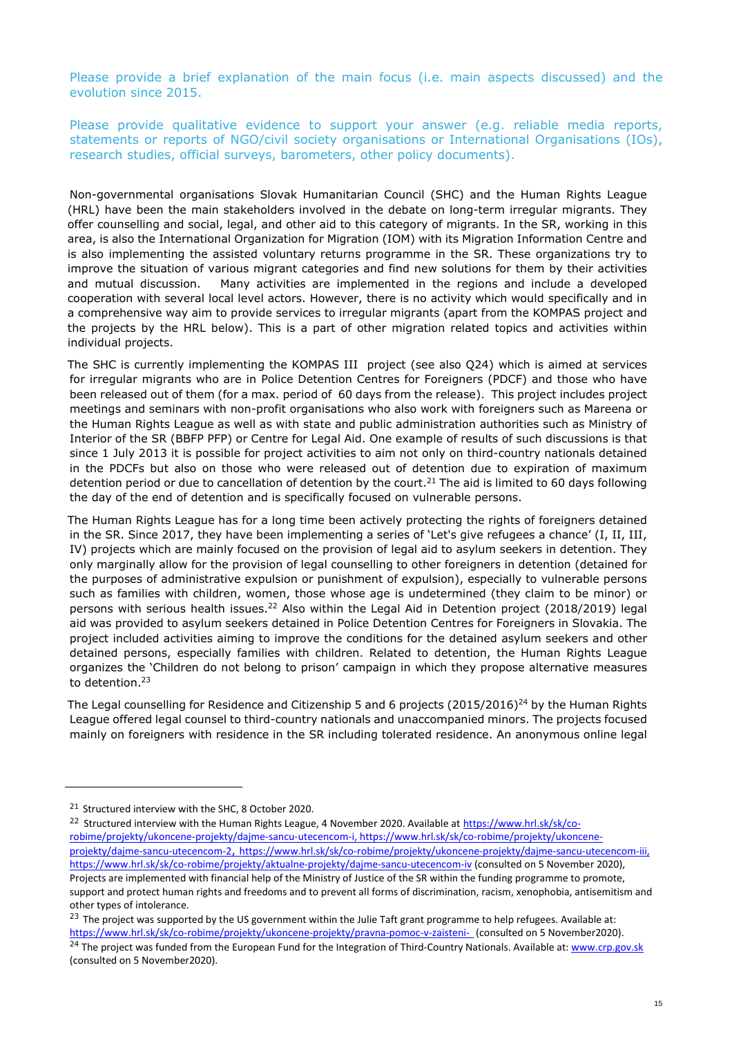Please provide a brief explanation of the main focus (i.e. main aspects discussed) and the evolution since 2015.

Please provide qualitative evidence to support your answer (e.g. reliable media reports, statements or reports of NGO/civil society organisations or International Organisations (IOs), research studies, official surveys, barometers, other policy documents).

Non-governmental organisations Slovak Humanitarian Council (SHC) and the Human Rights League (HRL) have been the main stakeholders involved in the debate on long-term irregular migrants. They offer counselling and social, legal, and other aid to this category of migrants. In the SR, working in this area, is also the International Organization for Migration (IOM) with its Migration Information Centre and is also implementing the assisted voluntary returns programme in the SR. These organizations try to improve the situation of various migrant categories and find new solutions for them by their activities and mutual discussion. Many activities are implemented in the regions and include a developed cooperation with several local level actors. However, there is no activity which would specifically and in a comprehensive way aim to provide services to irregular migrants (apart from the KOMPAS project and the projects by the HRL below). This is a part of other migration related topics and activities within individual projects.

The SHC is currently implementing the KOMPAS III project (see also Q24) which is aimed at services for irregular migrants who are in Police Detention Centres for Foreigners (PDCF) and those who have been released out of them (for a max. period of 60 days from the release). This project includes project meetings and seminars with non-profit organisations who also work with foreigners such as Mareena or the Human Rights League as well as with state and public administration authorities such as Ministry of Interior of the SR (BBFP PFP) or Centre for Legal Aid. One example of results of such discussions is that since 1 July 2013 it is possible for project activities to aim not only on third-country nationals detained in the PDCFs but also on those who were released out of detention due to expiration of maximum detention period or due to cancellation of detention by the court.[21] The aid is limited to 60 days following the day of the end of detention and is specifically focused on vulnerable persons.

The Human Rights League has for a long time been actively protecting the rights of foreigners detained in the SR. Since 2017, they have been implementing a series of 'Let's give refugees a chance' (I, II, III, IV) projects which are mainly focused on the provision of legal aid to asylum seekers in detention. They only marginally allow for the provision of legal counselling to other foreigners in detention (detained for the purposes of administrative expulsion or punishment of expulsion), especially to vulnerable persons such as families with children, women, those whose age is undetermined (they claim to be minor) or persons with serious health issues.[22] Also within the Legal Aid in Detention project (2018/2019) legal aid was provided to asylum seekers detained in Police Detention Centres for Foreigners in Slovakia. The project included activities aiming to improve the conditions for the detained asylum seekers and other detained persons, especially families with children. Related to detention, the Human Rights League organizes the 'Children do not belong to prison' campaign in which they propose alternative measures to detention.[23]

The Legal counselling for Residence and Citizenship 5 and 6 projects (2015/2016)[24] by the Human Rights League offered legal counsel to third-country nationals and unaccompanied minors. The projects focused mainly on foreigners with residence in the SR including tolerated residence. An anonymous online legal

---

[21] Structured interview with the SHC, 8 October 2020.

[22] Structured interview with the Human Rights League, 4 November 2020. Available at https://www.hrl.sk/sk/co-robime/projekty/ukoncene-projekty/dajme-sancu-utecencom-i, https://www.hrl.sk/sk/co-robime/projekty/ukoncene-projekty/dajme-sancu-utecencom-2, https://www.hrl.sk/sk/co-robime/projekty/ukoncene-projekty/dajme-sancu-utecencom-iii, https://www.hrl.sk/sk/co-robime/projekty/aktualne-projekty/dajme-sancu-utecencom-iv (consulted on 5 November 2020), Projects are implemented with financial help of the Ministry of Justice of the SR within the funding programme to promote, support and protect human rights and freedoms and to prevent all forms of discrimination, racism, xenophobia, antisemitism and other types of intolerance.

[23] The project was supported by the US government within the Julie Taft grant programme to help refugees. Available at: https://www.hrl.sk/sk/co-robime/projekty/ukoncene-projekty/pravna-pomoc-v-zaisteni- (consulted on 5 November2020).

[24] The project was funded from the European Fund for the Integration of Third-Country Nationals. Available at: www.crp.gov.sk (consulted on 5 November2020).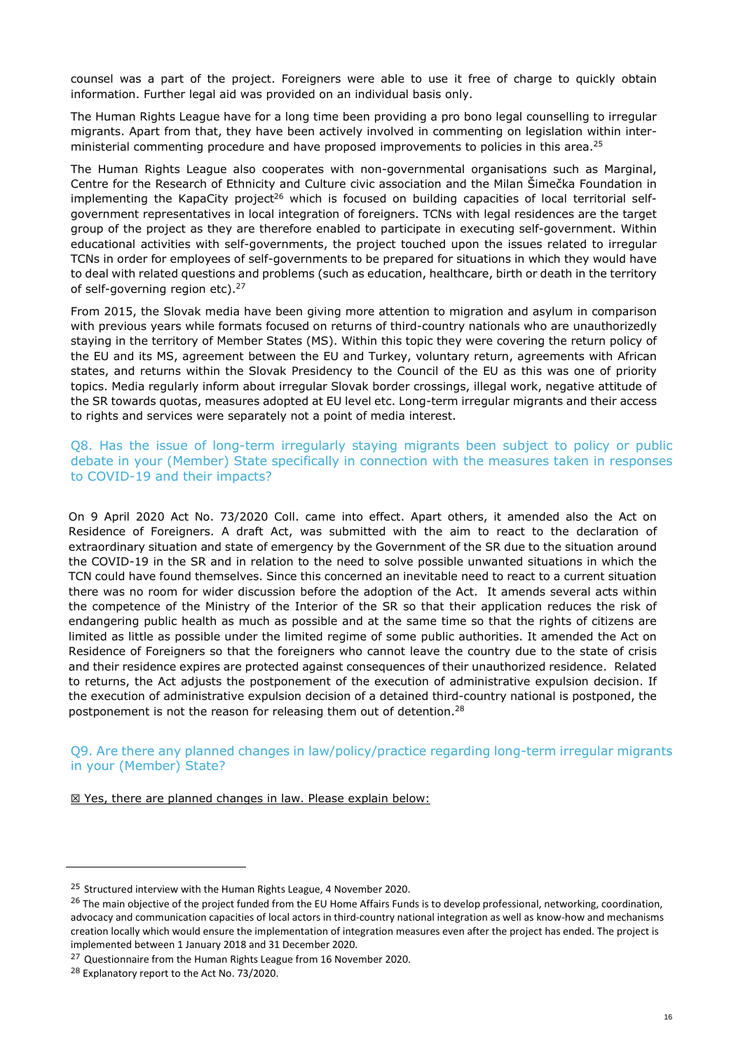counsel was a part of the project. Foreigners were able to use it free of charge to quickly obtain information. Further legal aid was provided on an individual basis only.

The Human Rights League have for a long time been providing a pro bono legal counselling to irregular migrants. Apart from that, they have been actively involved in commenting on legislation within inter-ministerial commenting procedure and have proposed improvements to policies in this area.[25]

The Human Rights League also cooperates with non-governmental organisations such as Marginal, Centre for the Research of Ethnicity and Culture civic association and the Milan Šimečka Foundation in implementing the KapaCity project[26] which is focused on building capacities of local territorial self-government representatives in local integration of foreigners. TCNs with legal residences are the target group of the project as they are therefore enabled to participate in executing self-government. Within educational activities with self-governments, the project touched upon the issues related to irregular TCNs in order for employees of self-governments to be prepared for situations in which they would have to deal with related questions and problems (such as education, healthcare, birth or death in the territory of self-governing region etc).[27]

From 2015, the Slovak media have been giving more attention to migration and asylum in comparison with previous years while formats focused on returns of third-country nationals who are unauthorizedly staying in the territory of Member States (MS). Within this topic they were covering the return policy of the EU and its MS, agreement between the EU and Turkey, voluntary return, agreements with African states, and returns within the Slovak Presidency to the Council of the EU as this was one of priority topics. Media regularly inform about irregular Slovak border crossings, illegal work, negative attitude of the SR towards quotas, measures adopted at EU level etc. Long-term irregular migrants and their access to rights and services were separately not a point of media interest.

### Q8. Has the issue of long-term irregularly staying migrants been subject to policy or public debate in your (Member) State specifically in connection with the measures taken in responses to COVID-19 and their impacts?

On 9 April 2020 Act No. 73/2020 Coll. came into effect. Apart others, it amended also the Act on Residence of Foreigners. A draft Act, was submitted with the aim to react to the declaration of extraordinary situation and state of emergency by the Government of the SR due to the situation around the COVID-19 in the SR and in relation to the need to solve possible unwanted situations in which the TCN could have found themselves. Since this concerned an inevitable need to react to a current situation there was no room for wider discussion before the adoption of the Act. It amends several acts within the competence of the Ministry of the Interior of the SR so that their application reduces the risk of endangering public health as much as possible and at the same time so that the rights of citizens are limited as little as possible under the limited regime of some public authorities. It amended the Act on Residence of Foreigners so that the foreigners who cannot leave the country due to the state of crisis and their residence expires are protected against consequences of their unauthorized residence. Related to returns, the Act adjusts the postponement of the execution of administrative expulsion decision. If the execution of administrative expulsion decision of a detained third-country national is postponed, the postponement is not the reason for releasing them out of detention.[28]

### Q9. Are there any planned changes in law/policy/practice regarding long-term irregular migrants in your (Member) State?

☒ Yes, there are planned changes in law. Please explain below:

---

[25] Structured interview with the Human Rights League, 4 November 2020.

[26] The main objective of the project funded from the EU Home Affairs Funds is to develop professional, networking, coordination, advocacy and communication capacities of local actors in third-country national integration as well as know-how and mechanisms creation locally which would ensure the implementation of integration measures even after the project has ended. The project is implemented between 1 January 2018 and 31 December 2020.

[27] Questionnaire from the Human Rights League from 16 November 2020.

[28] Explanatory report to the Act No. 73/2020.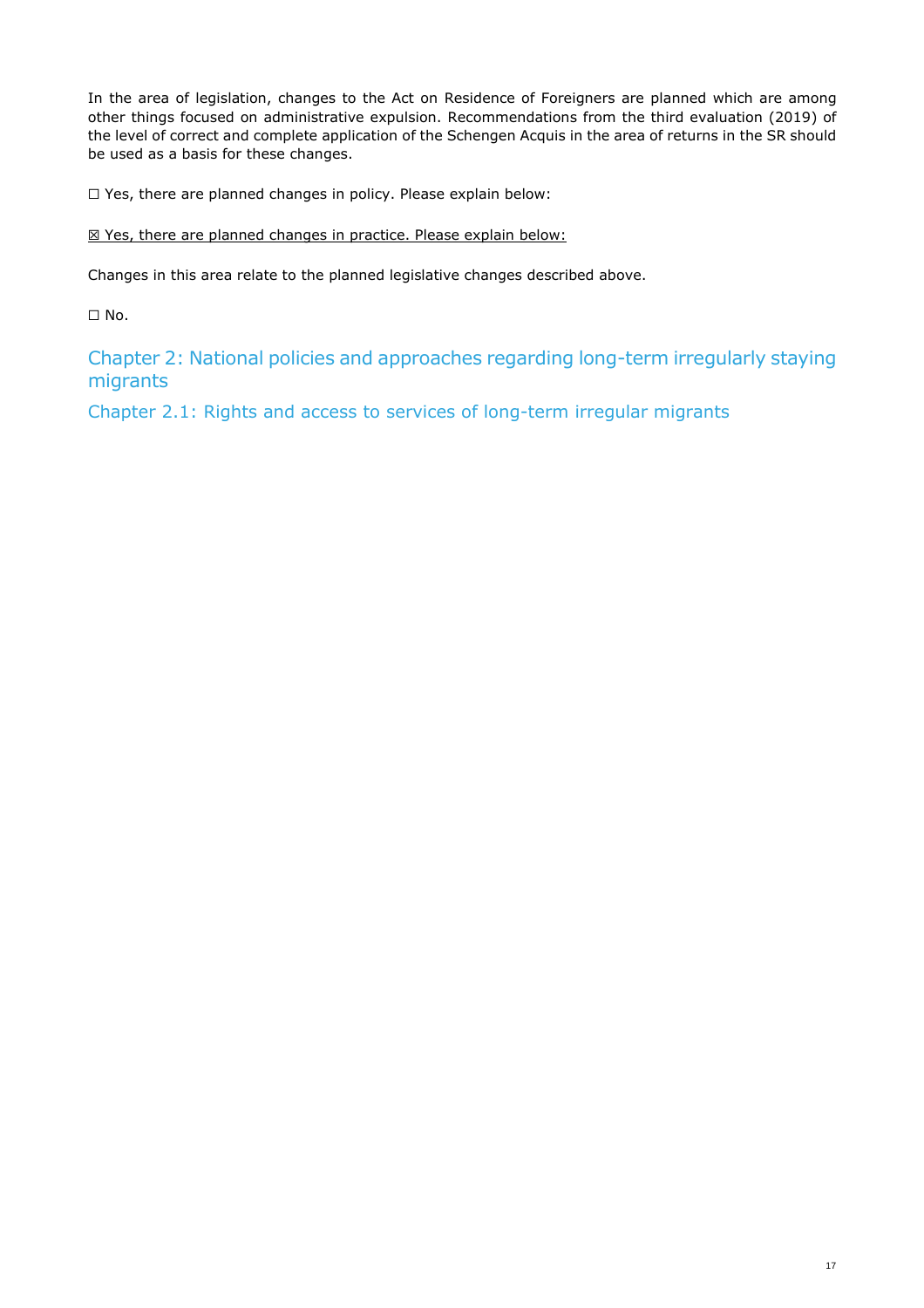In the area of legislation, changes to the Act on Residence of Foreigners are planned which are among other things focused on administrative expulsion. Recommendations from the third evaluation (2019) of the level of correct and complete application of the Schengen Acquis in the area of returns in the SR should be used as a basis for these changes.

☐ Yes, there are planned changes in policy. Please explain below:

☒ Yes, there are planned changes in practice. Please explain below:

Changes in this area relate to the planned legislative changes described above.

☐ No.

## Chapter 2: National policies and approaches regarding long-term irregularly staying migrants

### Chapter 2.1: Rights and access to services of long-term irregular migrants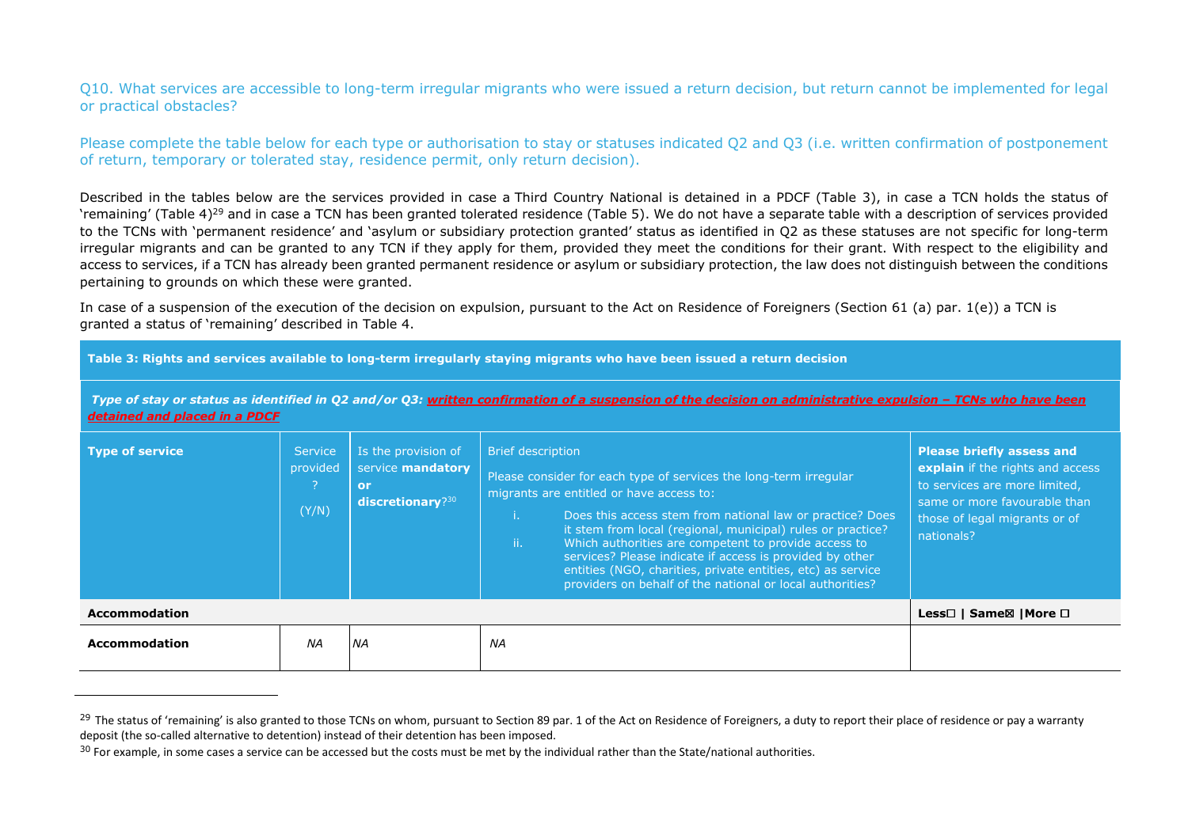Q10. What services are accessible to long-term irregular migrants who were issued a return decision, but return cannot be implemented for legal or practical obstacles?

Please complete the table below for each type or authorisation to stay or statuses indicated Q2 and Q3 (i.e. written confirmation of postponement of return, temporary or tolerated stay, residence permit, only return decision).

Described in the tables below are the services provided in case a Third Country National is detained in a PDCF (Table 3), in case a TCN holds the status of 'remaining' (Table 4)[29] and in case a TCN has been granted tolerated residence (Table 5). We do not have a separate table with a description of services provided to the TCNs with 'permanent residence' and 'asylum or subsidiary protection granted' status as identified in Q2 as these statuses are not specific for long-term irregular migrants and can be granted to any TCN if they apply for them, provided they meet the conditions for their grant. With respect to the eligibility and access to services, if a TCN has already been granted permanent residence or asylum or subsidiary protection, the law does not distinguish between the conditions pertaining to grounds on which these were granted.

In case of a suspension of the execution of the decision on expulsion, pursuant to the Act on Residence of Foreigners (Section 61 (a) par. 1(e)) a TCN is granted a status of 'remaining' described in Table 4.

| **Table 3: Rights and services available to long-term irregularly staying migrants who have been issued a return decision** | | | | |
|---|---|---|---|---|
| ***Type of stay or status as identified in Q2 and/or Q3: written confirmation of a suspension of the decision on administrative expulsion – TCNs who have been detained and placed in a PDCF*** | | | | |
| **Type of service** | Service provided? (Y/N) | Is the provision of service **mandatory or discretionary**?[30] | Brief description<br>Please consider for each type of services the long-term irregular migrants are entitled or have access to:<br>i. Does this access stem from national law or practice? Does it stem from local (regional, municipal) rules or practice?<br>ii. Which authorities are competent to provide access to services? Please indicate if access is provided by other entities (NGO, charities, private entities, etc) as service providers on behalf of the national or local authorities? | **Please briefly assess and explain** if the rights and access to services are more limited, same or more favourable than those of legal migrants or of nationals? |
| **Accommodation** | | | | **Less☐ \| Same☒ \|More ☐** |
| **Accommodation** | *NA* | *NA* | *NA* | |

[29] The status of 'remaining' is also granted to those TCNs on whom, pursuant to Section 89 par. 1 of the Act on Residence of Foreigners, a duty to report their place of residence or pay a warranty deposit (the so-called alternative to detention) instead of their detention has been imposed.

[30] For example, in some cases a service can be accessed but the costs must be met by the individual rather than the State/national authorities.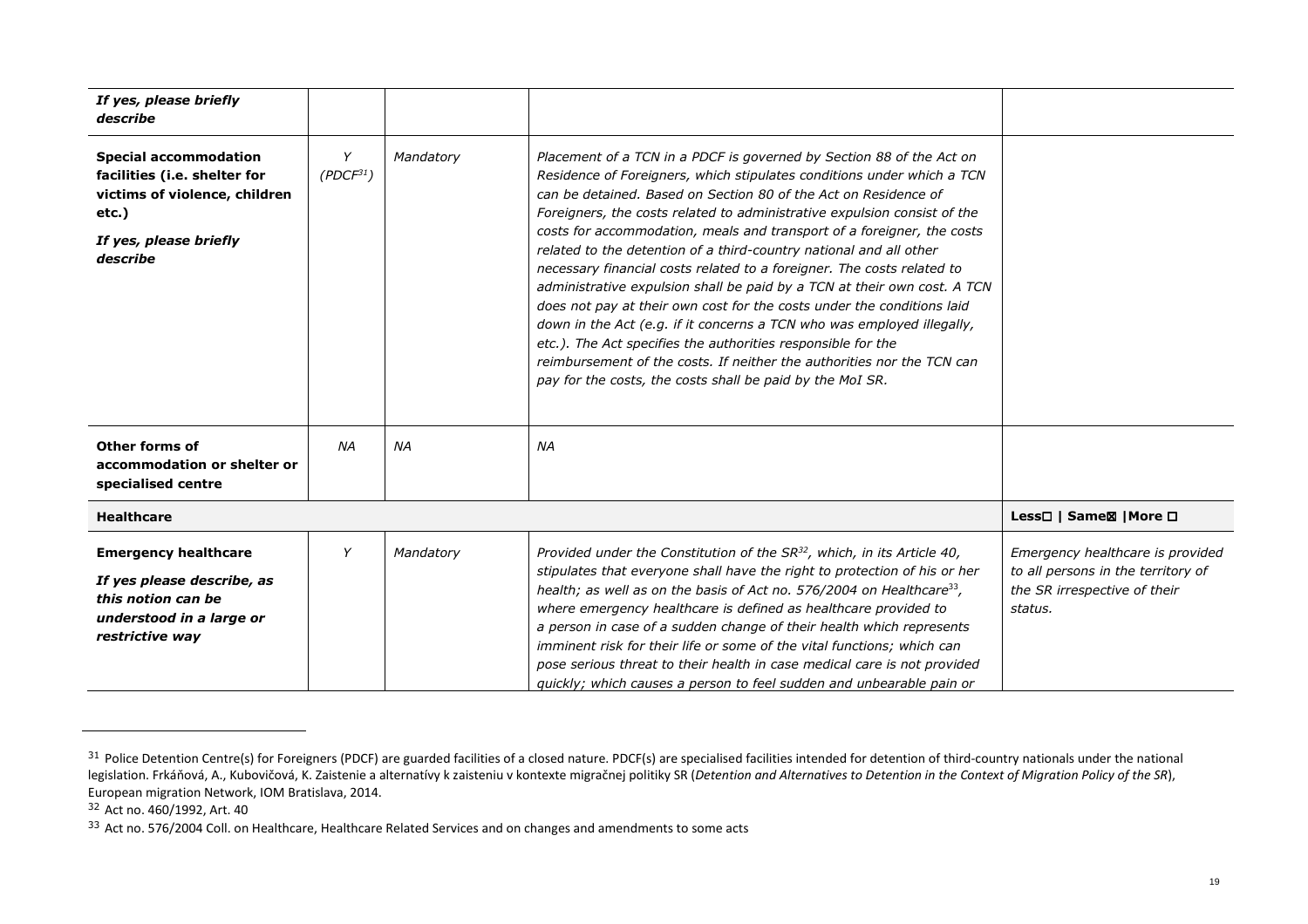| | | | | |
|---|---|---|---|---|
| ***If yes, please briefly describe*** | | | | |
| **Special accommodation facilities (i.e. shelter for victims of violence, children etc.)** ***If yes, please briefly describe*** | *Y (PDCF[31])* | *Mandatory* | *Placement of a TCN in a PDCF is governed by Section 88 of the Act on Residence of Foreigners, which stipulates conditions under which a TCN can be detained. Based on Section 80 of the Act on Residence of Foreigners, the costs related to administrative expulsion consist of the costs for accommodation, meals and transport of a foreigner, the costs related to the detention of a third-country national and all other necessary financial costs related to a foreigner. The costs related to administrative expulsion shall be paid by a TCN at their own cost. A TCN does not pay at their own cost for the costs under the conditions laid down in the Act (e.g. if it concerns a TCN who was employed illegally, etc.). The Act specifies the authorities responsible for the reimbursement of the costs. If neither the authorities nor the TCN can pay for the costs, the costs shall be paid by the MoI SR.* | |
| **Other forms of accommodation or shelter or specialised centre** | *NA* | *NA* | *NA* | |
| **Healthcare** | | | | **Less☐ \| Same☒ \|More ☐** |
| **Emergency healthcare** ***If yes please describe, as this notion can be understood in a large or restrictive way*** | *Y* | *Mandatory* | *Provided under the Constitution of the SR[32], which, in its Article 40, stipulates that everyone shall have the right to protection of his or her health; as well as on the basis of Act no. 576/2004 on Healthcare[33], where emergency healthcare is defined as healthcare provided to a person in case of a sudden change of their health which represents imminent risk for their life or some of the vital functions; which can pose serious threat to their health in case medical care is not provided quickly; which causes a person to feel sudden and unbearable pain or* | *Emergency healthcare is provided to all persons in the territory of the SR irrespective of their status.* |

[31] Police Detention Centre(s) for Foreigners (PDCF) are guarded facilities of a closed nature. PDCF(s) are specialised facilities intended for detention of third-country nationals under the national legislation. Frkáňová, A., Kubovičová, K. Zaistenie a alternatívy k zaisteniu v kontexte migračnej politiky SR (*Detention and Alternatives to Detention in the Context of Migration Policy of the SR*), European migration Network, IOM Bratislava, 2014.

[32] Act no. 460/1992, Art. 40

[33] Act no. 576/2004 Coll. on Healthcare, Healthcare Related Services and on changes and amendments to some acts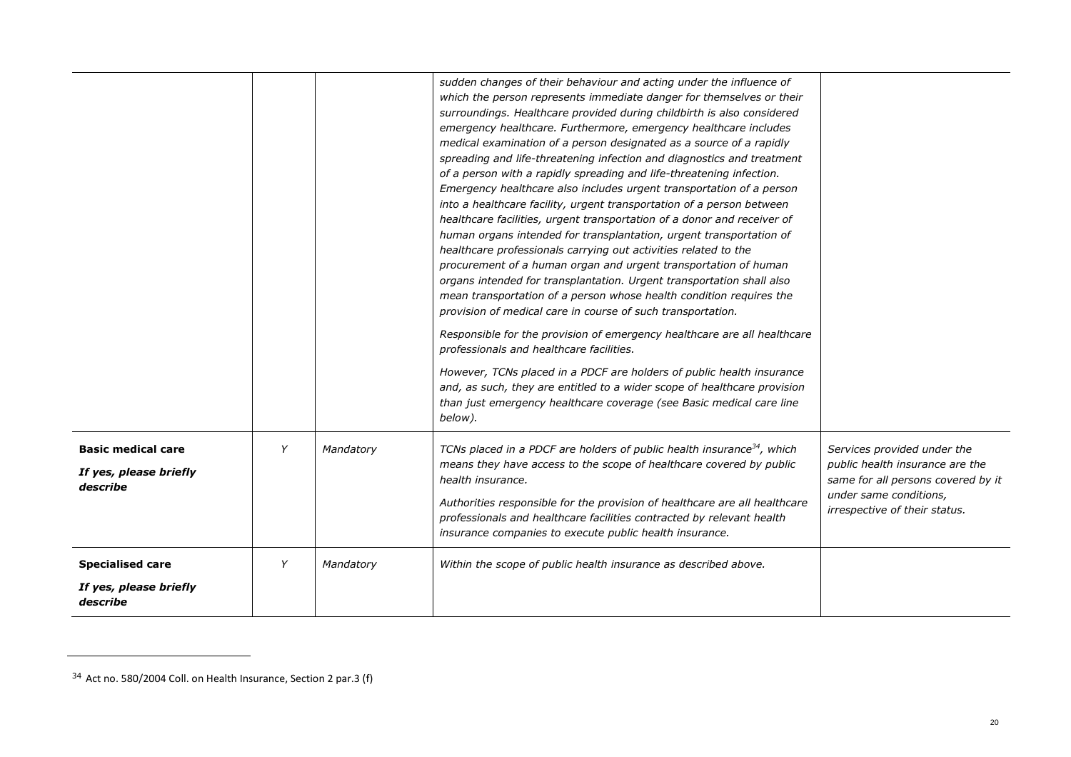| | | | | |
|---|---|---|---|---|
| | | | *sudden changes of their behaviour and acting under the influence of which the person represents immediate danger for themselves or their surroundings. Healthcare provided during childbirth is also considered emergency healthcare. Furthermore, emergency healthcare includes medical examination of a person designated as a source of a rapidly spreading and life-threatening infection and diagnostics and treatment of a person with a rapidly spreading and life-threatening infection. Emergency healthcare also includes urgent transportation of a person into a healthcare facility, urgent transportation of a person between healthcare facilities, urgent transportation of a donor and receiver of human organs intended for transplantation, urgent transportation of healthcare professionals carrying out activities related to the procurement of a human organ and urgent transportation of human organs intended for transplantation. Urgent transportation shall also mean transportation of a person whose health condition requires the provision of medical care in course of such transportation.*<br><br>*Responsible for the provision of emergency healthcare are all healthcare professionals and healthcare facilities.*<br><br>*However, TCNs placed in a PDCF are holders of public health insurance and, as such, they are entitled to a wider scope of healthcare provision than just emergency healthcare coverage (see Basic medical care line below).* | |
| **Basic medical care**<br><br>***If yes, please briefly describe*** | *Y* | *Mandatory* | *TCNs placed in a PDCF are holders of public health insurance*[34]*, which means they have access to the scope of healthcare covered by public health insurance.*<br><br>*Authorities responsible for the provision of healthcare are all healthcare professionals and healthcare facilities contracted by relevant health insurance companies to execute public health insurance.* | *Services provided under the public health insurance are the same for all persons covered by it under same conditions, irrespective of their status.* |
| **Specialised care**<br><br>***If yes, please briefly describe*** | *Y* | *Mandatory* | *Within the scope of public health insurance as described above.* | |

[34] Act no. 580/2004 Coll. on Health Insurance, Section 2 par.3 (f)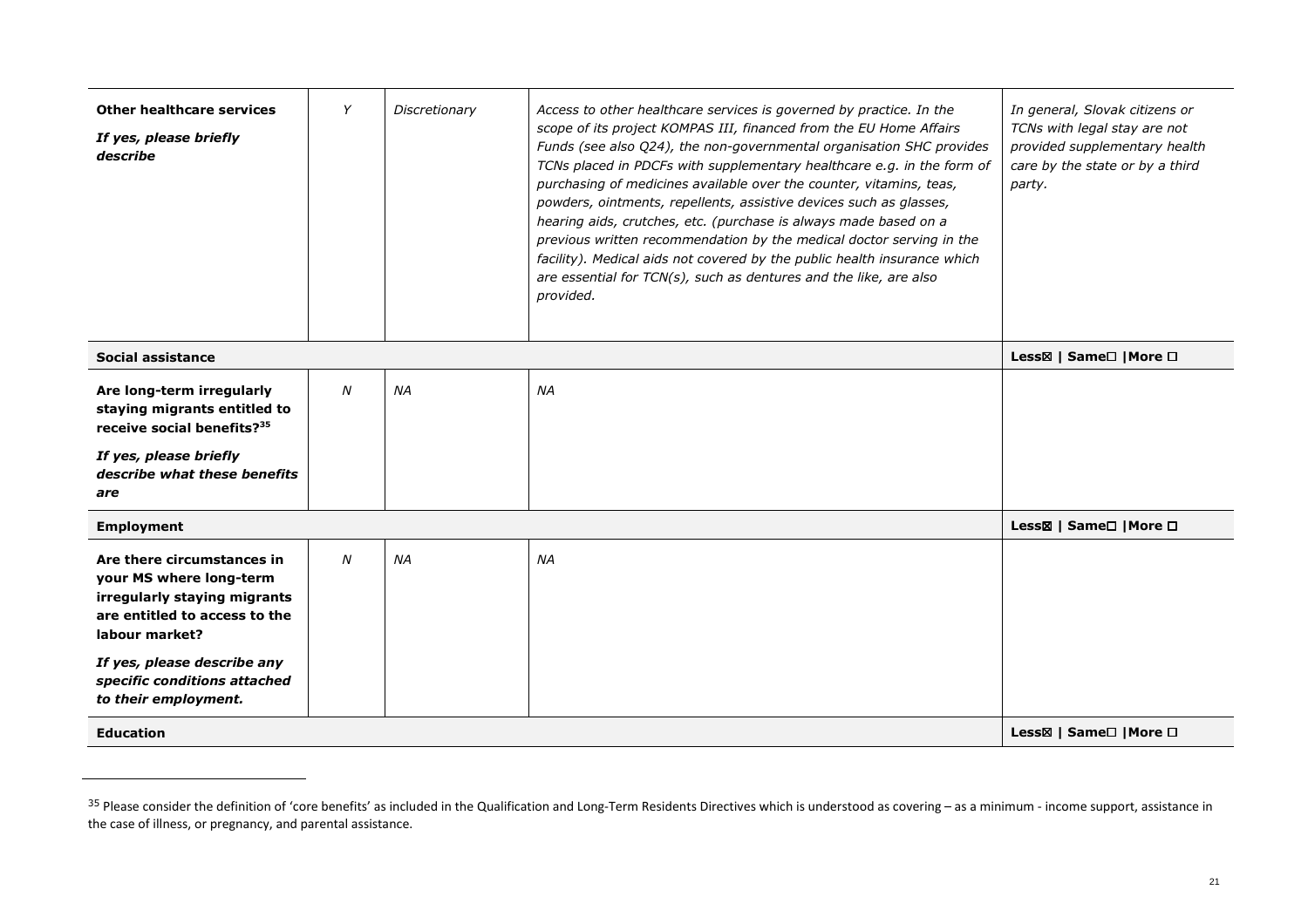| | | | | |
|---|---|---|---|---|
| **Other healthcare services** *If yes, please briefly describe* | *Y* | *Discretionary* | *Access to other healthcare services is governed by practice. In the scope of its project KOMPAS III, financed from the EU Home Affairs Funds (see also Q24), the non-governmental organisation SHC provides TCNs placed in PDCFs with supplementary healthcare e.g. in the form of purchasing of medicines available over the counter, vitamins, teas, powders, ointments, repellents, assistive devices such as glasses, hearing aids, crutches, etc. (purchase is always made based on a previous written recommendation by the medical doctor serving in the facility). Medical aids not covered by the public health insurance which are essential for TCN(s), such as dentures and the like, are also provided.* | *In general, Slovak citizens or TCNs with legal stay are not provided supplementary health care by the state or by a third party.* |
| **Social assistance** | | | | **Less☒ \| Same☐ \|More ☐** |
| **Are long-term irregularly staying migrants entitled to receive social benefits?**[35] *If yes, please briefly describe what these benefits are* | *N* | *NA* | *NA* | |
| **Employment** | | | | **Less☒ \| Same☐ \|More ☐** |
| **Are there circumstances in your MS where long-term irregularly staying migrants are entitled to access to the labour market?** *If yes, please describe any specific conditions attached to their employment.* | *N* | *NA* | *NA* | |
| **Education** | | | | **Less☒ \| Same☐ \|More ☐** |

[35] Please consider the definition of 'core benefits' as included in the Qualification and Long-Term Residents Directives which is understood as covering – as a minimum - income support, assistance in the case of illness, or pregnancy, and parental assistance.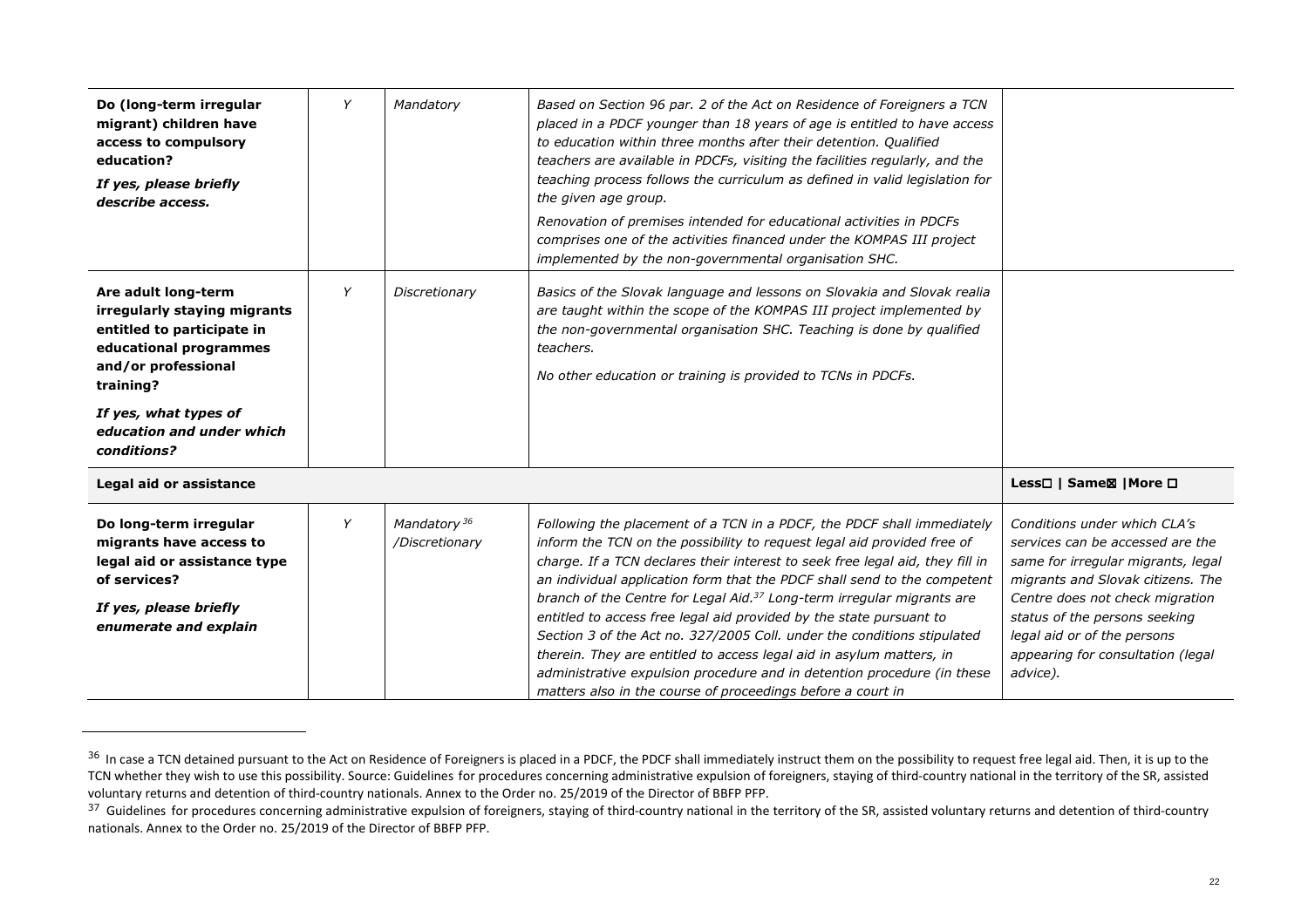| | | | | |
|---|---|---|---|---|
| **Do (long-term irregular migrant) children have access to compulsory education?** ***If yes, please briefly describe access.*** | *Y* | *Mandatory* | *Based on Section 96 par. 2 of the Act on Residence of Foreigners a TCN placed in a PDCF younger than 18 years of age is entitled to have access to education within three months after their detention. Qualified teachers are available in PDCFs, visiting the facilities regularly, and the teaching process follows the curriculum as defined in valid legislation for the given age group.* *Renovation of premises intended for educational activities in PDCFs comprises one of the activities financed under the KOMPAS III project implemented by the non-governmental organisation SHC.* | |
| **Are adult long-term irregularly staying migrants entitled to participate in educational programmes and/or professional training?** ***If yes, what types of education and under which conditions?*** | *Y* | *Discretionary* | *Basics of the Slovak language and lessons on Slovakia and Slovak realia are taught within the scope of the KOMPAS III project implemented by the non-governmental organisation SHC. Teaching is done by qualified teachers.* *No other education or training is provided to TCNs in PDCFs.* | |
| **Legal aid or assistance** | | | | **Less☐ \| Same☒ \|More ☐** |
| **Do long-term irregular migrants have access to legal aid or assistance type of services?** ***If yes, please briefly enumerate and explain*** | *Y* | *Mandatory*[36] */Discretionary* | *Following the placement of a TCN in a PDCF, the PDCF shall immediately inform the TCN on the possibility to request legal aid provided free of charge. If a TCN declares their interest to seek free legal aid, they fill in an individual application form that the PDCF shall send to the competent branch of the Centre for Legal Aid.*[37] *Long-term irregular migrants are entitled to access free legal aid provided by the state pursuant to Section 3 of the Act no. 327/2005 Coll. under the conditions stipulated therein. They are entitled to access legal aid in asylum matters, in administrative expulsion procedure and in detention procedure (in these matters also in the course of proceedings before a court in* | *Conditions under which CLA's services can be accessed are the same for irregular migrants, legal migrants and Slovak citizens. The Centre does not check migration status of the persons seeking legal aid or of the persons appearing for consultation (legal advice).* |

[36] In case a TCN detained pursuant to the Act on Residence of Foreigners is placed in a PDCF, the PDCF shall immediately instruct them on the possibility to request free legal aid. Then, it is up to the TCN whether they wish to use this possibility. Source: Guidelines for procedures concerning administrative expulsion of foreigners, staying of third-country national in the territory of the SR, assisted voluntary returns and detention of third-country nationals. Annex to the Order no. 25/2019 of the Director of BBFP PFP.

[37] Guidelines for procedures concerning administrative expulsion of foreigners, staying of third-country national in the territory of the SR, assisted voluntary returns and detention of third-country nationals. Annex to the Order no. 25/2019 of the Director of BBFP PFP.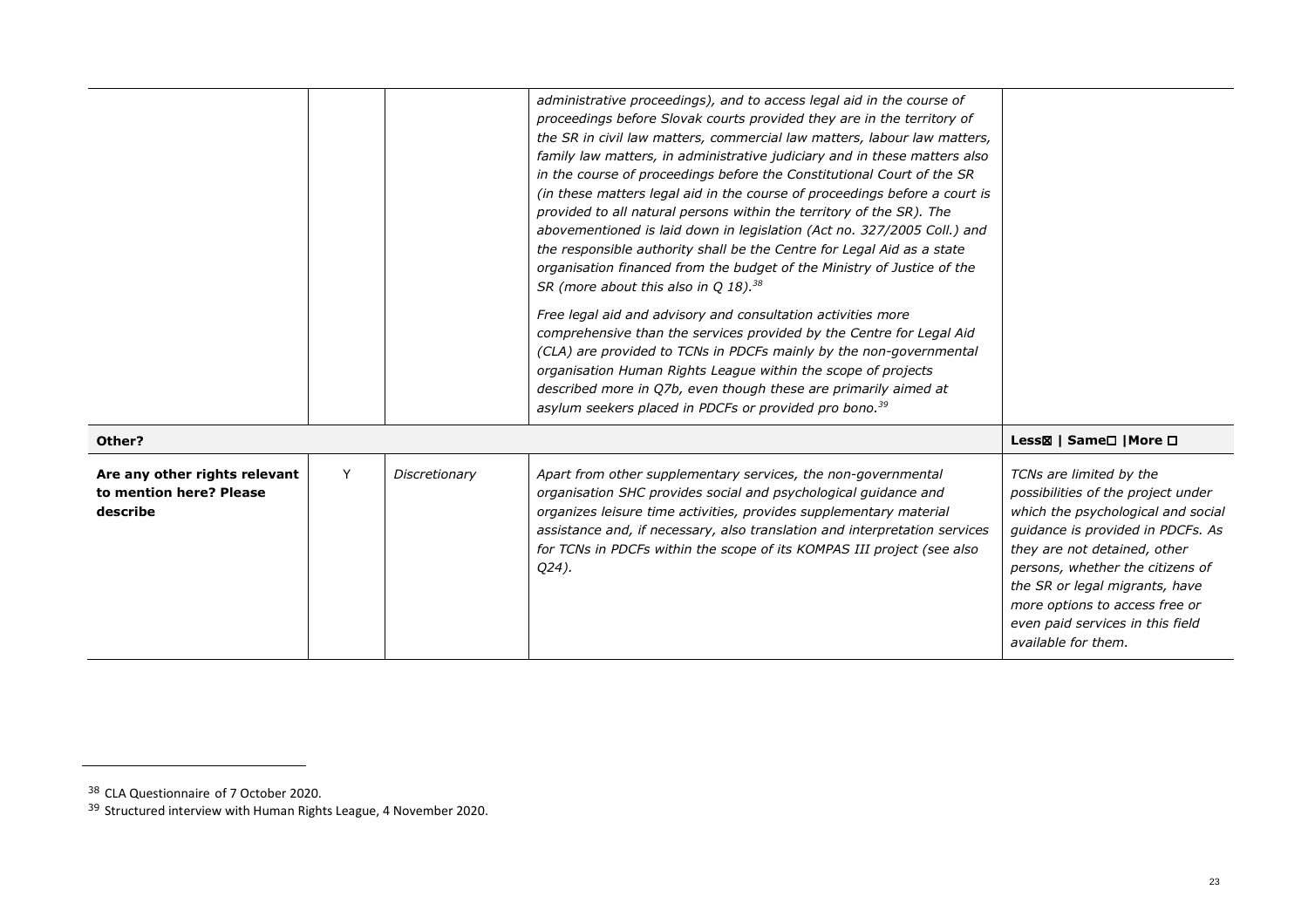| | | | | |
|---|---|---|---|---|
| | | | *administrative proceedings), and to access legal aid in the course of proceedings before Slovak courts provided they are in the territory of the SR in civil law matters, commercial law matters, labour law matters, family law matters, in administrative judiciary and in these matters also in the course of proceedings before the Constitutional Court of the SR (in these matters legal aid in the course of proceedings before a court is provided to all natural persons within the territory of the SR). The abovementioned is laid down in legislation (Act no. 327/2005 Coll.) and the responsible authority shall be the Centre for Legal Aid as a state organisation financed from the budget of the Ministry of Justice of the SR (more about this also in Q 18).*[38]<br><br>*Free legal aid and advisory and consultation activities more comprehensive than the services provided by the Centre for Legal Aid (CLA) are provided to TCNs in PDCFs mainly by the non-governmental organisation Human Rights League within the scope of projects described more in Q7b, even though these are primarily aimed at asylum seekers placed in PDCFs or provided pro bono.*[39] | |
| **Other?** | | | | **Less☒ \| Same☐ \|More ☐** |
| **Are any other rights relevant to mention here? Please describe** | Y | *Discretionary* | *Apart from other supplementary services, the non-governmental organisation SHC provides social and psychological guidance and organizes leisure time activities, provides supplementary material assistance and, if necessary, also translation and interpretation services for TCNs in PDCFs within the scope of its KOMPAS III project (see also Q24).* | *TCNs are limited by the possibilities of the project under which the psychological and social guidance is provided in PDCFs. As they are not detained, other persons, whether the citizens of the SR or legal migrants, have more options to access free or even paid services in this field available for them.* |

[38] CLA Questionnaire of 7 October 2020.

[39] Structured interview with Human Rights League, 4 November 2020.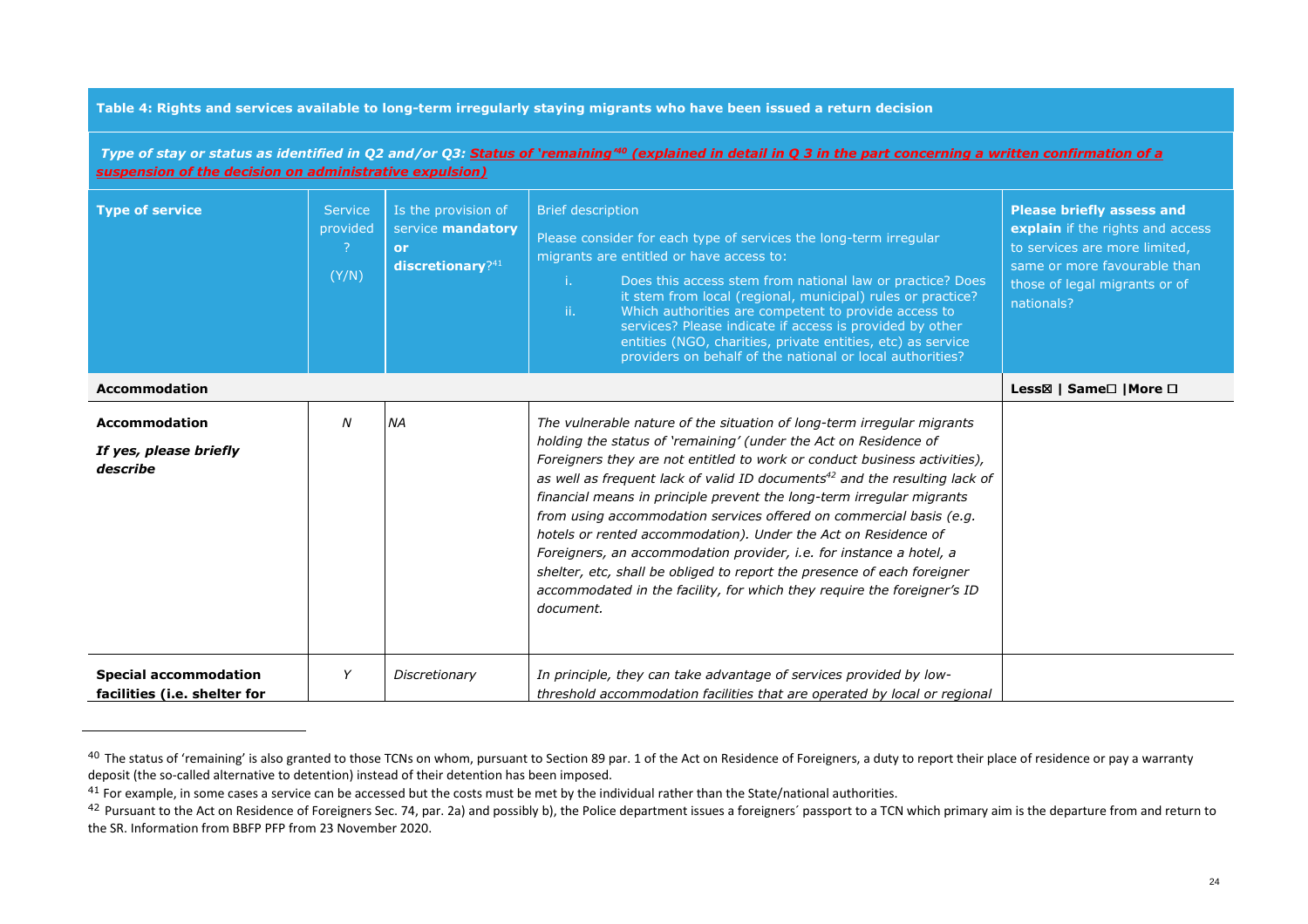**Table 4: Rights and services available to long-term irregularly staying migrants who have been issued a return decision**

*Type of stay or status as identified in Q2 and/or Q3: Status of 'remaining'[40] (explained in detail in Q 3 in the part concerning a written confirmation of a suspension of the decision on administrative expulsion)*

| **Type of service** | Service provided? (Y/N) | Is the provision of service **mandatory or discretionary**?[41] | Brief description<br>Please consider for each type of services the long-term irregular migrants are entitled or have access to:<br>i. Does this access stem from national law or practice? Does it stem from local (regional, municipal) rules or practice?<br>ii. Which authorities are competent to provide access to services? Please indicate if access is provided by other entities (NGO, charities, private entities, etc) as service providers on behalf of the national or local authorities? | **Please briefly assess and explain** if the rights and access to services are more limited, same or more favourable than those of legal migrants or of nationals? |
|---|---|---|---|---|
| **Accommodation** | | | | Less☒ \| Same☐ \|More ☐ |
| **Accommodation**<br>***If yes, please briefly describe*** | *N* | *NA* | *The vulnerable nature of the situation of long-term irregular migrants holding the status of 'remaining' (under the Act on Residence of Foreigners they are not entitled to work or conduct business activities), as well as frequent lack of valid ID documents[42] and the resulting lack of financial means in principle prevent the long-term irregular migrants from using accommodation services offered on commercial basis (e.g. hotels or rented accommodation). Under the Act on Residence of Foreigners, an accommodation provider, i.e. for instance a hotel, a shelter, etc, shall be obliged to report the presence of each foreigner accommodated in the facility, for which they require the foreigner's ID document.* | |
| **Special accommodation facilities (i.e. shelter for** | *Y* | *Discretionary* | *In principle, they can take advantage of services provided by low-threshold accommodation facilities that are operated by local or regional* | |

[40] The status of 'remaining' is also granted to those TCNs on whom, pursuant to Section 89 par. 1 of the Act on Residence of Foreigners, a duty to report their place of residence or pay a warranty deposit (the so-called alternative to detention) instead of their detention has been imposed.

[41] For example, in some cases a service can be accessed but the costs must be met by the individual rather than the State/national authorities.

[42] Pursuant to the Act on Residence of Foreigners Sec. 74, par. 2a) and possibly b), the Police department issues a foreigners´ passport to a TCN which primary aim is the departure from and return to the SR. Information from BBFP PFP from 23 November 2020.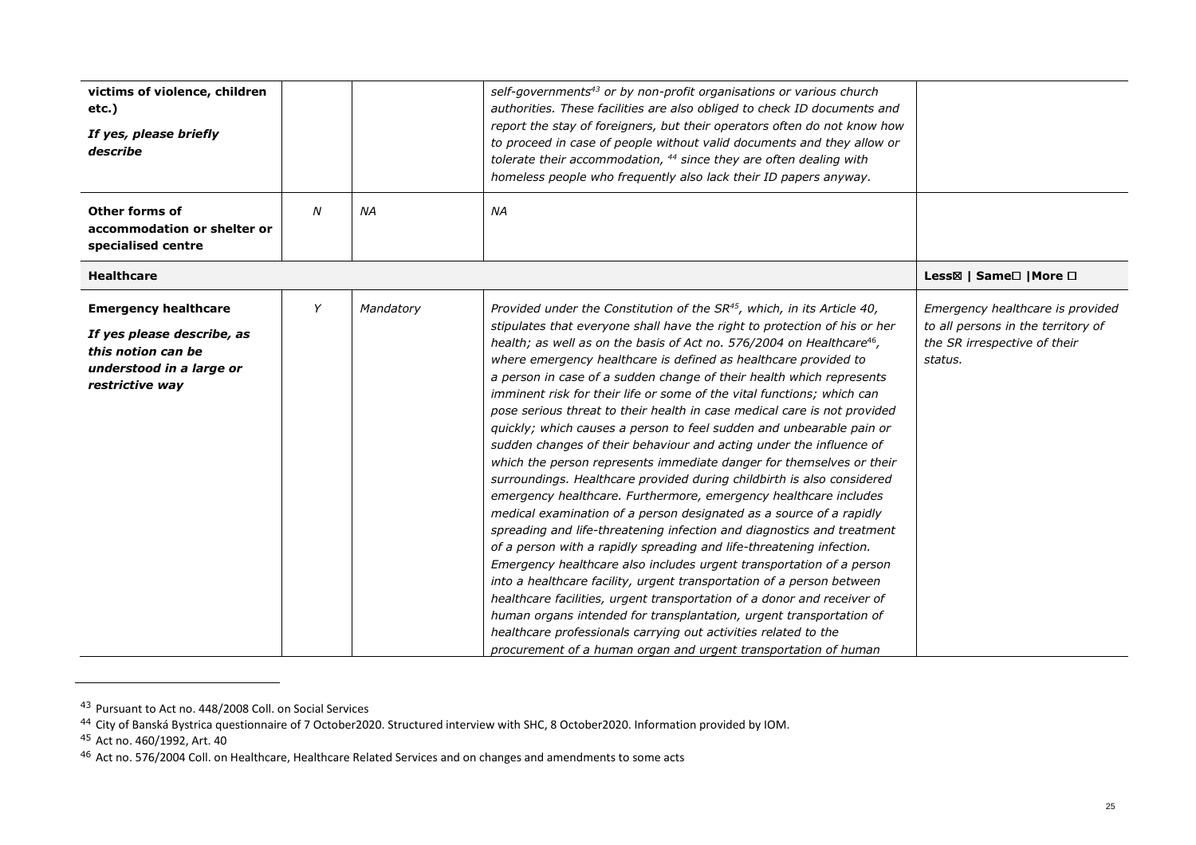| **victims of violence, children etc.)** *If yes, please briefly describe* | | | *self-governments[43] or by non-profit organisations or various church authorities. These facilities are also obliged to check ID documents and report the stay of foreigners, but their operators often do not know how to proceed in case of people without valid documents and they allow or tolerate their accommodation, [44] since they are often dealing with homeless people who frequently also lack their ID papers anyway.* | |
|---|---|---|---|---|
| **Other forms of accommodation or shelter or specialised centre** | *N* | *NA* | *NA* | |
| **Healthcare** | | | | **Less☒ \| Same☐ \|More ☐** |
| **Emergency healthcare** *If yes please describe, as this notion can be understood in a large or restrictive way* | *Y* | *Mandatory* | *Provided under the Constitution of the SR[45], which, in its Article 40, stipulates that everyone shall have the right to protection of his or her health; as well as on the basis of Act no. 576/2004 on Healthcare[46], where emergency healthcare is defined as healthcare provided to a person in case of a sudden change of their health which represents imminent risk for their life or some of the vital functions; which can pose serious threat to their health in case medical care is not provided quickly; which causes a person to feel sudden and unbearable pain or sudden changes of their behaviour and acting under the influence of which the person represents immediate danger for themselves or their surroundings. Healthcare provided during childbirth is also considered emergency healthcare. Furthermore, emergency healthcare includes medical examination of a person designated as a source of a rapidly spreading and life-threatening infection and diagnostics and treatment of a person with a rapidly spreading and life-threatening infection. Emergency healthcare also includes urgent transportation of a person into a healthcare facility, urgent transportation of a person between healthcare facilities, urgent transportation of a donor and receiver of human organs intended for transplantation, urgent transportation of healthcare professionals carrying out activities related to the procurement of a human organ and urgent transportation of human* | *Emergency healthcare is provided to all persons in the territory of the SR irrespective of their status.* |

[43] Pursuant to Act no. 448/2008 Coll. on Social Services

[44] City of Banská Bystrica questionnaire of 7 October2020. Structured interview with SHC, 8 October2020. Information provided by IOM.

[45] Act no. 460/1992, Art. 40

[46] Act no. 576/2004 Coll. on Healthcare, Healthcare Related Services and on changes and amendments to some acts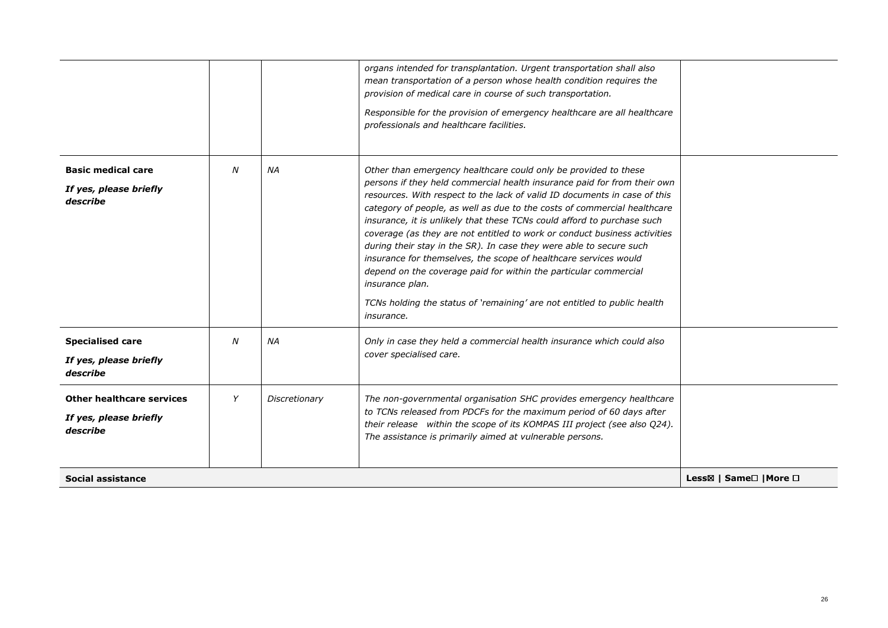| | | | | |
|---|---|---|---|---|
| | | | *organs intended for transplantation. Urgent transportation shall also mean transportation of a person whose health condition requires the provision of medical care in course of such transportation.*<br><br>*Responsible for the provision of emergency healthcare are all healthcare professionals and healthcare facilities.* | |
| **Basic medical care**<br><br>***If yes, please briefly describe*** | *N* | *NA* | *Other than emergency healthcare could only be provided to these persons if they held commercial health insurance paid for from their own resources. With respect to the lack of valid ID documents in case of this category of people, as well as due to the costs of commercial healthcare insurance, it is unlikely that these TCNs could afford to purchase such coverage (as they are not entitled to work or conduct business activities during their stay in the SR). In case they were able to secure such insurance for themselves, the scope of healthcare services would depend on the coverage paid for within the particular commercial insurance plan.*<br><br>*TCNs holding the status of 'remaining' are not entitled to public health insurance.* | |
| **Specialised care**<br><br>***If yes, please briefly describe*** | *N* | *NA* | *Only in case they held a commercial health insurance which could also cover specialised care.* | |
| **Other healthcare services**<br><br>***If yes, please briefly describe*** | *Y* | *Discretionary* | *The non-governmental organisation SHC provides emergency healthcare to TCNs released from PDCFs for the maximum period of 60 days after their release within the scope of its KOMPAS III project (see also Q24). The assistance is primarily aimed at vulnerable persons.* | |
| **Social assistance** | | | | **Less☒ \| Same☐ \|More ☐** |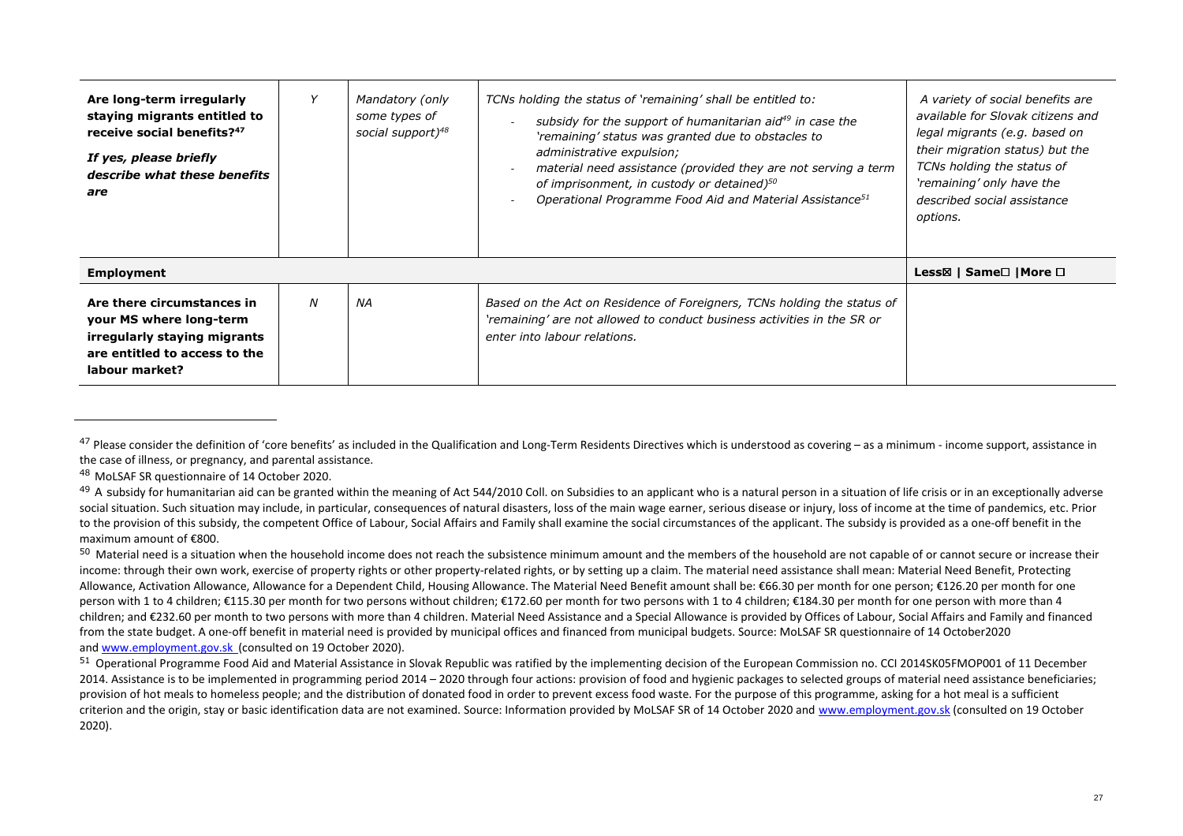| **Are long-term irregularly staying migrants entitled to receive social benefits?**[47] ***If yes, please briefly describe what these benefits are*** | *Y* | *Mandatory (only some types of social support)*[48] | *TCNs holding the status of 'remaining' shall be entitled to:* <br> - *subsidy for the support of humanitarian aid*[49] *in case the 'remaining' status was granted due to obstacles to administrative expulsion;* <br> - *material need assistance (provided they are not serving a term of imprisonment, in custody or detained)*[50] <br> - *Operational Programme Food Aid and Material Assistance*[51] | *A variety of social benefits are available for Slovak citizens and legal migrants (e.g. based on their migration status) but the TCNs holding the status of 'remaining' only have the described social assistance options.* |
|---|---|---|---|---|
| **Employment** | | | | **Less☒ \| Same☐ \|More ☐** |
| **Are there circumstances in your MS where long-term irregularly staying migrants are entitled to access to the labour market?** | *N* | *NA* | *Based on the Act on Residence of Foreigners, TCNs holding the status of 'remaining' are not allowed to conduct business activities in the SR or enter into labour relations.* | |

---

[47] Please consider the definition of 'core benefits' as included in the Qualification and Long-Term Residents Directives which is understood as covering – as a minimum - income support, assistance in the case of illness, or pregnancy, and parental assistance.

[48] MoLSAF SR questionnaire of 14 October 2020.

[49] A subsidy for humanitarian aid can be granted within the meaning of Act 544/2010 Coll. on Subsidies to an applicant who is a natural person in a situation of life crisis or in an exceptionally adverse social situation. Such situation may include, in particular, consequences of natural disasters, loss of the main wage earner, serious disease or injury, loss of income at the time of pandemics, etc. Prior to the provision of this subsidy, the competent Office of Labour, Social Affairs and Family shall examine the social circumstances of the applicant. The subsidy is provided as a one-off benefit in the maximum amount of €800.

[50] Material need is a situation when the household income does not reach the subsistence minimum amount and the members of the household are not capable of or cannot secure or increase their income: through their own work, exercise of property rights or other property-related rights, or by setting up a claim. The material need assistance shall mean: Material Need Benefit, Protecting Allowance, Activation Allowance, Allowance for a Dependent Child, Housing Allowance. The Material Need Benefit amount shall be: €66.30 per month for one person; €126.20 per month for one person with 1 to 4 children; €115.30 per month for two persons without children; €172.60 per month for two persons with 1 to 4 children; €184.30 per month for one person with more than 4 children; and €232.60 per month to two persons with more than 4 children. Material Need Assistance and a Special Allowance is provided by Offices of Labour, Social Affairs and Family and financed from the state budget. A one-off benefit in material need is provided by municipal offices and financed from municipal budgets. Source: MoLSAF SR questionnaire of 14 October2020 and www.employment.gov.sk (consulted on 19 October 2020).

[51] Operational Programme Food Aid and Material Assistance in Slovak Republic was ratified by the implementing decision of the European Commission no. CCI 2014SK05FMOP001 of 11 December 2014. Assistance is to be implemented in programming period 2014 – 2020 through four actions: provision of food and hygienic packages to selected groups of material need assistance beneficiaries; provision of hot meals to homeless people; and the distribution of donated food in order to prevent excess food waste. For the purpose of this programme, asking for a hot meal is a sufficient criterion and the origin, stay or basic identification data are not examined. Source: Information provided by MoLSAF SR of 14 October 2020 and www.employment.gov.sk (consulted on 19 October 2020).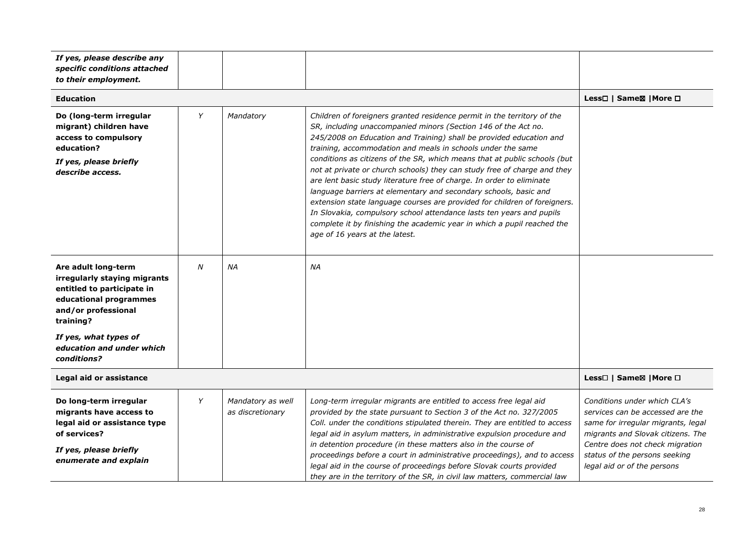| | | | | |
|---|---|---|---|---|
| ***If yes, please describe any specific conditions attached to their employment.*** | | | | |
| **Education** | | | | **Less☐ \| Same☒ \|More ☐** |
| **Do (long-term irregular migrant) children have access to compulsory education?** <br> ***If yes, please briefly describe access.*** | *Y* | *Mandatory* | *Children of foreigners granted residence permit in the territory of the SR, including unaccompanied minors (Section 146 of the Act no. 245/2008 on Education and Training) shall be provided education and training, accommodation and meals in schools under the same conditions as citizens of the SR, which means that at public schools (but not at private or church schools) they can study free of charge and they are lent basic study literature free of charge. In order to eliminate language barriers at elementary and secondary schools, basic and extension state language courses are provided for children of foreigners. In Slovakia, compulsory school attendance lasts ten years and pupils complete it by finishing the academic year in which a pupil reached the age of 16 years at the latest.* | |
| **Are adult long-term irregularly staying migrants entitled to participate in educational programmes and/or professional training?** <br> ***If yes, what types of education and under which conditions?*** | *N* | *NA* | *NA* | |
| **Legal aid or assistance** | | | | **Less☐ \| Same☒ \|More ☐** |
| **Do long-term irregular migrants have access to legal aid or assistance type of services?** <br> ***If yes, please briefly enumerate and explain*** | *Y* | *Mandatory as well as discretionary* | *Long-term irregular migrants are entitled to access free legal aid provided by the state pursuant to Section 3 of the Act no. 327/2005 Coll. under the conditions stipulated therein. They are entitled to access legal aid in asylum matters, in administrative expulsion procedure and in detention procedure (in these matters also in the course of proceedings before a court in administrative proceedings), and to access legal aid in the course of proceedings before Slovak courts provided they are in the territory of the SR, in civil law matters, commercial law* | *Conditions under which CLA's services can be accessed are the same for irregular migrants, legal migrants and Slovak citizens. The Centre does not check migration status of the persons seeking legal aid or of the persons* |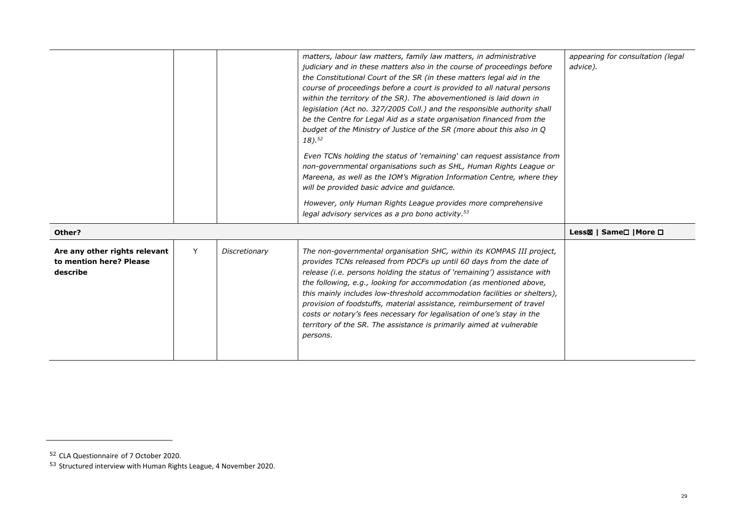| | | | | |
|---|---|---|---|---|
| | | | *matters, labour law matters, family law matters, in administrative judiciary and in these matters also in the course of proceedings before the Constitutional Court of the SR (in these matters legal aid in the course of proceedings before a court is provided to all natural persons within the territory of the SR). The abovementioned is laid down in legislation (Act no. 327/2005 Coll.) and the responsible authority shall be the Centre for Legal Aid as a state organisation financed from the budget of the Ministry of Justice of the SR (more about this also in Q 18).*[52] *Even TCNs holding the status of 'remaining' can request assistance from non-governmental organisations such as SHL, Human Rights League or Mareena, as well as the IOM's Migration Information Centre, where they will be provided basic advice and guidance.* *However, only Human Rights League provides more comprehensive legal advisory services as a pro bono activity.*[53] | *appearing for consultation (legal advice).* |
| **Other?** | | | | **Less☒ \| Same☐ \|More ☐** |
| **Are any other rights relevant to mention here? Please describe** | Y | *Discretionary* | *The non-governmental organisation SHC, within its KOMPAS III project, provides TCNs released from PDCFs up until 60 days from the date of release (i.e. persons holding the status of 'remaining') assistance with the following, e.g., looking for accommodation (as mentioned above, this mainly includes low-threshold accommodation facilities or shelters), provision of foodstuffs, material assistance, reimbursement of travel costs or notary's fees necessary for legalisation of one's stay in the territory of the SR. The assistance is primarily aimed at vulnerable persons.* | |

[52] CLA Questionnaire of 7 October 2020.

[53] Structured interview with Human Rights League, 4 November 2020.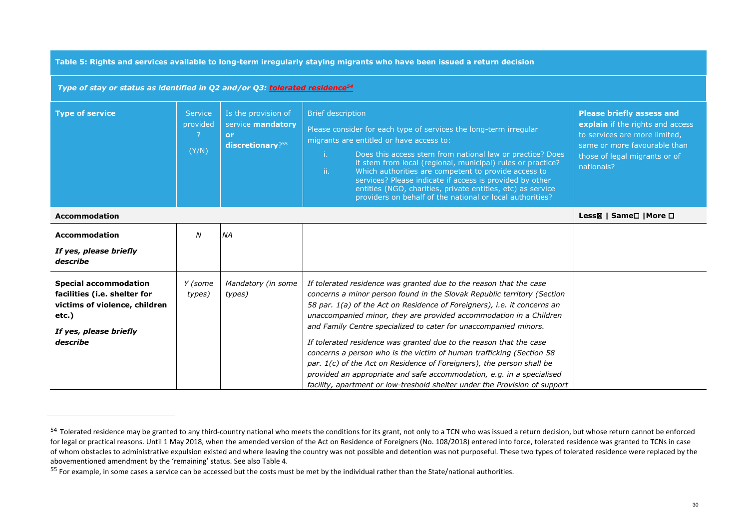| **Table 5: Rights and services available to long-term irregularly staying migrants who have been issued a return decision** | | | | |
|---|---|---|---|---|
| ***Type of stay or status as identified in Q2 and/or Q3: tolerated residence***[54] | | | | |
| **Type of service** | Service provided? (Y/N) | Is the provision of service **mandatory or discretionary**?[55] | Brief description<br>Please consider for each type of services the long-term irregular migrants are entitled or have access to:<br>i. Does this access stem from national law or practice? Does it stem from local (regional, municipal) rules or practice?<br>ii. Which authorities are competent to provide access to services? Please indicate if access is provided by other entities (NGO, charities, private entities, etc) as service providers on behalf of the national or local authorities? | **Please briefly assess and explain** if the rights and access to services are more limited, same or more favourable than those of legal migrants or of nationals? |
| **Accommodation** | | | | **Less☒ \| Same☐ \|More ☐** |
| **Accommodation**<br>***If yes, please briefly describe*** | *N* | *NA* | | |
| **Special accommodation facilities (i.e. shelter for victims of violence, children etc.)**<br>***If yes, please briefly describe*** | *Y (some types)* | *Mandatory (in some types)* | *If tolerated residence was granted due to the reason that the case concerns a minor person found in the Slovak Republic territory (Section 58 par. 1(a) of the Act on Residence of Foreigners), i.e. it concerns an unaccompanied minor, they are provided accommodation in a Children and Family Centre specialized to cater for unaccompanied minors.*<br>*If tolerated residence was granted due to the reason that the case concerns a person who is the victim of human trafficking (Section 58 par. 1(c) of the Act on Residence of Foreigners), the person shall be provided an appropriate and safe accommodation, e.g. in a specialised facility, apartment or low-treshold shelter under the Provision of support* | |

[54] Tolerated residence may be granted to any third-country national who meets the conditions for its grant, not only to a TCN who was issued a return decision, but whose return cannot be enforced for legal or practical reasons. Until 1 May 2018, when the amended version of the Act on Residence of Foreigners (No. 108/2018) entered into force, tolerated residence was granted to TCNs in case of whom obstacles to administrative expulsion existed and where leaving the country was not possible and detention was not purposeful. These two types of tolerated residence were replaced by the abovementioned amendment by the 'remaining' status. See also Table 4.

[55] For example, in some cases a service can be accessed but the costs must be met by the individual rather than the State/national authorities.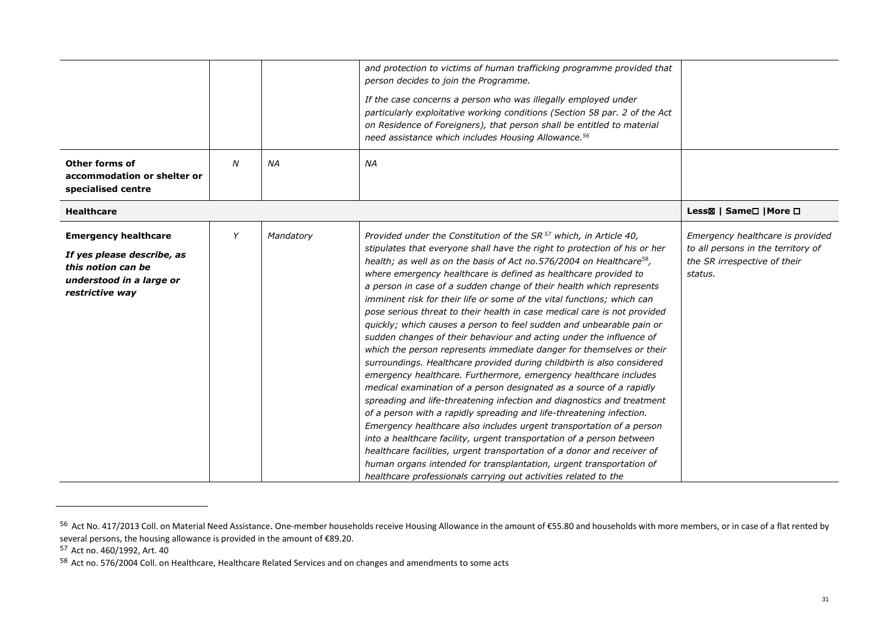|  |  |  |  |  |
|---|---|---|---|---|
|  |  |  | *and protection to victims of human trafficking programme provided that person decides to join the Programme.* *If the case concerns a person who was illegally employed under particularly exploitative working conditions (Section 58 par. 2 of the Act on Residence of Foreigners), that person shall be entitled to material need assistance which includes Housing Allowance.*[56] |  |
| **Other forms of accommodation or shelter or specialised centre** | *N* | *NA* | *NA* |  |
| **Healthcare** |  |  |  | **Less☒ \| Same☐ \|More ☐** |
| **Emergency healthcare** ***If yes please describe, as this notion can be understood in a large or restrictive way*** | *Y* | *Mandatory* | *Provided under the Constitution of the SR*[57] *which, in Article 40, stipulates that everyone shall have the right to protection of his or her health; as well as on the basis of Act no.576/2004 on Healthcare*[58]*, where emergency healthcare is defined as healthcare provided to a person in case of a sudden change of their health which represents imminent risk for their life or some of the vital functions; which can pose serious threat to their health in case medical care is not provided quickly; which causes a person to feel sudden and unbearable pain or sudden changes of their behaviour and acting under the influence of which the person represents immediate danger for themselves or their surroundings. Healthcare provided during childbirth is also considered emergency healthcare. Furthermore, emergency healthcare includes medical examination of a person designated as a source of a rapidly spreading and life-threatening infection and diagnostics and treatment of a person with a rapidly spreading and life-threatening infection. Emergency healthcare also includes urgent transportation of a person into a healthcare facility, urgent transportation of a person between healthcare facilities, urgent transportation of a donor and receiver of human organs intended for transplantation, urgent transportation of healthcare professionals carrying out activities related to the* | *Emergency healthcare is provided to all persons in the territory of the SR irrespective of their status.* |

[56] Act No. 417/2013 Coll. on Material Need Assistance. One-member households receive Housing Allowance in the amount of €55.80 and households with more members, or in case of a flat rented by several persons, the housing allowance is provided in the amount of €89.20.

[57] Act no. 460/1992, Art. 40

[58] Act no. 576/2004 Coll. on Healthcare, Healthcare Related Services and on changes and amendments to some acts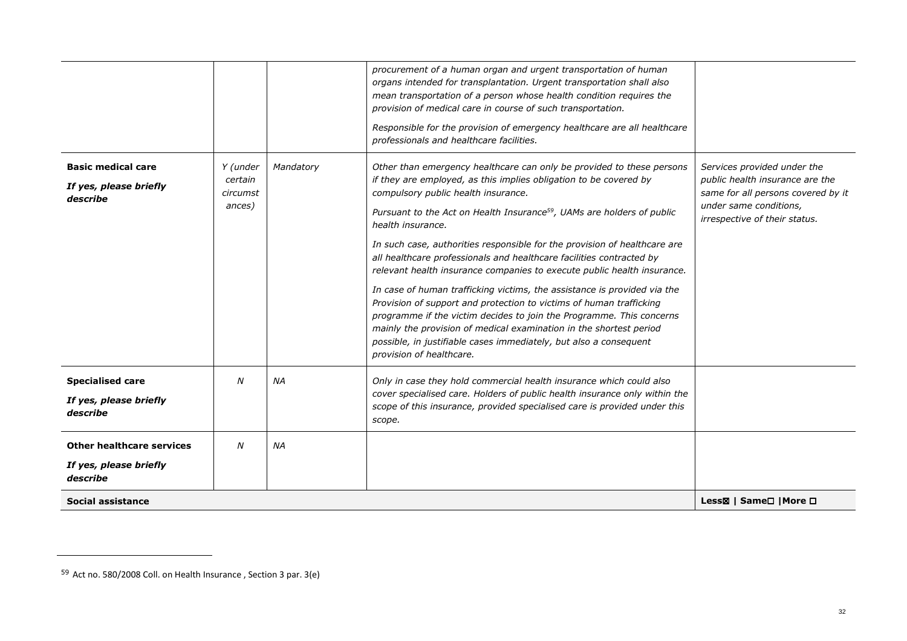| | | | | |
|---|---|---|---|---|
| | | | *procurement of a human organ and urgent transportation of human organs intended for transplantation. Urgent transportation shall also mean transportation of a person whose health condition requires the provision of medical care in course of such transportation.* *Responsible for the provision of emergency healthcare are all healthcare professionals and healthcare facilities.* | |
| **Basic medical care** ***If yes, please briefly describe*** | *Y (under certain circumstances)* | *Mandatory* | *Other than emergency healthcare can only be provided to these persons if they are employed, as this implies obligation to be covered by compulsory public health insurance.* *Pursuant to the Act on Health Insurance[59], UAMs are holders of public health insurance.* *In such case, authorities responsible for the provision of healthcare are all healthcare professionals and healthcare facilities contracted by relevant health insurance companies to execute public health insurance.* *In case of human trafficking victims, the assistance is provided via the Provision of support and protection to victims of human trafficking programme if the victim decides to join the Programme. This concerns mainly the provision of medical examination in the shortest period possible, in justifiable cases immediately, but also a consequent provision of healthcare.* | *Services provided under the public health insurance are the same for all persons covered by it under same conditions, irrespective of their status.* |
| **Specialised care** ***If yes, please briefly describe*** | *N* | *NA* | *Only in case they hold commercial health insurance which could also cover specialised care. Holders of public health insurance only within the scope of this insurance, provided specialised care is provided under this scope.* | |
| **Other healthcare services** ***If yes, please briefly describe*** | *N* | *NA* | | |
| **Social assistance** | | | | **Less☒ \| Same☐ \|More ☐** |

[59] Act no. 580/2008 Coll. on Health Insurance , Section 3 par. 3(e)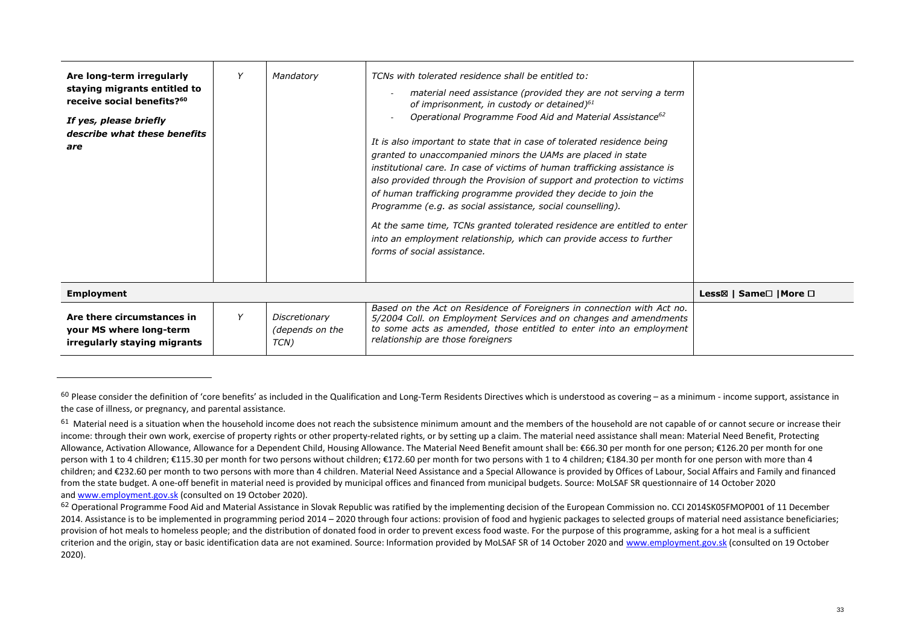| | | | | |
|---|---|---|---|---|
| **Are long-term irregularly staying migrants entitled to receive social benefits?[60]** <br><br> ***If yes, please briefly describe what these benefits are*** | *Y* | *Mandatory* | *TCNs with tolerated residence shall be entitled to:* <br> - *material need assistance (provided they are not serving a term of imprisonment, in custody or detained)[61]* <br> - *Operational Programme Food Aid and Material Assistance[62]* <br><br> *It is also important to state that in case of tolerated residence being granted to unaccompanied minors the UAMs are placed in state institutional care. In case of victims of human trafficking assistance is also provided through the Provision of support and protection to victims of human trafficking programme provided they decide to join the Programme (e.g. as social assistance, social counselling).* <br><br> *At the same time, TCNs granted tolerated residence are entitled to enter into an employment relationship, which can provide access to further forms of social assistance.* | |
| **Employment** | | | | **Less☒ \| Same☐ \|More ☐** |
| **Are there circumstances in your MS where long-term irregularly staying migrants** | *Y* | *Discretionary (depends on the TCN)* | *Based on the Act on Residence of Foreigners in connection with Act no. 5/2004 Coll. on Employment Services and on changes and amendments to some acts as amended, those entitled to enter into an employment relationship are those foreigners* | |

[60] Please consider the definition of 'core benefits' as included in the Qualification and Long-Term Residents Directives which is understood as covering – as a minimum - income support, assistance in the case of illness, or pregnancy, and parental assistance.

[61] Material need is a situation when the household income does not reach the subsistence minimum amount and the members of the household are not capable of or cannot secure or increase their income: through their own work, exercise of property rights or other property-related rights, or by setting up a claim. The material need assistance shall mean: Material Need Benefit, Protecting Allowance, Activation Allowance, Allowance for a Dependent Child, Housing Allowance. The Material Need Benefit amount shall be: €66.30 per month for one person; €126.20 per month for one person with 1 to 4 children; €115.30 per month for two persons without children; €172.60 per month for two persons with 1 to 4 children; €184.30 per month for one person with more than 4 children; and €232.60 per month to two persons with more than 4 children. Material Need Assistance and a Special Allowance is provided by Offices of Labour, Social Affairs and Family and financed from the state budget. A one-off benefit in material need is provided by municipal offices and financed from municipal budgets. Source: MoLSAF SR questionnaire of 14 October 2020 and www.employment.gov.sk (consulted on 19 October 2020).

[62] Operational Programme Food Aid and Material Assistance in Slovak Republic was ratified by the implementing decision of the European Commission no. CCI 2014SK05FMOP001 of 11 December 2014. Assistance is to be implemented in programming period 2014 – 2020 through four actions: provision of food and hygienic packages to selected groups of material need assistance beneficiaries; provision of hot meals to homeless people; and the distribution of donated food in order to prevent excess food waste. For the purpose of this programme, asking for a hot meal is a sufficient criterion and the origin, stay or basic identification data are not examined. Source: Information provided by MoLSAF SR of 14 October 2020 and www.employment.gov.sk (consulted on 19 October 2020).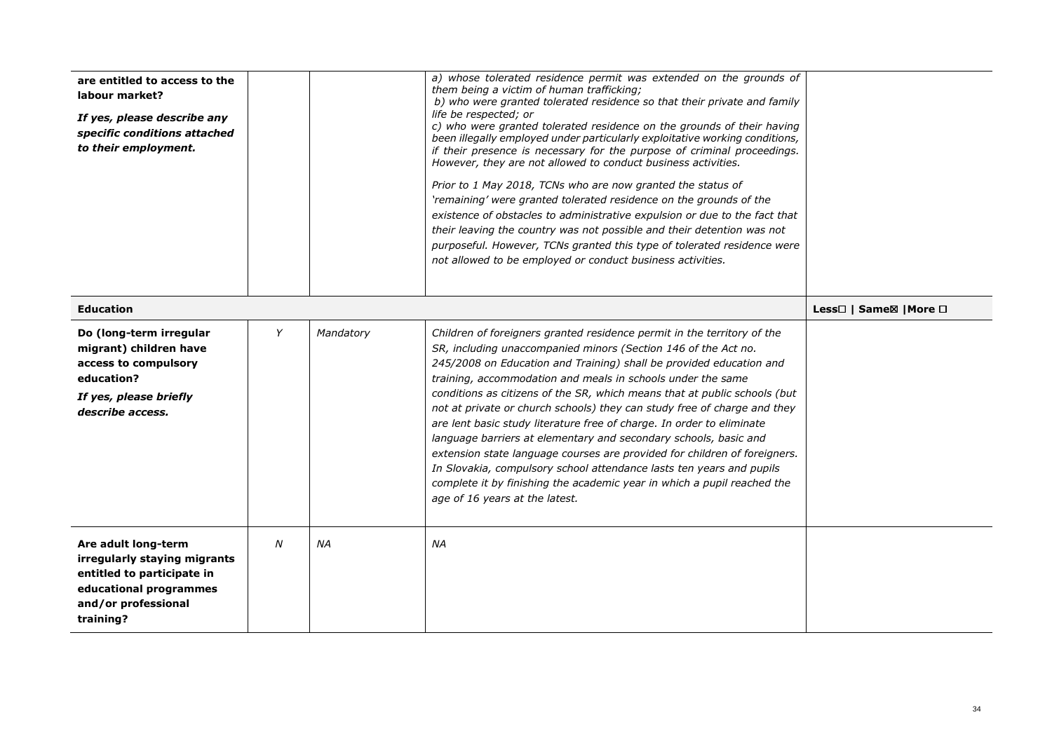| **are entitled to access to the labour market?** <br> ***If yes, please describe any specific conditions attached to their employment.*** | | | *a) whose tolerated residence permit was extended on the grounds of them being a victim of human trafficking;* <br> *b) who were granted tolerated residence so that their private and family life be respected; or* <br> *c) who were granted tolerated residence on the grounds of their having been illegally employed under particularly exploitative working conditions, if their presence is necessary for the purpose of criminal proceedings. However, they are not allowed to conduct business activities.* <br><br> *Prior to 1 May 2018, TCNs who are now granted the status of 'remaining' were granted tolerated residence on the grounds of the existence of obstacles to administrative expulsion or due to the fact that their leaving the country was not possible and their detention was not purposeful. However, TCNs granted this type of tolerated residence were not allowed to be employed or conduct business activities.* | |
|---|---|---|---|---|
| **Education** | | | | **Less☐ \| Same☒ \|More ☐** |
| **Do (long-term irregular migrant) children have access to compulsory education?** <br> ***If yes, please briefly describe access.*** | *Y* | *Mandatory* | *Children of foreigners granted residence permit in the territory of the SR, including unaccompanied minors (Section 146 of the Act no. 245/2008 on Education and Training) shall be provided education and training, accommodation and meals in schools under the same conditions as citizens of the SR, which means that at public schools (but not at private or church schools) they can study free of charge and they are lent basic study literature free of charge. In order to eliminate language barriers at elementary and secondary schools, basic and extension state language courses are provided for children of foreigners. In Slovakia, compulsory school attendance lasts ten years and pupils complete it by finishing the academic year in which a pupil reached the age of 16 years at the latest.* | |
| **Are adult long-term irregularly staying migrants entitled to participate in educational programmes and/or professional training?** | *N* | *NA* | *NA* | |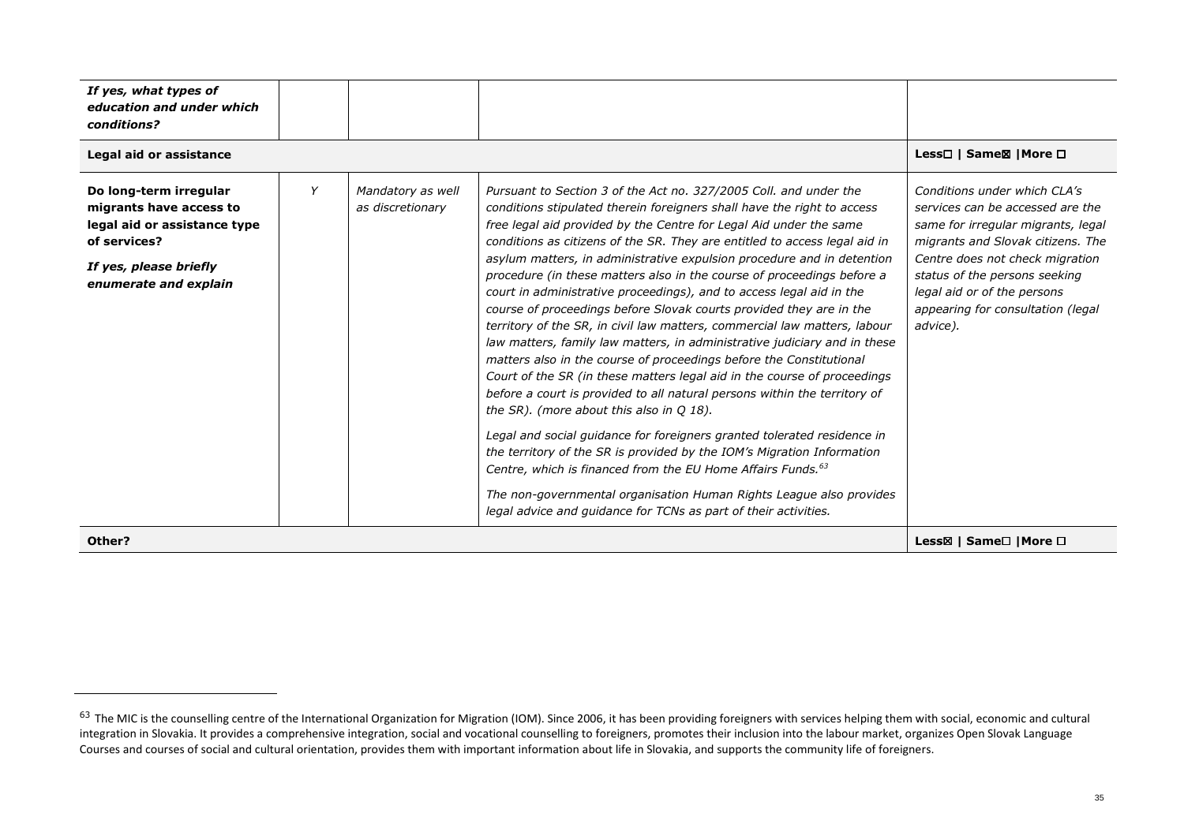| | | | | |
|---|---|---|---|---|
| ***If yes, what types of education and under which conditions?*** | | | | |
| **Legal aid or assistance** | | | | **Less☐ \| Same☒ \|More ☐** |
| **Do long-term irregular migrants have access to legal aid or assistance type of services?** ***If yes, please briefly enumerate and explain*** | Y | *Mandatory as well as discretionary* | *Pursuant to Section 3 of the Act no. 327/2005 Coll. and under the conditions stipulated therein foreigners shall have the right to access free legal aid provided by the Centre for Legal Aid under the same conditions as citizens of the SR. They are entitled to access legal aid in asylum matters, in administrative expulsion procedure and in detention procedure (in these matters also in the course of proceedings before a court in administrative proceedings), and to access legal aid in the course of proceedings before Slovak courts provided they are in the territory of the SR, in civil law matters, commercial law matters, labour law matters, family law matters, in administrative judiciary and in these matters also in the course of proceedings before the Constitutional Court of the SR (in these matters legal aid in the course of proceedings before a court is provided to all natural persons within the territory of the SR). (more about this also in Q 18).* <br><br> *Legal and social guidance for foreigners granted tolerated residence in the territory of the SR is provided by the IOM's Migration Information Centre, which is financed from the EU Home Affairs Funds.*[63] <br><br> *The non-governmental organisation Human Rights League also provides legal advice and guidance for TCNs as part of their activities.* | *Conditions under which CLA's services can be accessed are the same for irregular migrants, legal migrants and Slovak citizens. The Centre does not check migration status of the persons seeking legal aid or of the persons appearing for consultation (legal advice).* |
| **Other?** | | | | **Less☒ \| Same☐ \|More ☐** |

[63] The MIC is the counselling centre of the International Organization for Migration (IOM). Since 2006, it has been providing foreigners with services helping them with social, economic and cultural integration in Slovakia. It provides a comprehensive integration, social and vocational counselling to foreigners, promotes their inclusion into the labour market, organizes Open Slovak Language Courses and courses of social and cultural orientation, provides them with important information about life in Slovakia, and supports the community life of foreigners.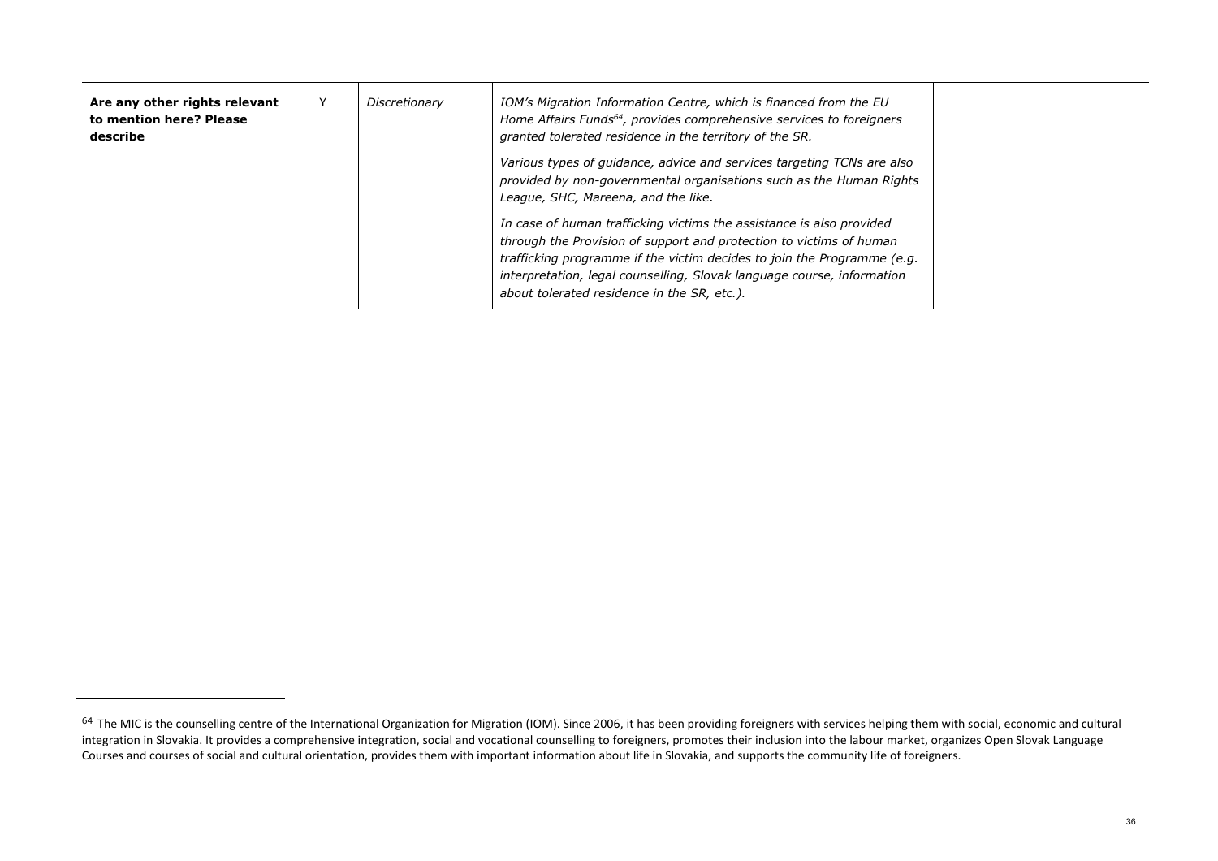| | | | | |
|---|---|---|---|---|
| **Are any other rights relevant to mention here? Please describe** | Y | *Discretionary* | *IOM's Migration Information Centre, which is financed from the EU Home Affairs Funds[64], provides comprehensive services to foreigners granted tolerated residence in the territory of the SR.*<br><br>*Various types of guidance, advice and services targeting TCNs are also provided by non-governmental organisations such as the Human Rights League, SHC, Mareena, and the like.*<br><br>*In case of human trafficking victims the assistance is also provided through the Provision of support and protection to victims of human trafficking programme if the victim decides to join the Programme (e.g. interpretation, legal counselling, Slovak language course, information about tolerated residence in the SR, etc.).* | |

[64] The MIC is the counselling centre of the International Organization for Migration (IOM). Since 2006, it has been providing foreigners with services helping them with social, economic and cultural integration in Slovakia. It provides a comprehensive integration, social and vocational counselling to foreigners, promotes their inclusion into the labour market, organizes Open Slovak Language Courses and courses of social and cultural orientation, provides them with important information about life in Slovakia, and supports the community life of foreigners.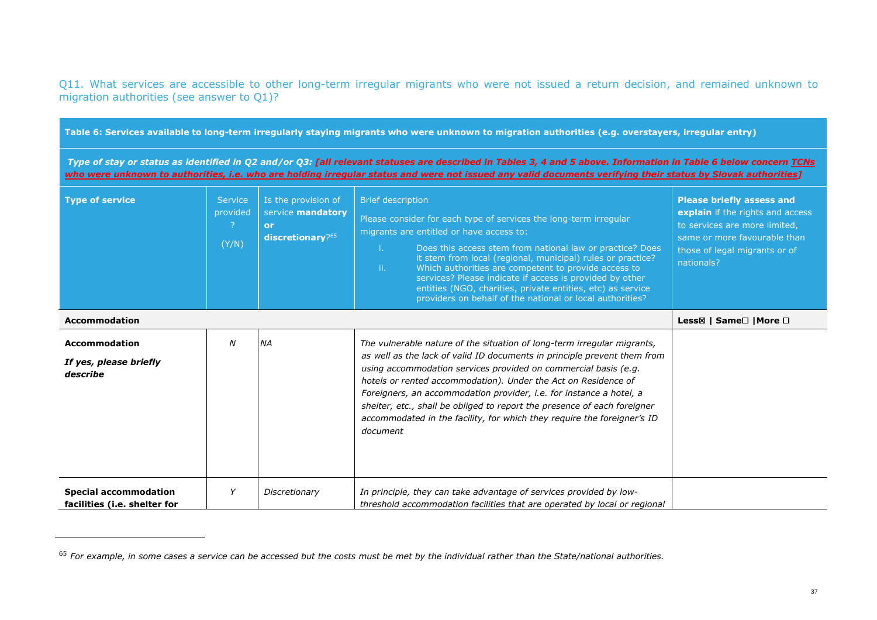Q11. What services are accessible to other long-term irregular migrants who were not issued a return decision, and remained unknown to migration authorities (see answer to Q1)?

| Table 6: Services available to long-term irregularly staying migrants who were unknown to migration authorities (e.g. overstayers, irregular entry) | | | | |
|---|---|---|---|---|
| ***Type of stay or status as identified in Q2 and/or Q3: [all relevant statuses are described in Tables 3, 4 and 5 above. Information in Table 6 below concern TCNs who were unknown to authorities, i.e. who are holding irregular status and were not issued any valid documents verifying their status by Slovak authorities]*** | | | | |
| **Type of service** | Service provided? (Y/N) | Is the provision of service **mandatory or discretionary**?[65] | Brief description<br>Please consider for each type of services the long-term irregular migrants are entitled or have access to:<br>i. Does this access stem from national law or practice? Does it stem from local (regional, municipal) rules or practice?<br>ii. Which authorities are competent to provide access to services? Please indicate if access is provided by other entities (NGO, charities, private entities, etc) as service providers on behalf of the national or local authorities? | **Please briefly assess and explain** if the rights and access to services are more limited, same or more favourable than those of legal migrants or of nationals? |
| **Accommodation** | | | | **Less☒ \| Same☐ \|More ☐** |
| **Accommodation**<br>***If yes, please briefly describe*** | *N* | *NA* | *The vulnerable nature of the situation of long-term irregular migrants, as well as the lack of valid ID documents in principle prevent them from using accommodation services provided on commercial basis (e.g. hotels or rented accommodation). Under the Act on Residence of Foreigners, an accommodation provider, i.e. for instance a hotel, a shelter, etc., shall be obliged to report the presence of each foreigner accommodated in the facility, for which they require the foreigner's ID document* | |
| **Special accommodation facilities (i.e. shelter for** | *Y* | *Discretionary* | *In principle, they can take advantage of services provided by low-threshold accommodation facilities that are operated by local or regional* | |

[65] *For example, in some cases a service can be accessed but the costs must be met by the individual rather than the State/national authorities.*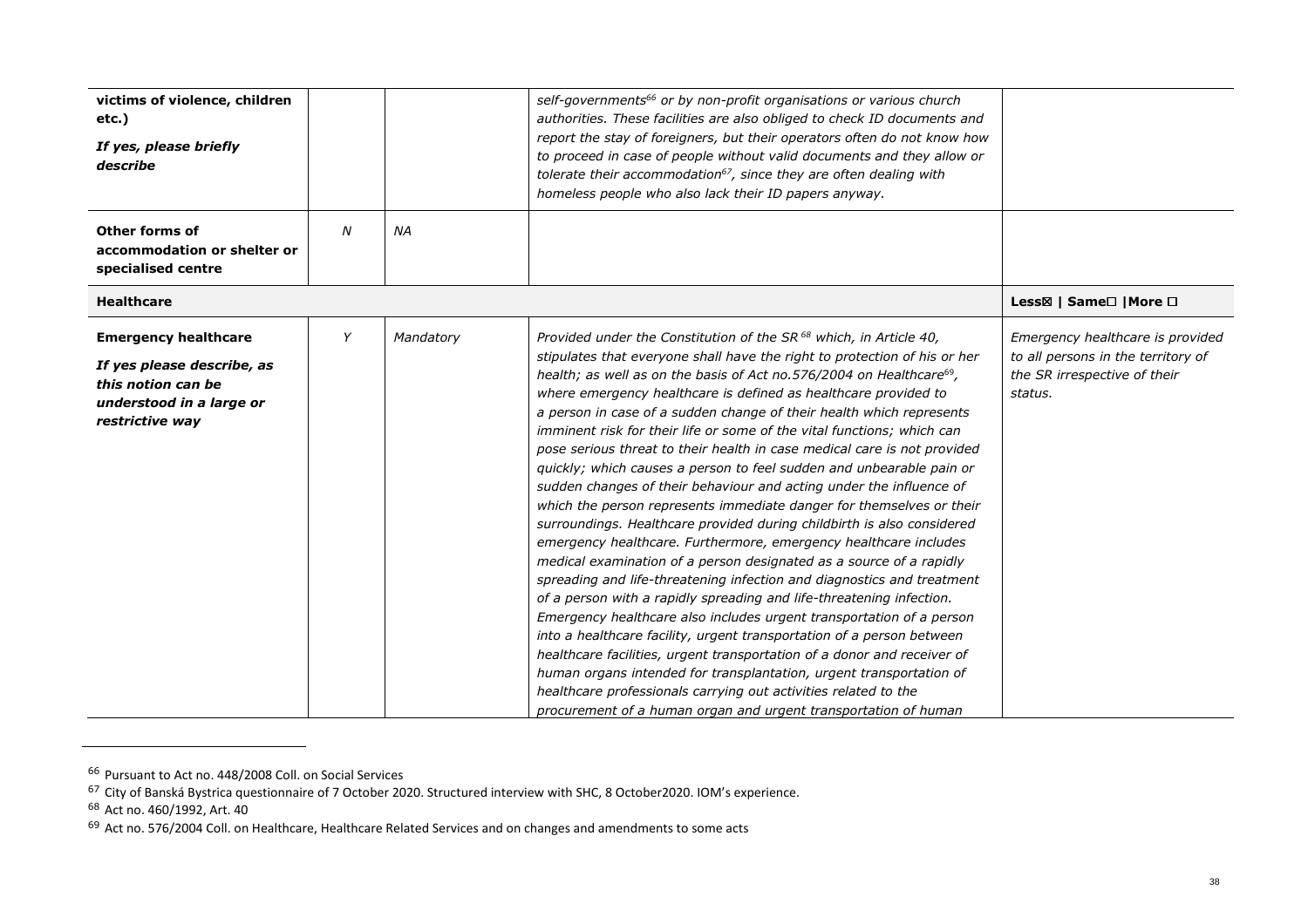| | | | | |
|---|---|---|---|---|
| **victims of violence, children etc.)** ***If yes, please briefly describe*** | | | *self-governments[66] or by non-profit organisations or various church authorities. These facilities are also obliged to check ID documents and report the stay of foreigners, but their operators often do not know how to proceed in case of people without valid documents and they allow or tolerate their accommodation[67], since they are often dealing with homeless people who also lack their ID papers anyway.* | |
| **Other forms of accommodation or shelter or specialised centre** | *N* | *NA* | | |
| **Healthcare** | | | | **Less☒ \| Same☐ \|More ☐** |
| **Emergency healthcare** ***If yes please describe, as this notion can be understood in a large or restrictive way*** | *Y* | *Mandatory* | *Provided under the Constitution of the SR[68] which, in Article 40, stipulates that everyone shall have the right to protection of his or her health; as well as on the basis of Act no.576/2004 on Healthcare[69], where emergency healthcare is defined as healthcare provided to a person in case of a sudden change of their health which represents imminent risk for their life or some of the vital functions; which can pose serious threat to their health in case medical care is not provided quickly; which causes a person to feel sudden and unbearable pain or sudden changes of their behaviour and acting under the influence of which the person represents immediate danger for themselves or their surroundings. Healthcare provided during childbirth is also considered emergency healthcare. Furthermore, emergency healthcare includes medical examination of a person designated as a source of a rapidly spreading and life-threatening infection and diagnostics and treatment of a person with a rapidly spreading and life-threatening infection. Emergency healthcare also includes urgent transportation of a person into a healthcare facility, urgent transportation of a person between healthcare facilities, urgent transportation of a donor and receiver of human organs intended for transplantation, urgent transportation of healthcare professionals carrying out activities related to the procurement of a human organ and urgent transportation of human* | *Emergency healthcare is provided to all persons in the territory of the SR irrespective of their status.* |

[66] Pursuant to Act no. 448/2008 Coll. on Social Services

[67] City of Banská Bystrica questionnaire of 7 October 2020. Structured interview with SHC, 8 October2020. IOM's experience.

[68] Act no. 460/1992, Art. 40

[69] Act no. 576/2004 Coll. on Healthcare, Healthcare Related Services and on changes and amendments to some acts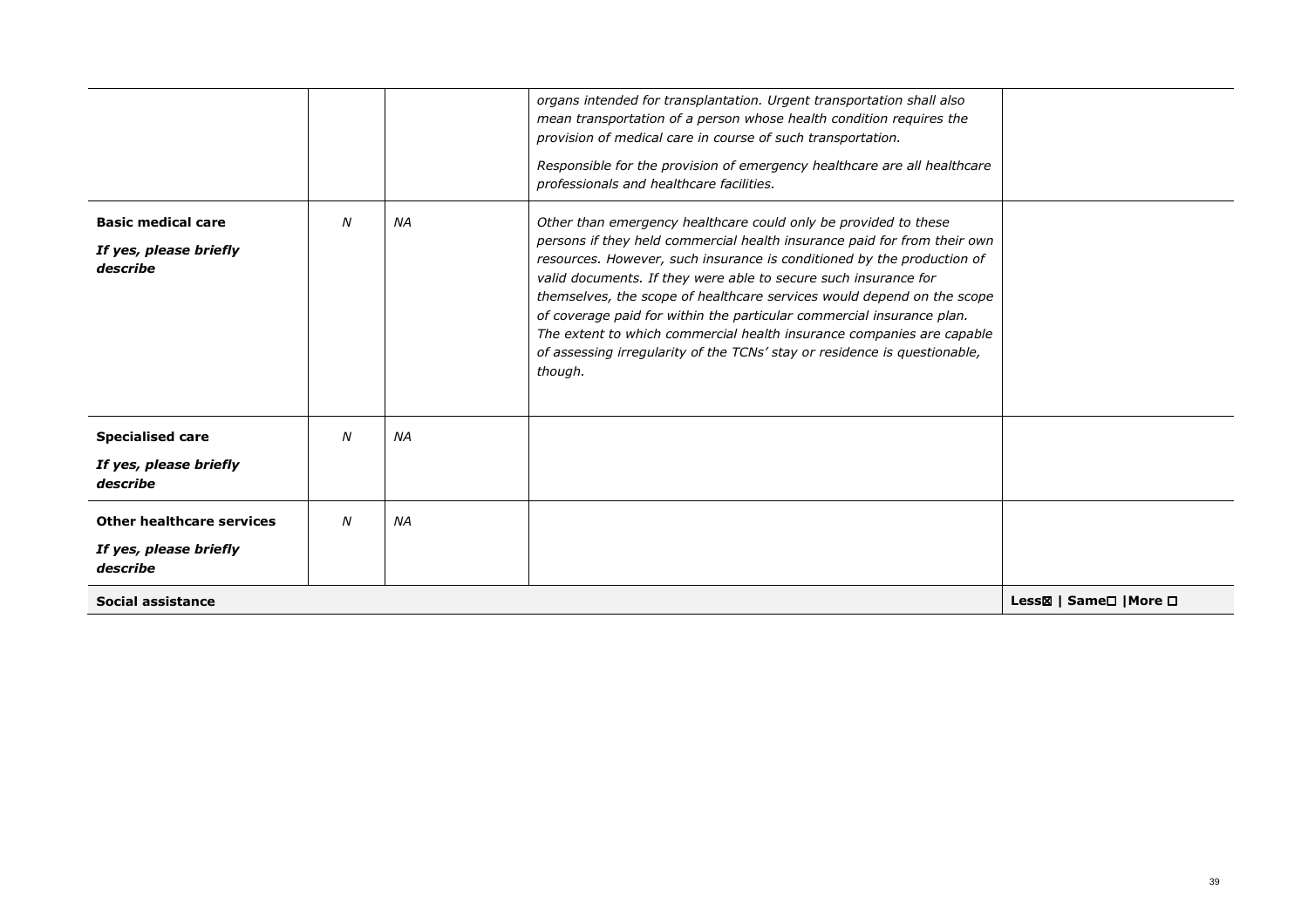| | | | | |
|---|---|---|---|---|
| | | | *organs intended for transplantation. Urgent transportation shall also mean transportation of a person whose health condition requires the provision of medical care in course of such transportation.*<br><br>*Responsible for the provision of emergency healthcare are all healthcare professionals and healthcare facilities.* | |
| **Basic medical care**<br><br>***If yes, please briefly describe*** | *N* | *NA* | *Other than emergency healthcare could only be provided to these persons if they held commercial health insurance paid for from their own resources. However, such insurance is conditioned by the production of valid documents. If they were able to secure such insurance for themselves, the scope of healthcare services would depend on the scope of coverage paid for within the particular commercial insurance plan. The extent to which commercial health insurance companies are capable of assessing irregularity of the TCNs' stay or residence is questionable, though.* | |
| **Specialised care**<br><br>***If yes, please briefly describe*** | *N* | *NA* | | |
| **Other healthcare services**<br><br>***If yes, please briefly describe*** | *N* | *NA* | | |
| **Social assistance** | | | | **Less☒ \| Same☐ \|More ☐** |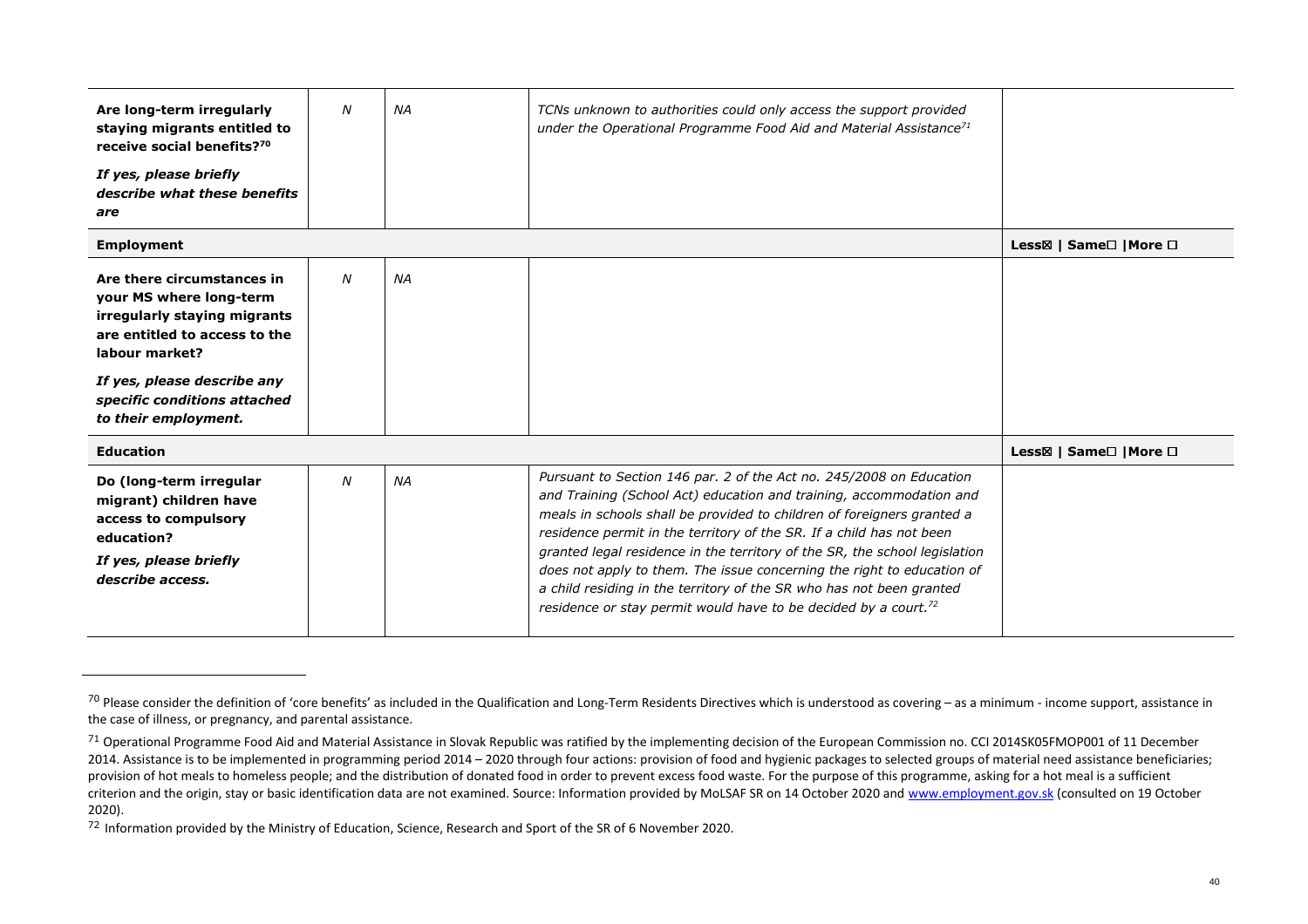| | | | | |
|---|---|---|---|---|
| **Are long-term irregularly staying migrants entitled to receive social benefits?**[70] ***If yes, please briefly describe what these benefits are*** | *N* | *NA* | *TCNs unknown to authorities could only access the support provided under the Operational Programme Food Aid and Material Assistance*[71] | |
| **Employment** | | | | **Less☒ \| Same☐ \|More ☐** |
| **Are there circumstances in your MS where long-term irregularly staying migrants are entitled to access to the labour market?** ***If yes, please describe any specific conditions attached to their employment.*** | *N* | *NA* | | |
| **Education** | | | | **Less☒ \| Same☐ \|More ☐** |
| **Do (long-term irregular migrant) children have access to compulsory education?** ***If yes, please briefly describe access.*** | *N* | *NA* | *Pursuant to Section 146 par. 2 of the Act no. 245/2008 on Education and Training (School Act) education and training, accommodation and meals in schools shall be provided to children of foreigners granted a residence permit in the territory of the SR. If a child has not been granted legal residence in the territory of the SR, the school legislation does not apply to them. The issue concerning the right to education of a child residing in the territory of the SR who has not been granted residence or stay permit would have to be decided by a court.*[72] | |

[70] Please consider the definition of 'core benefits' as included in the Qualification and Long-Term Residents Directives which is understood as covering – as a minimum - income support, assistance in the case of illness, or pregnancy, and parental assistance.

[71] Operational Programme Food Aid and Material Assistance in Slovak Republic was ratified by the implementing decision of the European Commission no. CCI 2014SK05FMOP001 of 11 December 2014. Assistance is to be implemented in programming period 2014 – 2020 through four actions: provision of food and hygienic packages to selected groups of material need assistance beneficiaries; provision of hot meals to homeless people; and the distribution of donated food in order to prevent excess food waste. For the purpose of this programme, asking for a hot meal is a sufficient criterion and the origin, stay or basic identification data are not examined. Source: Information provided by MoLSAF SR on 14 October 2020 and www.employment.gov.sk (consulted on 19 October 2020).

[72] Information provided by the Ministry of Education, Science, Research and Sport of the SR of 6 November 2020.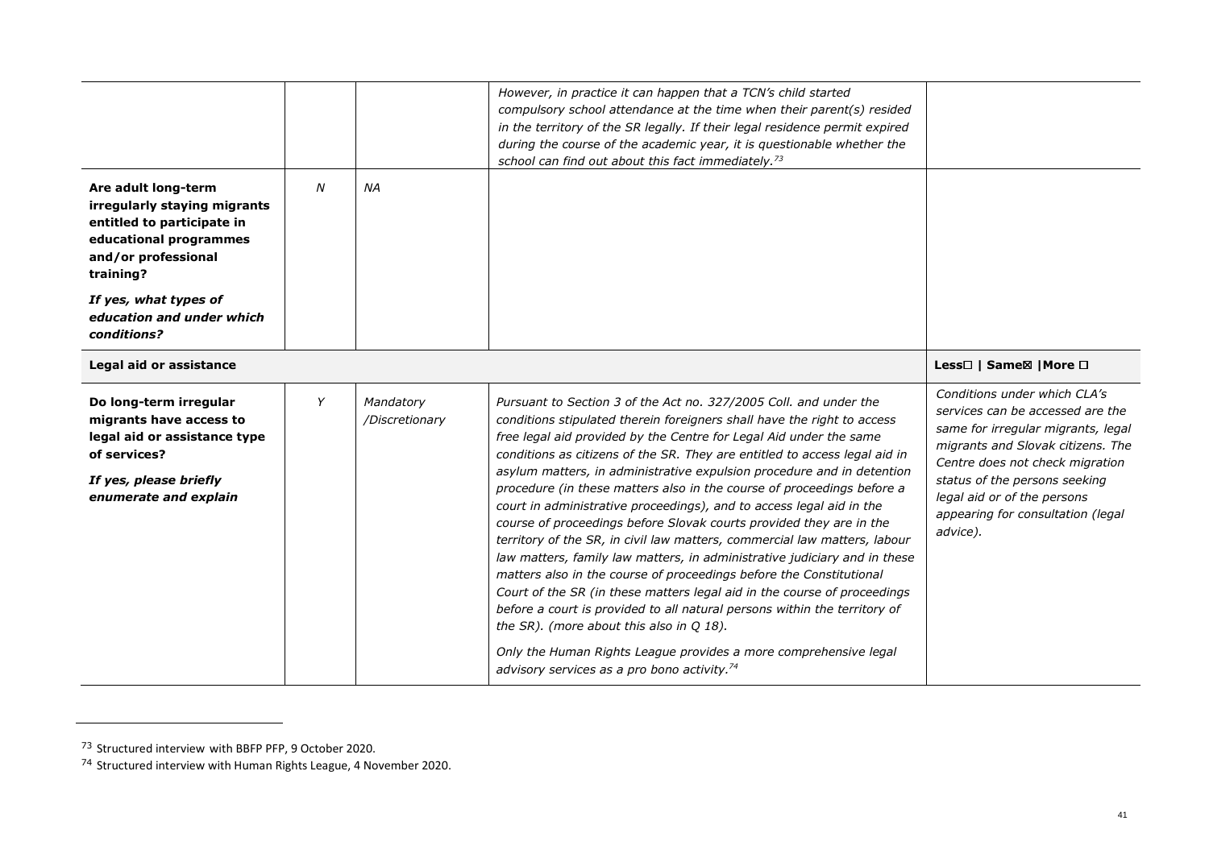| | | | | |
|---|---|---|---|---|
| | | | *However, in practice it can happen that a TCN's child started compulsory school attendance at the time when their parent(s) resided in the territory of the SR legally. If their legal residence permit expired during the course of the academic year, it is questionable whether the school can find out about this fact immediately.*[73] | |
| **Are adult long-term irregularly staying migrants entitled to participate in educational programmes and/or professional training?** ***If yes, what types of education and under which conditions?*** | *N* | *NA* | | |
| **Legal aid or assistance** | | | | **Less☐ \| Same☒ \|More ☐** |
| **Do long-term irregular migrants have access to legal aid or assistance type of services?** ***If yes, please briefly enumerate and explain*** | *Y* | *Mandatory /Discretionary* | *Pursuant to Section 3 of the Act no. 327/2005 Coll. and under the conditions stipulated therein foreigners shall have the right to access free legal aid provided by the Centre for Legal Aid under the same conditions as citizens of the SR. They are entitled to access legal aid in asylum matters, in administrative expulsion procedure and in detention procedure (in these matters also in the course of proceedings before a court in administrative proceedings), and to access legal aid in the course of proceedings before Slovak courts provided they are in the territory of the SR, in civil law matters, commercial law matters, labour law matters, family law matters, in administrative judiciary and in these matters also in the course of proceedings before the Constitutional Court of the SR (in these matters legal aid in the course of proceedings before a court is provided to all natural persons within the territory of the SR). (more about this also in Q 18).* *Only the Human Rights League provides a more comprehensive legal advisory services as a pro bono activity.*[74] | *Conditions under which CLA's services can be accessed are the same for irregular migrants, legal migrants and Slovak citizens. The Centre does not check migration status of the persons seeking legal aid or of the persons appearing for consultation (legal advice).* |

[73] Structured interview with BBFP PFP, 9 October 2020.

[74] Structured interview with Human Rights League, 4 November 2020.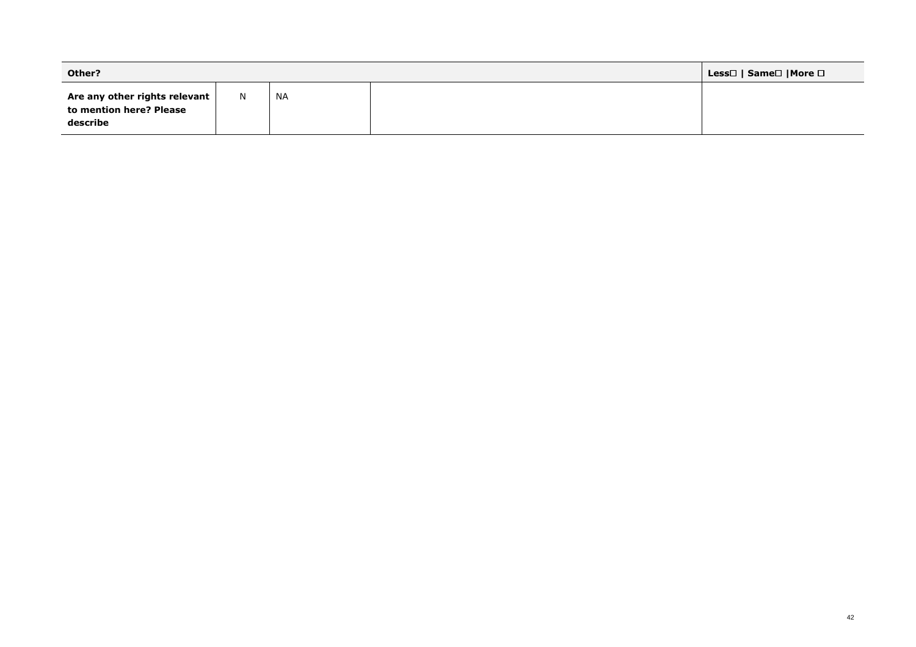| Other? | | | | Less☐ \| Same☐ \|More ☐ |
|---|---|---|---|---|
| **Are any other rights relevant to mention here? Please describe** | N | NA | | |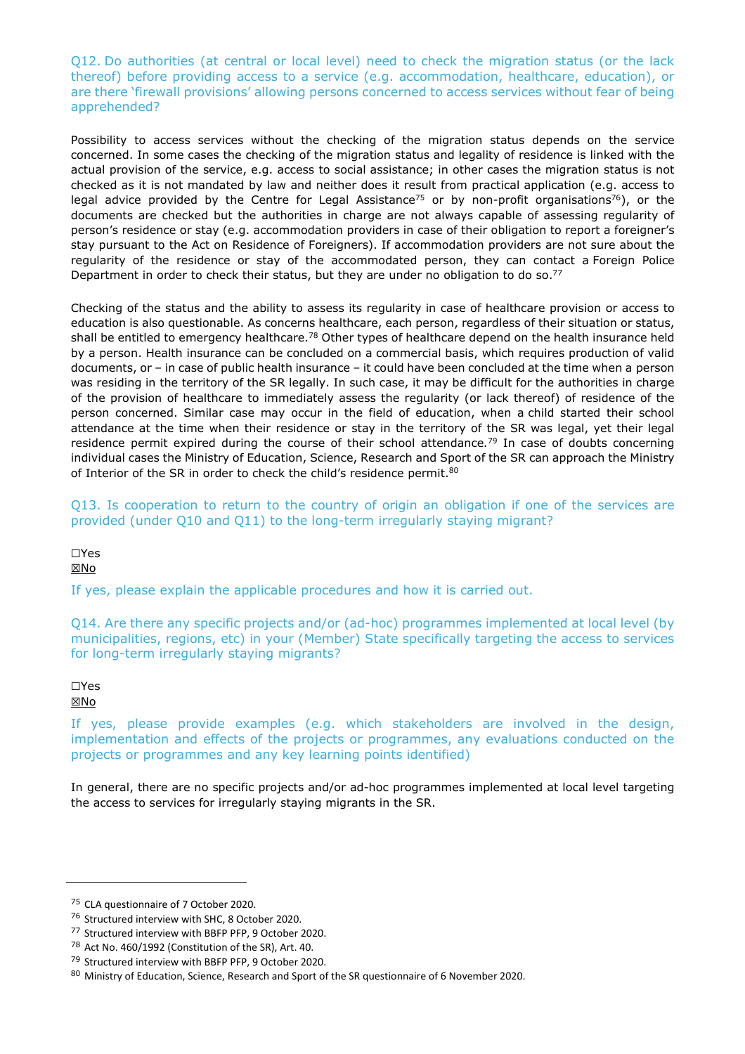Q12. Do authorities (at central or local level) need to check the migration status (or the lack thereof) before providing access to a service (e.g. accommodation, healthcare, education), or are there 'firewall provisions' allowing persons concerned to access services without fear of being apprehended?

Possibility to access services without the checking of the migration status depends on the service concerned. In some cases the checking of the migration status and legality of residence is linked with the actual provision of the service, e.g. access to social assistance; in other cases the migration status is not checked as it is not mandated by law and neither does it result from practical application (e.g. access to legal advice provided by the Centre for Legal Assistance[75] or by non-profit organisations[76]), or the documents are checked but the authorities in charge are not always capable of assessing regularity of person's residence or stay (e.g. accommodation providers in case of their obligation to report a foreigner's stay pursuant to the Act on Residence of Foreigners). If accommodation providers are not sure about the regularity of the residence or stay of the accommodated person, they can contact a Foreign Police Department in order to check their status, but they are under no obligation to do so.[77]

Checking of the status and the ability to assess its regularity in case of healthcare provision or access to education is also questionable. As concerns healthcare, each person, regardless of their situation or status, shall be entitled to emergency healthcare.[78] Other types of healthcare depend on the health insurance held by a person. Health insurance can be concluded on a commercial basis, which requires production of valid documents, or – in case of public health insurance – it could have been concluded at the time when a person was residing in the territory of the SR legally. In such case, it may be difficult for the authorities in charge of the provision of healthcare to immediately assess the regularity (or lack thereof) of residence of the person concerned. Similar case may occur in the field of education, when a child started their school attendance at the time when their residence or stay in the territory of the SR was legal, yet their legal residence permit expired during the course of their school attendance.[79] In case of doubts concerning individual cases the Ministry of Education, Science, Research and Sport of the SR can approach the Ministry of Interior of the SR in order to check the child's residence permit.[80]

Q13. Is cooperation to return to the country of origin an obligation if one of the services are provided (under Q10 and Q11) to the long-term irregularly staying migrant?

☐Yes
☒No

If yes, please explain the applicable procedures and how it is carried out.

Q14. Are there any specific projects and/or (ad-hoc) programmes implemented at local level (by municipalities, regions, etc) in your (Member) State specifically targeting the access to services for long-term irregularly staying migrants?

☐Yes
☒No

If yes, please provide examples (e.g. which stakeholders are involved in the design, implementation and effects of the projects or programmes, any evaluations conducted on the projects or programmes and any key learning points identified)

In general, there are no specific projects and/or ad-hoc programmes implemented at local level targeting the access to services for irregularly staying migrants in the SR.

---

[75] CLA questionnaire of 7 October 2020.
[76] Structured interview with SHC, 8 October 2020.
[77] Structured interview with BBFP PFP, 9 October 2020.
[78] Act No. 460/1992 (Constitution of the SR), Art. 40.
[79] Structured interview with BBFP PFP, 9 October 2020.
[80] Ministry of Education, Science, Research and Sport of the SR questionnaire of 6 November 2020.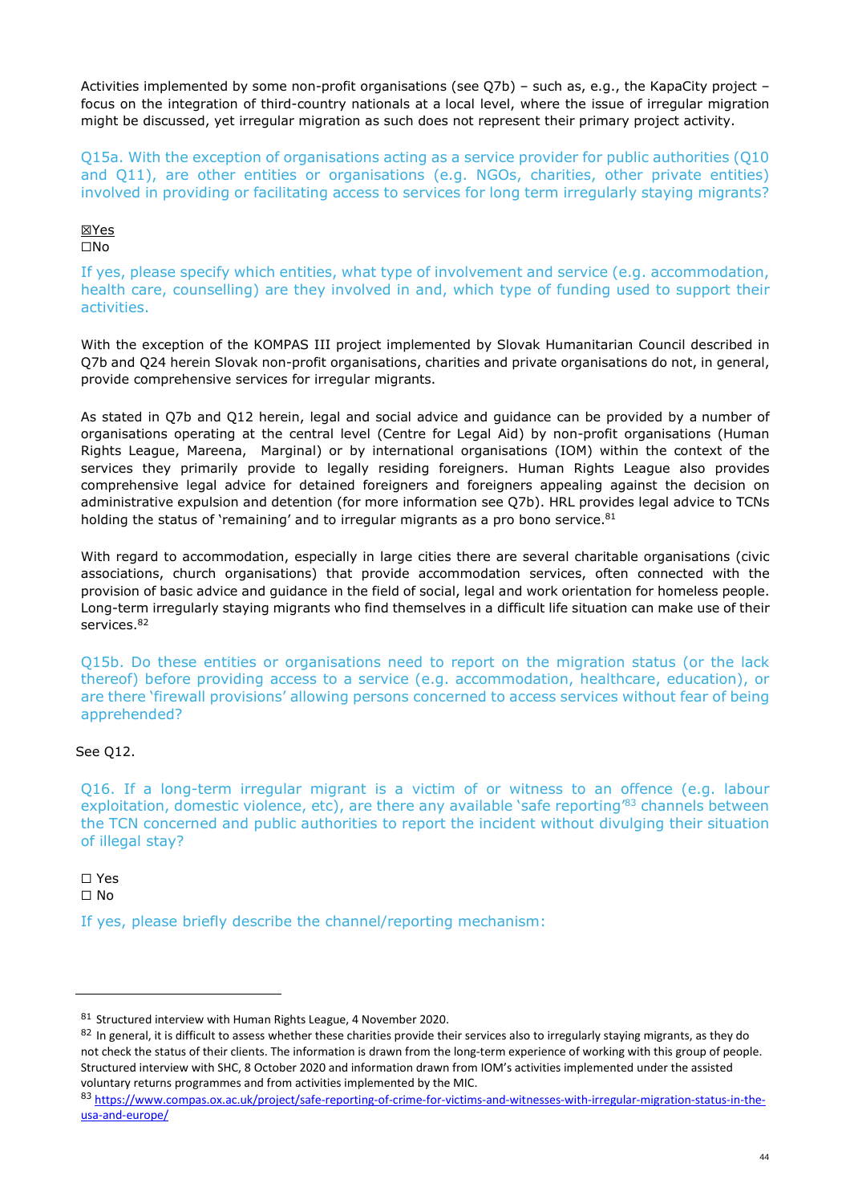Activities implemented by some non-profit organisations (see Q7b) – such as, e.g., the KapaCity project – focus on the integration of third-country nationals at a local level, where the issue of irregular migration might be discussed, yet irregular migration as such does not represent their primary project activity.

Q15a. With the exception of organisations acting as a service provider for public authorities (Q10 and Q11), are other entities or organisations (e.g. NGOs, charities, other private entities) involved in providing or facilitating access to services for long term irregularly staying migrants?

☒Yes
☐No

If yes, please specify which entities, what type of involvement and service (e.g. accommodation, health care, counselling) are they involved in and, which type of funding used to support their activities.

With the exception of the KOMPAS III project implemented by Slovak Humanitarian Council described in Q7b and Q24 herein Slovak non-profit organisations, charities and private organisations do not, in general, provide comprehensive services for irregular migrants.

As stated in Q7b and Q12 herein, legal and social advice and guidance can be provided by a number of organisations operating at the central level (Centre for Legal Aid) by non-profit organisations (Human Rights League, Mareena, Marginal) or by international organisations (IOM) within the context of the services they primarily provide to legally residing foreigners. Human Rights League also provides comprehensive legal advice for detained foreigners and foreigners appealing against the decision on administrative expulsion and detention (for more information see Q7b). HRL provides legal advice to TCNs holding the status of 'remaining' and to irregular migrants as a pro bono service.[81]

With regard to accommodation, especially in large cities there are several charitable organisations (civic associations, church organisations) that provide accommodation services, often connected with the provision of basic advice and guidance in the field of social, legal and work orientation for homeless people. Long-term irregularly staying migrants who find themselves in a difficult life situation can make use of their services.[82]

Q15b. Do these entities or organisations need to report on the migration status (or the lack thereof) before providing access to a service (e.g. accommodation, healthcare, education), or are there 'firewall provisions' allowing persons concerned to access services without fear of being apprehended?

See Q12.

Q16. If a long-term irregular migrant is a victim of or witness to an offence (e.g. labour exploitation, domestic violence, etc), are there any available 'safe reporting'[83] channels between the TCN concerned and public authorities to report the incident without divulging their situation of illegal stay?

☐ Yes
☐ No

If yes, please briefly describe the channel/reporting mechanism:

---

[81] Structured interview with Human Rights League, 4 November 2020.

[82] In general, it is difficult to assess whether these charities provide their services also to irregularly staying migrants, as they do not check the status of their clients. The information is drawn from the long-term experience of working with this group of people. Structured interview with SHC, 8 October 2020 and information drawn from IOM's activities implemented under the assisted voluntary returns programmes and from activities implemented by the MIC.

[83] https://www.compas.ox.ac.uk/project/safe-reporting-of-crime-for-victims-and-witnesses-with-irregular-migration-status-in-the-usa-and-europe/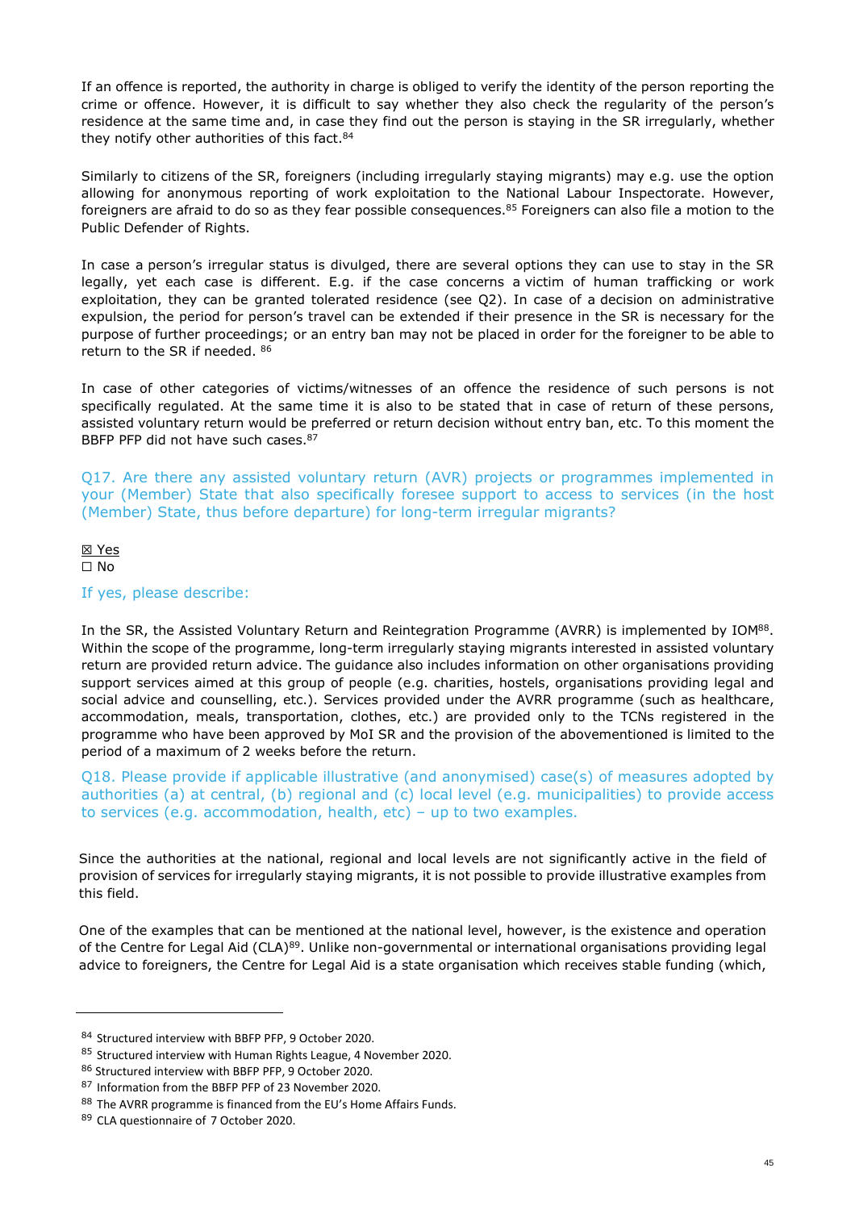If an offence is reported, the authority in charge is obliged to verify the identity of the person reporting the crime or offence. However, it is difficult to say whether they also check the regularity of the person's residence at the same time and, in case they find out the person is staying in the SR irregularly, whether they notify other authorities of this fact.[84]

Similarly to citizens of the SR, foreigners (including irregularly staying migrants) may e.g. use the option allowing for anonymous reporting of work exploitation to the National Labour Inspectorate. However, foreigners are afraid to do so as they fear possible consequences.[85] Foreigners can also file a motion to the Public Defender of Rights.

In case a person's irregular status is divulged, there are several options they can use to stay in the SR legally, yet each case is different. E.g. if the case concerns a victim of human trafficking or work exploitation, they can be granted tolerated residence (see Q2). In case of a decision on administrative expulsion, the period for person's travel can be extended if their presence in the SR is necessary for the purpose of further proceedings; or an entry ban may not be placed in order for the foreigner to be able to return to the SR if needed. [86]

In case of other categories of victims/witnesses of an offence the residence of such persons is not specifically regulated. At the same time it is also to be stated that in case of return of these persons, assisted voluntary return would be preferred or return decision without entry ban, etc. To this moment the BBFP PFP did not have such cases.[87]

### Q17. Are there any assisted voluntary return (AVR) projects or programmes implemented in your (Member) State that also specifically foresee support to access to services (in the host (Member) State, thus before departure) for long-term irregular migrants?

☒ Yes
☐ No

If yes, please describe:

In the SR, the Assisted Voluntary Return and Reintegration Programme (AVRR) is implemented by IOM[88]. Within the scope of the programme, long-term irregularly staying migrants interested in assisted voluntary return are provided return advice. The guidance also includes information on other organisations providing support services aimed at this group of people (e.g. charities, hostels, organisations providing legal and social advice and counselling, etc.). Services provided under the AVRR programme (such as healthcare, accommodation, meals, transportation, clothes, etc.) are provided only to the TCNs registered in the programme who have been approved by MoI SR and the provision of the abovementioned is limited to the period of a maximum of 2 weeks before the return.

### Q18. Please provide if applicable illustrative (and anonymised) case(s) of measures adopted by authorities (a) at central, (b) regional and (c) local level (e.g. municipalities) to provide access to services (e.g. accommodation, health, etc) – up to two examples.

Since the authorities at the national, regional and local levels are not significantly active in the field of provision of services for irregularly staying migrants, it is not possible to provide illustrative examples from this field.

One of the examples that can be mentioned at the national level, however, is the existence and operation of the Centre for Legal Aid (CLA)[89]. Unlike non-governmental or international organisations providing legal advice to foreigners, the Centre for Legal Aid is a state organisation which receives stable funding (which,

---

[84] Structured interview with BBFP PFP, 9 October 2020.

[85] Structured interview with Human Rights League, 4 November 2020.

[86] Structured interview with BBFP PFP, 9 October 2020.

[87] Information from the BBFP PFP of 23 November 2020.

[88] The AVRR programme is financed from the EU's Home Affairs Funds.

[89] CLA questionnaire of 7 October 2020.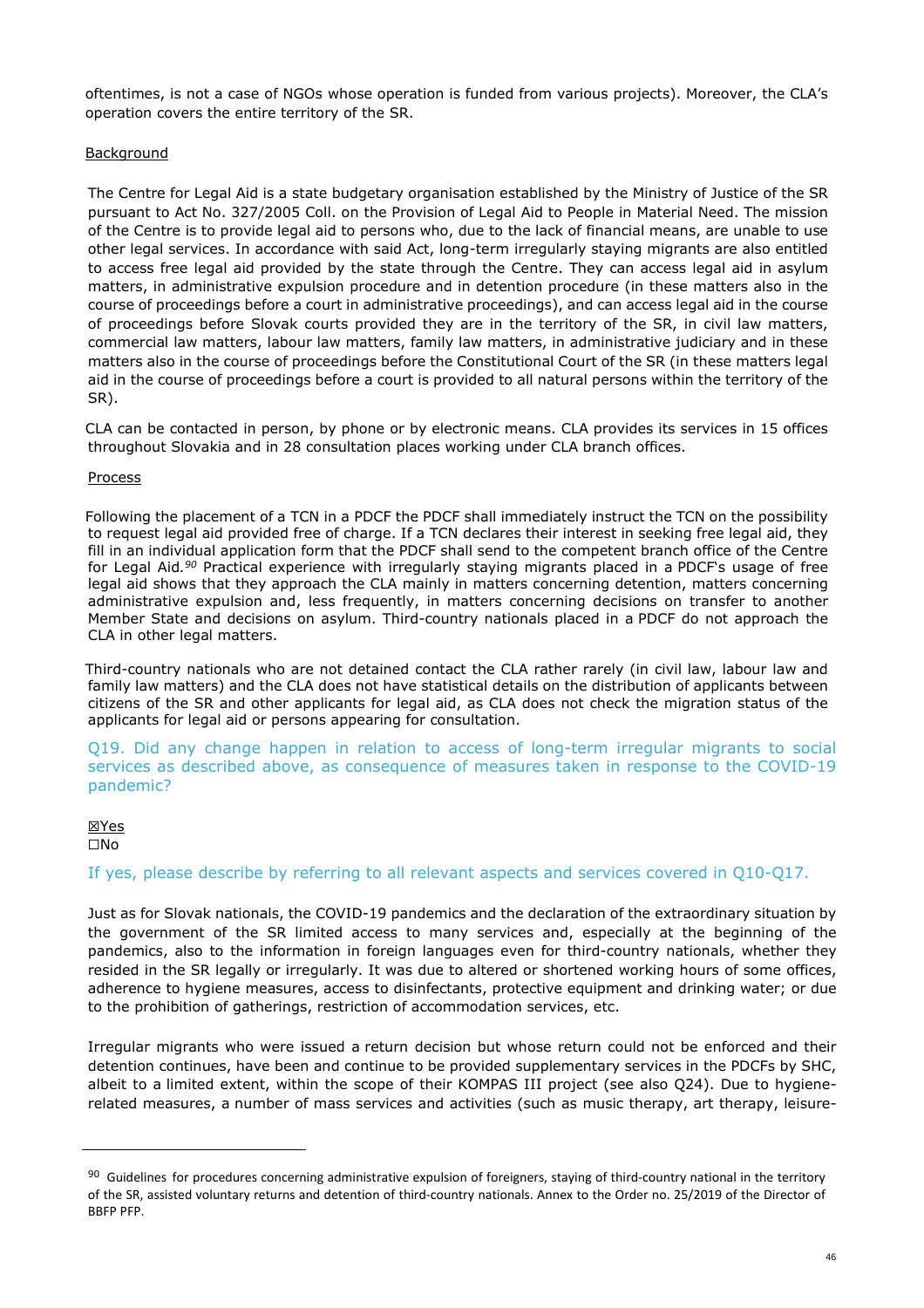oftentimes, is not a case of NGOs whose operation is funded from various projects). Moreover, the CLA's operation covers the entire territory of the SR.

Background

The Centre for Legal Aid is a state budgetary organisation established by the Ministry of Justice of the SR pursuant to Act No. 327/2005 Coll. on the Provision of Legal Aid to People in Material Need. The mission of the Centre is to provide legal aid to persons who, due to the lack of financial means, are unable to use other legal services. In accordance with said Act, long-term irregularly staying migrants are also entitled to access free legal aid provided by the state through the Centre. They can access legal aid in asylum matters, in administrative expulsion procedure and in detention procedure (in these matters also in the course of proceedings before a court in administrative proceedings), and can access legal aid in the course of proceedings before Slovak courts provided they are in the territory of the SR, in civil law matters, commercial law matters, labour law matters, family law matters, in administrative judiciary and in these matters also in the course of proceedings before the Constitutional Court of the SR (in these matters legal aid in the course of proceedings before a court is provided to all natural persons within the territory of the SR).

CLA can be contacted in person, by phone or by electronic means. CLA provides its services in 15 offices throughout Slovakia and in 28 consultation places working under CLA branch offices.

Process

Following the placement of a TCN in a PDCF the PDCF shall immediately instruct the TCN on the possibility to request legal aid provided free of charge. If a TCN declares their interest in seeking free legal aid, they fill in an individual application form that the PDCF shall send to the competent branch office of the Centre for Legal Aid.[90] Practical experience with irregularly staying migrants placed in a PDCF's usage of free legal aid shows that they approach the CLA mainly in matters concerning detention, matters concerning administrative expulsion and, less frequently, in matters concerning decisions on transfer to another Member State and decisions on asylum. Third-country nationals placed in a PDCF do not approach the CLA in other legal matters.

Third-country nationals who are not detained contact the CLA rather rarely (in civil law, labour law and family law matters) and the CLA does not have statistical details on the distribution of applicants between citizens of the SR and other applicants for legal aid, as CLA does not check the migration status of the applicants for legal aid or persons appearing for consultation.

Q19. Did any change happen in relation to access of long-term irregular migrants to social services as described above, as consequence of measures taken in response to the COVID-19 pandemic?

☒Yes
☐No

If yes, please describe by referring to all relevant aspects and services covered in Q10-Q17.

Just as for Slovak nationals, the COVID-19 pandemics and the declaration of the extraordinary situation by the government of the SR limited access to many services and, especially at the beginning of the pandemics, also to the information in foreign languages even for third-country nationals, whether they resided in the SR legally or irregularly. It was due to altered or shortened working hours of some offices, adherence to hygiene measures, access to disinfectants, protective equipment and drinking water; or due to the prohibition of gatherings, restriction of accommodation services, etc.

Irregular migrants who were issued a return decision but whose return could not be enforced and their detention continues, have been and continue to be provided supplementary services in the PDCFs by SHC, albeit to a limited extent, within the scope of their KOMPAS III project (see also Q24). Due to hygiene-related measures, a number of mass services and activities (such as music therapy, art therapy, leisure-

[90] Guidelines for procedures concerning administrative expulsion of foreigners, staying of third-country national in the territory of the SR, assisted voluntary returns and detention of third-country nationals. Annex to the Order no. 25/2019 of the Director of BBFP PFP.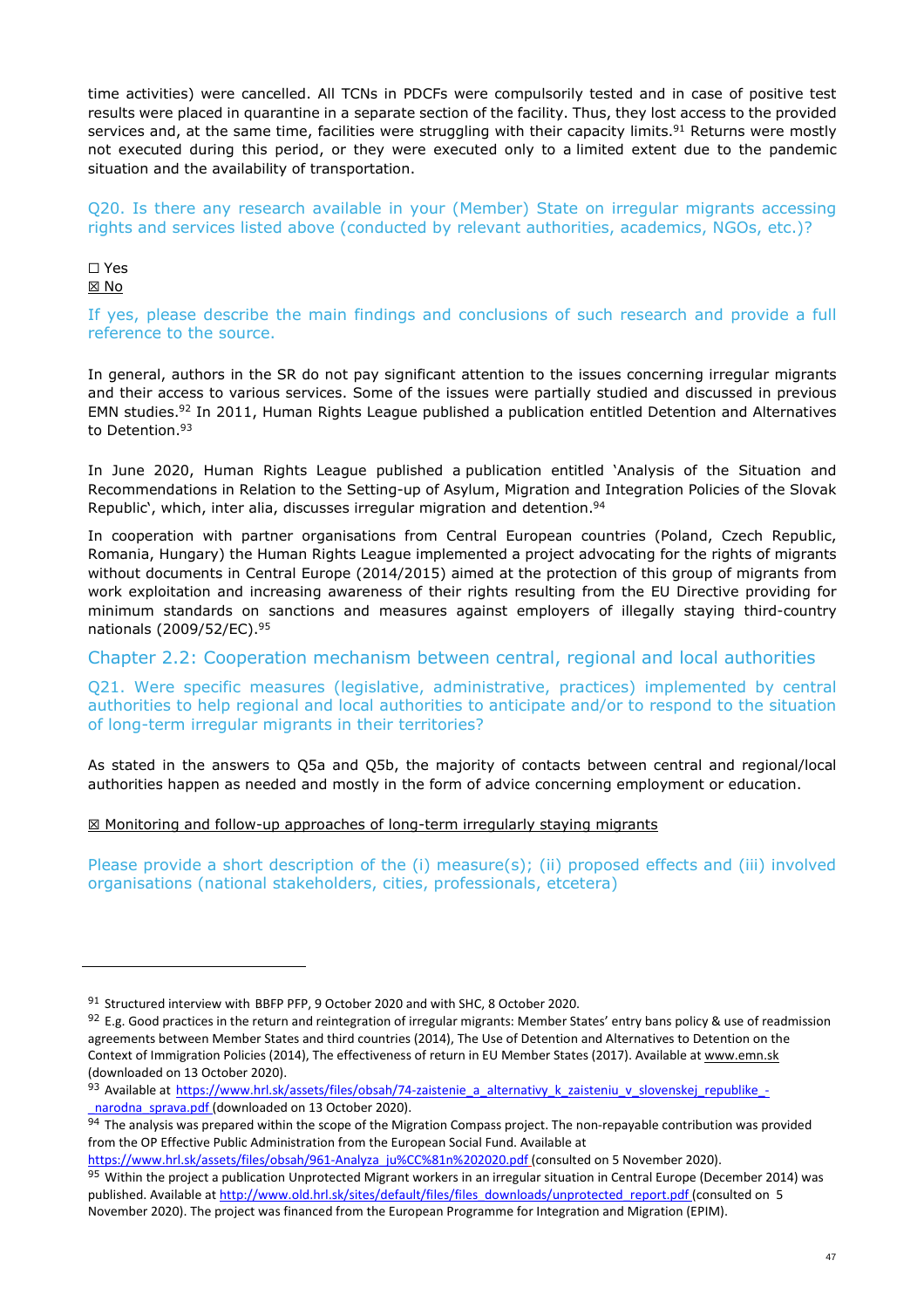time activities) were cancelled. All TCNs in PDCFs were compulsorily tested and in case of positive test results were placed in quarantine in a separate section of the facility. Thus, they lost access to the provided services and, at the same time, facilities were struggling with their capacity limits.[91] Returns were mostly not executed during this period, or they were executed only to a limited extent due to the pandemic situation and the availability of transportation.

Q20. Is there any research available in your (Member) State on irregular migrants accessing rights and services listed above (conducted by relevant authorities, academics, NGOs, etc.)?

☐ Yes
☒ No

If yes, please describe the main findings and conclusions of such research and provide a full reference to the source.

In general, authors in the SR do not pay significant attention to the issues concerning irregular migrants and their access to various services. Some of the issues were partially studied and discussed in previous EMN studies.[92] In 2011, Human Rights League published a publication entitled Detention and Alternatives to Detention.[93]

In June 2020, Human Rights League published a publication entitled 'Analysis of the Situation and Recommendations in Relation to the Setting-up of Asylum, Migration and Integration Policies of the Slovak Republic', which, inter alia, discusses irregular migration and detention.[94]

In cooperation with partner organisations from Central European countries (Poland, Czech Republic, Romania, Hungary) the Human Rights League implemented a project advocating for the rights of migrants without documents in Central Europe (2014/2015) aimed at the protection of this group of migrants from work exploitation and increasing awareness of their rights resulting from the EU Directive providing for minimum standards on sanctions and measures against employers of illegally staying third-country nationals (2009/52/EC).[95]

## Chapter 2.2: Cooperation mechanism between central, regional and local authorities

Q21. Were specific measures (legislative, administrative, practices) implemented by central authorities to help regional and local authorities to anticipate and/or to respond to the situation of long-term irregular migrants in their territories?

As stated in the answers to Q5a and Q5b, the majority of contacts between central and regional/local authorities happen as needed and mostly in the form of advice concerning employment or education.

☒ Monitoring and follow-up approaches of long-term irregularly staying migrants

Please provide a short description of the (i) measure(s); (ii) proposed effects and (iii) involved organisations (national stakeholders, cities, professionals, etcetera)

---

[91] Structured interview with BBFP PFP, 9 October 2020 and with SHC, 8 October 2020.

[92] E.g. Good practices in the return and reintegration of irregular migrants: Member States' entry bans policy & use of readmission agreements between Member States and third countries (2014), The Use of Detention and Alternatives to Detention on the Context of Immigration Policies (2014), The effectiveness of return in EU Member States (2017). Available at www.emn.sk (downloaded on 13 October 2020).

[93] Available at https://www.hrl.sk/assets/files/obsah/74-zaistenie_a_alternativy_k_zaisteniu_v_slovenskej_republike_-_narodna_sprava.pdf (downloaded on 13 October 2020).

[94] The analysis was prepared within the scope of the Migration Compass project. The non-repayable contribution was provided from the OP Effective Public Administration from the European Social Fund. Available at https://www.hrl.sk/assets/files/obsah/961-Analyza_ju%CC%81n%202020.pdf (consulted on 5 November 2020).

[95] Within the project a publication Unprotected Migrant workers in an irregular situation in Central Europe (December 2014) was published. Available at http://www.old.hrl.sk/sites/default/files/files_downloads/unprotected_report.pdf (consulted on 5 November 2020). The project was financed from the European Programme for Integration and Migration (EPIM).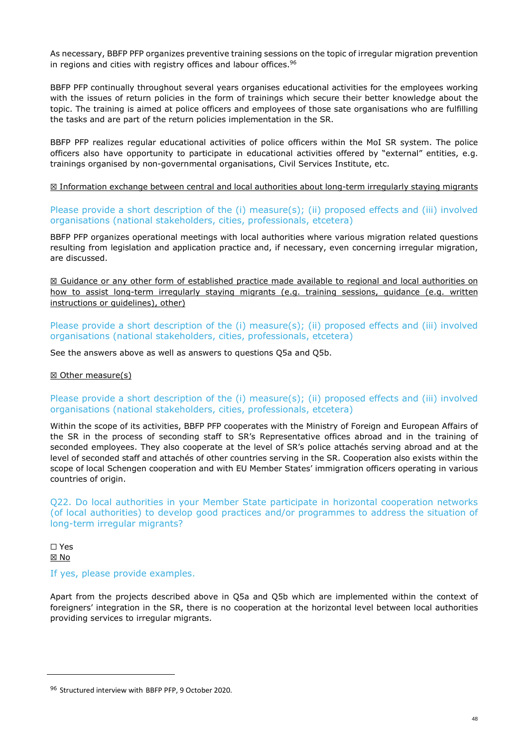As necessary, BBFP PFP organizes preventive training sessions on the topic of irregular migration prevention in regions and cities with registry offices and labour offices.[96]

BBFP PFP continually throughout several years organises educational activities for the employees working with the issues of return policies in the form of trainings which secure their better knowledge about the topic. The training is aimed at police officers and employees of those sate organisations who are fulfilling the tasks and are part of the return policies implementation in the SR.

BBFP PFP realizes regular educational activities of police officers within the MoI SR system. The police officers also have opportunity to participate in educational activities offered by "external" entities, e.g. trainings organised by non-governmental organisations, Civil Services Institute, etc.

☒ Information exchange between central and local authorities about long-term irregularly staying migrants

Please provide a short description of the (i) measure(s); (ii) proposed effects and (iii) involved organisations (national stakeholders, cities, professionals, etcetera)

BBFP PFP organizes operational meetings with local authorities where various migration related questions resulting from legislation and application practice and, if necessary, even concerning irregular migration, are discussed.

☒ Guidance or any other form of established practice made available to regional and local authorities on how to assist long-term irregularly staying migrants (e.g. training sessions, guidance (e.g. written instructions or guidelines), other)

Please provide a short description of the (i) measure(s); (ii) proposed effects and (iii) involved organisations (national stakeholders, cities, professionals, etcetera)

See the answers above as well as answers to questions Q5a and Q5b.

☒ Other measure(s)

Please provide a short description of the (i) measure(s); (ii) proposed effects and (iii) involved organisations (national stakeholders, cities, professionals, etcetera)

Within the scope of its activities, BBFP PFP cooperates with the Ministry of Foreign and European Affairs of the SR in the process of seconding staff to SR's Representative offices abroad and in the training of seconded employees. They also cooperate at the level of SR's police attachés serving abroad and at the level of seconded staff and attachés of other countries serving in the SR. Cooperation also exists within the scope of local Schengen cooperation and with EU Member States' immigration officers operating in various countries of origin.

Q22. Do local authorities in your Member State participate in horizontal cooperation networks (of local authorities) to develop good practices and/or programmes to address the situation of long-term irregular migrants?

☐ Yes
☒ No

If yes, please provide examples.

Apart from the projects described above in Q5a and Q5b which are implemented within the context of foreigners' integration in the SR, there is no cooperation at the horizontal level between local authorities providing services to irregular migrants.

[96] Structured interview with BBFP PFP, 9 October 2020.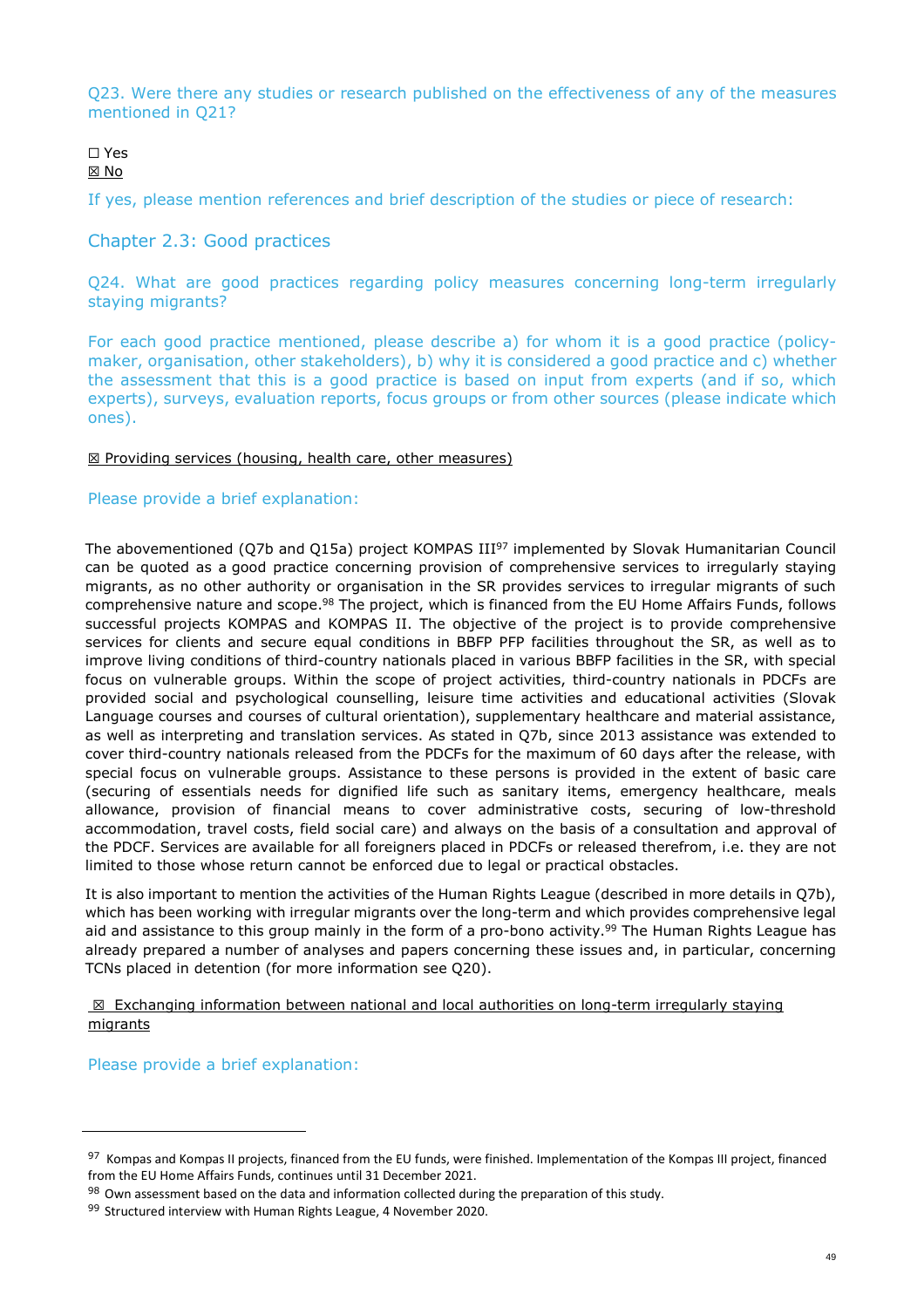Q23. Were there any studies or research published on the effectiveness of any of the measures mentioned in Q21?

☐ Yes
☒ No

If yes, please mention references and brief description of the studies or piece of research:

## Chapter 2.3: Good practices

Q24. What are good practices regarding policy measures concerning long-term irregularly staying migrants?

For each good practice mentioned, please describe a) for whom it is a good practice (policy-maker, organisation, other stakeholders), b) why it is considered a good practice and c) whether the assessment that this is a good practice is based on input from experts (and if so, which experts), surveys, evaluation reports, focus groups or from other sources (please indicate which ones).

☒ Providing services (housing, health care, other measures)

Please provide a brief explanation:

The abovementioned (Q7b and Q15a) project KOMPAS III[97] implemented by Slovak Humanitarian Council can be quoted as a good practice concerning provision of comprehensive services to irregularly staying migrants, as no other authority or organisation in the SR provides services to irregular migrants of such comprehensive nature and scope.[98] The project, which is financed from the EU Home Affairs Funds, follows successful projects KOMPAS and KOMPAS II. The objective of the project is to provide comprehensive services for clients and secure equal conditions in BBFP PFP facilities throughout the SR, as well as to improve living conditions of third-country nationals placed in various BBFP facilities in the SR, with special focus on vulnerable groups. Within the scope of project activities, third-country nationals in PDCFs are provided social and psychological counselling, leisure time activities and educational activities (Slovak Language courses and courses of cultural orientation), supplementary healthcare and material assistance, as well as interpreting and translation services. As stated in Q7b, since 2013 assistance was extended to cover third-country nationals released from the PDCFs for the maximum of 60 days after the release, with special focus on vulnerable groups. Assistance to these persons is provided in the extent of basic care (securing of essentials needs for dignified life such as sanitary items, emergency healthcare, meals allowance, provision of financial means to cover administrative costs, securing of low-threshold accommodation, travel costs, field social care) and always on the basis of a consultation and approval of the PDCF. Services are available for all foreigners placed in PDCFs or released therefrom, i.e. they are not limited to those whose return cannot be enforced due to legal or practical obstacles.

It is also important to mention the activities of the Human Rights League (described in more details in Q7b), which has been working with irregular migrants over the long-term and which provides comprehensive legal aid and assistance to this group mainly in the form of a pro-bono activity.[99] The Human Rights League has already prepared a number of analyses and papers concerning these issues and, in particular, concerning TCNs placed in detention (for more information see Q20).

☒ Exchanging information between national and local authorities on long-term irregularly staying migrants

Please provide a brief explanation:

[97] Kompas and Kompas II projects, financed from the EU funds, were finished. Implementation of the Kompas III project, financed from the EU Home Affairs Funds, continues until 31 December 2021.

[98] Own assessment based on the data and information collected during the preparation of this study.

[99] Structured interview with Human Rights League, 4 November 2020.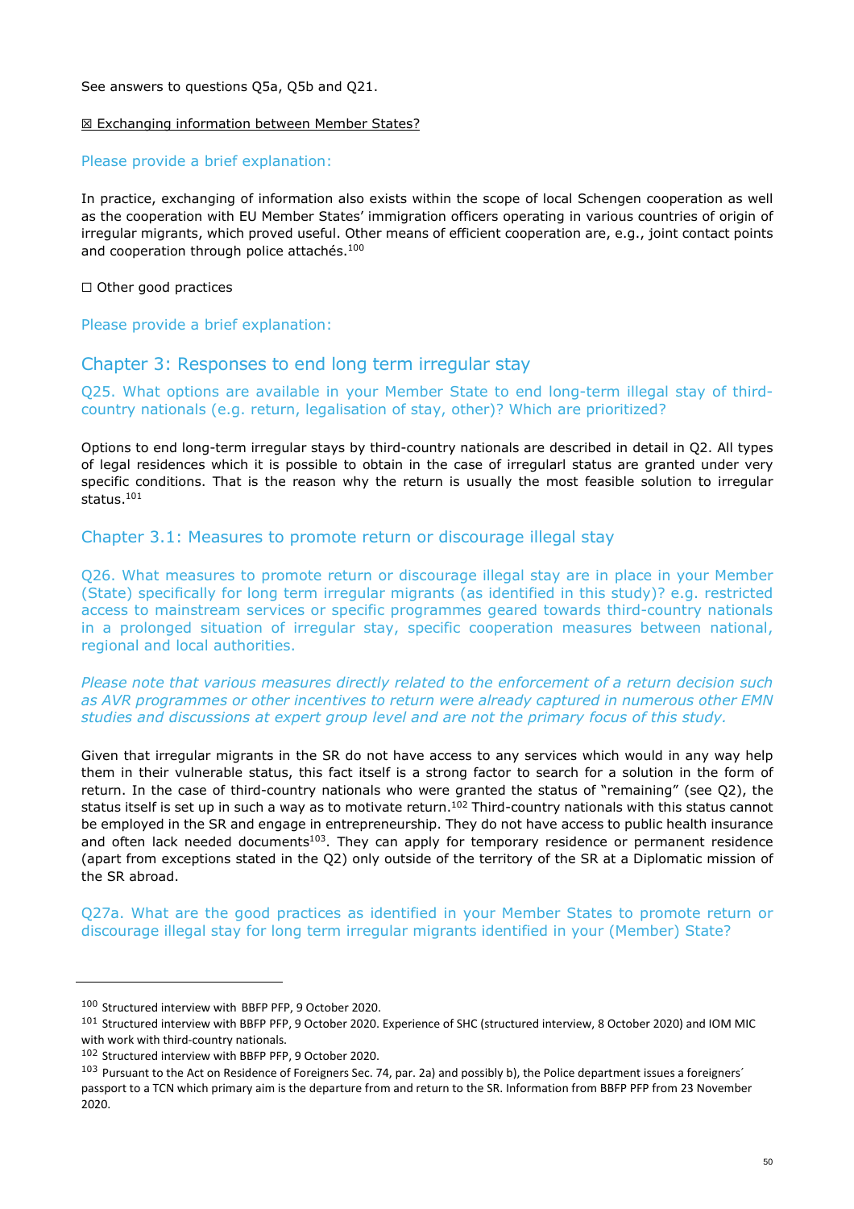See answers to questions Q5a, Q5b and Q21.

☒ Exchanging information between Member States?

Please provide a brief explanation:

In practice, exchanging of information also exists within the scope of local Schengen cooperation as well as the cooperation with EU Member States' immigration officers operating in various countries of origin of irregular migrants, which proved useful. Other means of efficient cooperation are, e.g., joint contact points and cooperation through police attachés.[100]

☐ Other good practices

Please provide a brief explanation:

## Chapter 3: Responses to end long term irregular stay

### Q25. What options are available in your Member State to end long-term illegal stay of third-country nationals (e.g. return, legalisation of stay, other)? Which are prioritized?

Options to end long-term irregular stays by third-country nationals are described in detail in Q2. All types of legal residences which it is possible to obtain in the case of irregularl status are granted under very specific conditions. That is the reason why the return is usually the most feasible solution to irregular status.[101]

## Chapter 3.1: Measures to promote return or discourage illegal stay

### Q26. What measures to promote return or discourage illegal stay are in place in your Member (State) specifically for long term irregular migrants (as identified in this study)? e.g. restricted access to mainstream services or specific programmes geared towards third-country nationals in a prolonged situation of irregular stay, specific cooperation measures between national, regional and local authorities.

*Please note that various measures directly related to the enforcement of a return decision such as AVR programmes or other incentives to return were already captured in numerous other EMN studies and discussions at expert group level and are not the primary focus of this study.*

Given that irregular migrants in the SR do not have access to any services which would in any way help them in their vulnerable status, this fact itself is a strong factor to search for a solution in the form of return. In the case of third-country nationals who were granted the status of "remaining" (see Q2), the status itself is set up in such a way as to motivate return.[102] Third-country nationals with this status cannot be employed in the SR and engage in entrepreneurship. They do not have access to public health insurance and often lack needed documents[103]. They can apply for temporary residence or permanent residence (apart from exceptions stated in the Q2) only outside of the territory of the SR at a Diplomatic mission of the SR abroad.

### Q27a. What are the good practices as identified in your Member States to promote return or discourage illegal stay for long term irregular migrants identified in your (Member) State?

---

[100] Structured interview with BBFP PFP, 9 October 2020.

[101] Structured interview with BBFP PFP, 9 October 2020. Experience of SHC (structured interview, 8 October 2020) and IOM MIC with work with third-country nationals.

[102] Structured interview with BBFP PFP, 9 October 2020.

[103] Pursuant to the Act on Residence of Foreigners Sec. 74, par. 2a) and possibly b), the Police department issues a foreigners´ passport to a TCN which primary aim is the departure from and return to the SR. Information from BBFP PFP from 23 November 2020.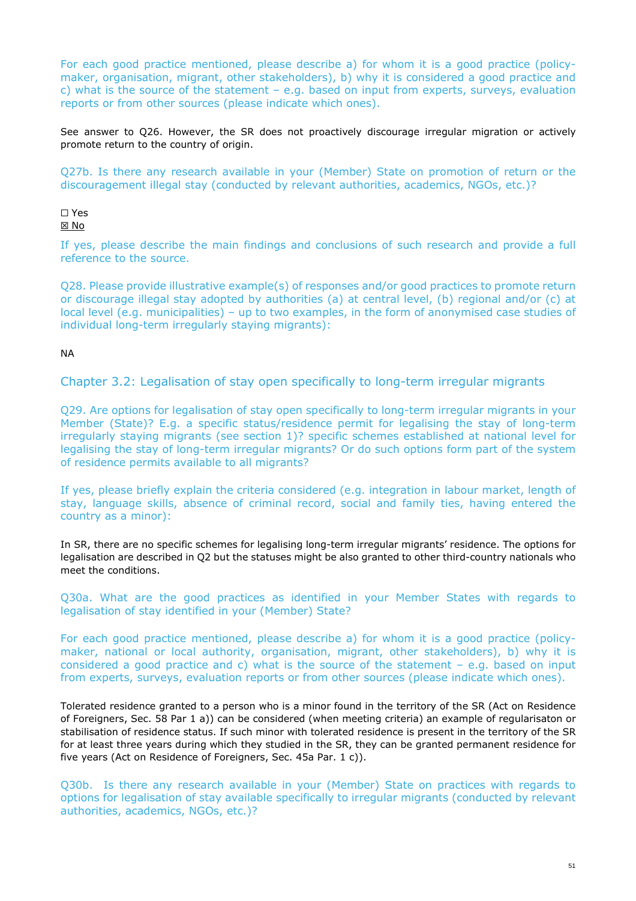For each good practice mentioned, please describe a) for whom it is a good practice (policy-maker, organisation, migrant, other stakeholders), b) why it is considered a good practice and c) what is the source of the statement – e.g. based on input from experts, surveys, evaluation reports or from other sources (please indicate which ones).

See answer to Q26. However, the SR does not proactively discourage irregular migration or actively promote return to the country of origin.

Q27b. Is there any research available in your (Member) State on promotion of return or the discouragement illegal stay (conducted by relevant authorities, academics, NGOs, etc.)?

☐ Yes
☒ No

If yes, please describe the main findings and conclusions of such research and provide a full reference to the source.

Q28. Please provide illustrative example(s) of responses and/or good practices to promote return or discourage illegal stay adopted by authorities (a) at central level, (b) regional and/or (c) at local level (e.g. municipalities) – up to two examples, in the form of anonymised case studies of individual long-term irregularly staying migrants):

NA

## Chapter 3.2: Legalisation of stay open specifically to long-term irregular migrants

Q29. Are options for legalisation of stay open specifically to long-term irregular migrants in your Member (State)? E.g. a specific status/residence permit for legalising the stay of long-term irregularly staying migrants (see section 1)? specific schemes established at national level for legalising the stay of long-term irregular migrants? Or do such options form part of the system of residence permits available to all migrants?

If yes, please briefly explain the criteria considered (e.g. integration in labour market, length of stay, language skills, absence of criminal record, social and family ties, having entered the country as a minor):

In SR, there are no specific schemes for legalising long-term irregular migrants' residence. The options for legalisation are described in Q2 but the statuses might be also granted to other third-country nationals who meet the conditions.

Q30a. What are the good practices as identified in your Member States with regards to legalisation of stay identified in your (Member) State?

For each good practice mentioned, please describe a) for whom it is a good practice (policy-maker, national or local authority, organisation, migrant, other stakeholders), b) why it is considered a good practice and c) what is the source of the statement – e.g. based on input from experts, surveys, evaluation reports or from other sources (please indicate which ones).

Tolerated residence granted to a person who is a minor found in the territory of the SR (Act on Residence of Foreigners, Sec. 58 Par 1 a)) can be considered (when meeting criteria) an example of regularisaton or stabilisation of residence status. If such minor with tolerated residence is present in the territory of the SR for at least three years during which they studied in the SR, they can be granted permanent residence for five years (Act on Residence of Foreigners, Sec. 45a Par. 1 c)).

Q30b. Is there any research available in your (Member) State on practices with regards to options for legalisation of stay available specifically to irregular migrants (conducted by relevant authorities, academics, NGOs, etc.)?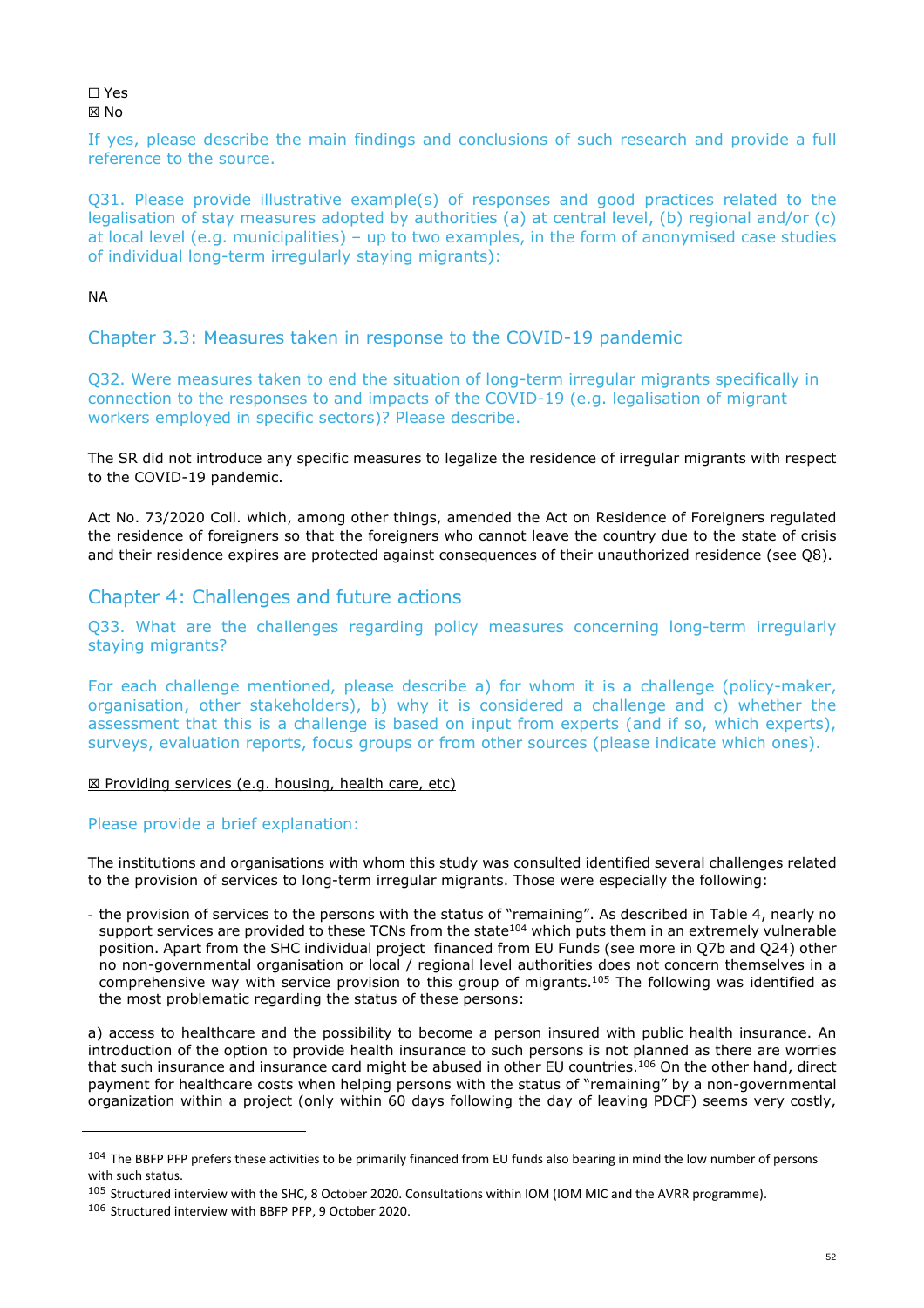☐ Yes
☒ No

If yes, please describe the main findings and conclusions of such research and provide a full reference to the source.

Q31. Please provide illustrative example(s) of responses and good practices related to the legalisation of stay measures adopted by authorities (a) at central level, (b) regional and/or (c) at local level (e.g. municipalities) – up to two examples, in the form of anonymised case studies of individual long-term irregularly staying migrants):

NA

## Chapter 3.3: Measures taken in response to the COVID-19 pandemic

Q32. Were measures taken to end the situation of long-term irregular migrants specifically in connection to the responses to and impacts of the COVID-19 (e.g. legalisation of migrant workers employed in specific sectors)? Please describe.

The SR did not introduce any specific measures to legalize the residence of irregular migrants with respect to the COVID-19 pandemic.

Act No. 73/2020 Coll. which, among other things, amended the Act on Residence of Foreigners regulated the residence of foreigners so that the foreigners who cannot leave the country due to the state of crisis and their residence expires are protected against consequences of their unauthorized residence (see Q8).

## Chapter 4: Challenges and future actions

Q33. What are the challenges regarding policy measures concerning long-term irregularly staying migrants?

For each challenge mentioned, please describe a) for whom it is a challenge (policy-maker, organisation, other stakeholders), b) why it is considered a challenge and c) whether the assessment that this is a challenge is based on input from experts (and if so, which experts), surveys, evaluation reports, focus groups or from other sources (please indicate which ones).

☒ Providing services (e.g. housing, health care, etc)

Please provide a brief explanation:

The institutions and organisations with whom this study was consulted identified several challenges related to the provision of services to long-term irregular migrants. Those were especially the following:

- the provision of services to the persons with the status of "remaining". As described in Table 4, nearly no support services are provided to these TCNs from the state[104] which puts them in an extremely vulnerable position. Apart from the SHC individual project financed from EU Funds (see more in Q7b and Q24) other no non-governmental organisation or local / regional level authorities does not concern themselves in a comprehensive way with service provision to this group of migrants.[105] The following was identified as the most problematic regarding the status of these persons:

a) access to healthcare and the possibility to become a person insured with public health insurance. An introduction of the option to provide health insurance to such persons is not planned as there are worries that such insurance and insurance card might be abused in other EU countries.[106] On the other hand, direct payment for healthcare costs when helping persons with the status of "remaining" by a non-governmental organization within a project (only within 60 days following the day of leaving PDCF) seems very costly,

---

[104] The BBFP PFP prefers these activities to be primarily financed from EU funds also bearing in mind the low number of persons with such status.

[105] Structured interview with the SHC, 8 October 2020. Consultations within IOM (IOM MIC and the AVRR programme).

[106] Structured interview with BBFP PFP, 9 October 2020.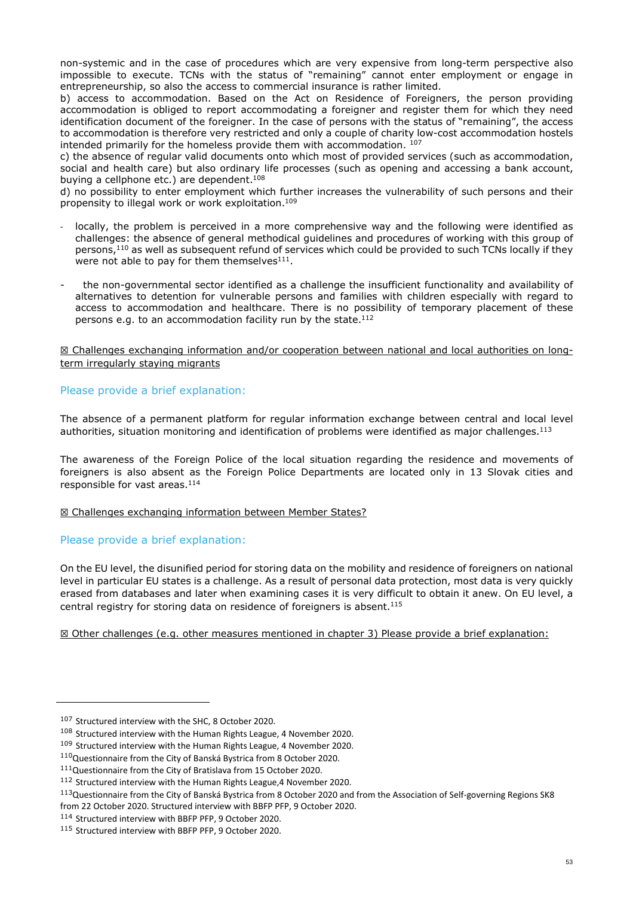non-systemic and in the case of procedures which are very expensive from long-term perspective also impossible to execute. TCNs with the status of "remaining" cannot enter employment or engage in entrepreneurship, so also the access to commercial insurance is rather limited.

b) access to accommodation. Based on the Act on Residence of Foreigners, the person providing accommodation is obliged to report accommodating a foreigner and register them for which they need identification document of the foreigner. In the case of persons with the status of "remaining", the access to accommodation is therefore very restricted and only a couple of charity low-cost accommodation hostels intended primarily for the homeless provide them with accommodation. [107]

c) the absence of regular valid documents onto which most of provided services (such as accommodation, social and health care) but also ordinary life processes (such as opening and accessing a bank account, buying a cellphone etc.) are dependent.[108]

d) no possibility to enter employment which further increases the vulnerability of such persons and their propensity to illegal work or work exploitation.[109]

- locally, the problem is perceived in a more comprehensive way and the following were identified as challenges: the absence of general methodical guidelines and procedures of working with this group of persons,[110] as well as subsequent refund of services which could be provided to such TCNs locally if they were not able to pay for them themselves[111].

- the non-governmental sector identified as a challenge the insufficient functionality and availability of alternatives to detention for vulnerable persons and families with children especially with regard to access to accommodation and healthcare. There is no possibility of temporary placement of these persons e.g. to an accommodation facility run by the state.[112]

<u>☒ Challenges exchanging information and/or cooperation between national and local authorities on long-term irregularly staying migrants</u>

### Please provide a brief explanation:

The absence of a permanent platform for regular information exchange between central and local level authorities, situation monitoring and identification of problems were identified as major challenges.[113]

The awareness of the Foreign Police of the local situation regarding the residence and movements of foreigners is also absent as the Foreign Police Departments are located only in 13 Slovak cities and responsible for vast areas.[114]

<u>☒ Challenges exchanging information between Member States?</u>

### Please provide a brief explanation:

On the EU level, the disunified period for storing data on the mobility and residence of foreigners on national level in particular EU states is a challenge. As a result of personal data protection, most data is very quickly erased from databases and later when examining cases it is very difficult to obtain it anew. On EU level, a central registry for storing data on residence of foreigners is absent.[115]

<u>☒ Other challenges (e.g. other measures mentioned in chapter 3) Please provide a brief explanation:</u>

---

[107] Structured interview with the SHC, 8 October 2020.

[108] Structured interview with the Human Rights League, 4 November 2020.

[109] Structured interview with the Human Rights League, 4 November 2020.

[110] Questionnaire from the City of Banská Bystrica from 8 October 2020.

[111] Questionnaire from the City of Bratislava from 15 October 2020.

[112] Structured interview with the Human Rights League,4 November 2020.

[113] Questionnaire from the City of Banská Bystrica from 8 October 2020 and from the Association of Self-governing Regions SK8 from 22 October 2020. Structured interview with BBFP PFP, 9 October 2020.

[114] Structured interview with BBFP PFP, 9 October 2020.

[115] Structured interview with BBFP PFP, 9 October 2020.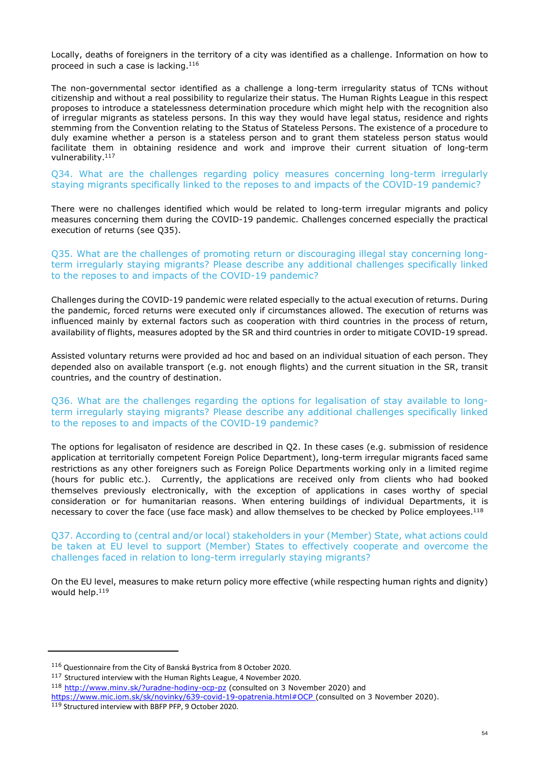Locally, deaths of foreigners in the territory of a city was identified as a challenge. Information on how to proceed in such a case is lacking.[116]

The non-governmental sector identified as a challenge a long-term irregularity status of TCNs without citizenship and without a real possibility to regularize their status. The Human Rights League in this respect proposes to introduce a statelessness determination procedure which might help with the recognition also of irregular migrants as stateless persons. In this way they would have legal status, residence and rights stemming from the Convention relating to the Status of Stateless Persons. The existence of a procedure to duly examine whether a person is a stateless person and to grant them stateless person status would facilitate them in obtaining residence and work and improve their current situation of long-term vulnerability.[117]

### Q34. What are the challenges regarding policy measures concerning long-term irregularly staying migrants specifically linked to the reposes to and impacts of the COVID-19 pandemic?

There were no challenges identified which would be related to long-term irregular migrants and policy measures concerning them during the COVID-19 pandemic. Challenges concerned especially the practical execution of returns (see Q35).

### Q35. What are the challenges of promoting return or discouraging illegal stay concerning long-term irregularly staying migrants? Please describe any additional challenges specifically linked to the reposes to and impacts of the COVID-19 pandemic?

Challenges during the COVID-19 pandemic were related especially to the actual execution of returns. During the pandemic, forced returns were executed only if circumstances allowed. The execution of returns was influenced mainly by external factors such as cooperation with third countries in the process of return, availability of flights, measures adopted by the SR and third countries in order to mitigate COVID-19 spread.

Assisted voluntary returns were provided ad hoc and based on an individual situation of each person. They depended also on available transport (e.g. not enough flights) and the current situation in the SR, transit countries, and the country of destination.

### Q36. What are the challenges regarding the options for legalisation of stay available to long-term irregularly staying migrants? Please describe any additional challenges specifically linked to the reposes to and impacts of the COVID-19 pandemic?

The options for legalisaton of residence are described in Q2. In these cases (e.g. submission of residence application at territorially competent Foreign Police Department), long-term irregular migrants faced same restrictions as any other foreigners such as Foreign Police Departments working only in a limited regime (hours for public etc.). Currently, the applications are received only from clients who had booked themselves previously electronically, with the exception of applications in cases worthy of special consideration or for humanitarian reasons. When entering buildings of individual Departments, it is necessary to cover the face (use face mask) and allow themselves to be checked by Police employees.[118]

### Q37. According to (central and/or local) stakeholders in your (Member) State, what actions could be taken at EU level to support (Member) States to effectively cooperate and overcome the challenges faced in relation to long-term irregularly staying migrants?

On the EU level, measures to make return policy more effective (while respecting human rights and dignity) would help.[119]

---

[116] Questionnaire from the City of Banská Bystrica from 8 October 2020.

[117] Structured interview with the Human Rights League, 4 November 2020.

[118] http://www.minv.sk/?uradne-hodiny-ocp-pz (consulted on 3 November 2020) and https://www.mic.iom.sk/sk/novinky/639-covid-19-opatrenia.html#OCP (consulted on 3 November 2020).

[119] Structured interview with BBFP PFP, 9 October 2020.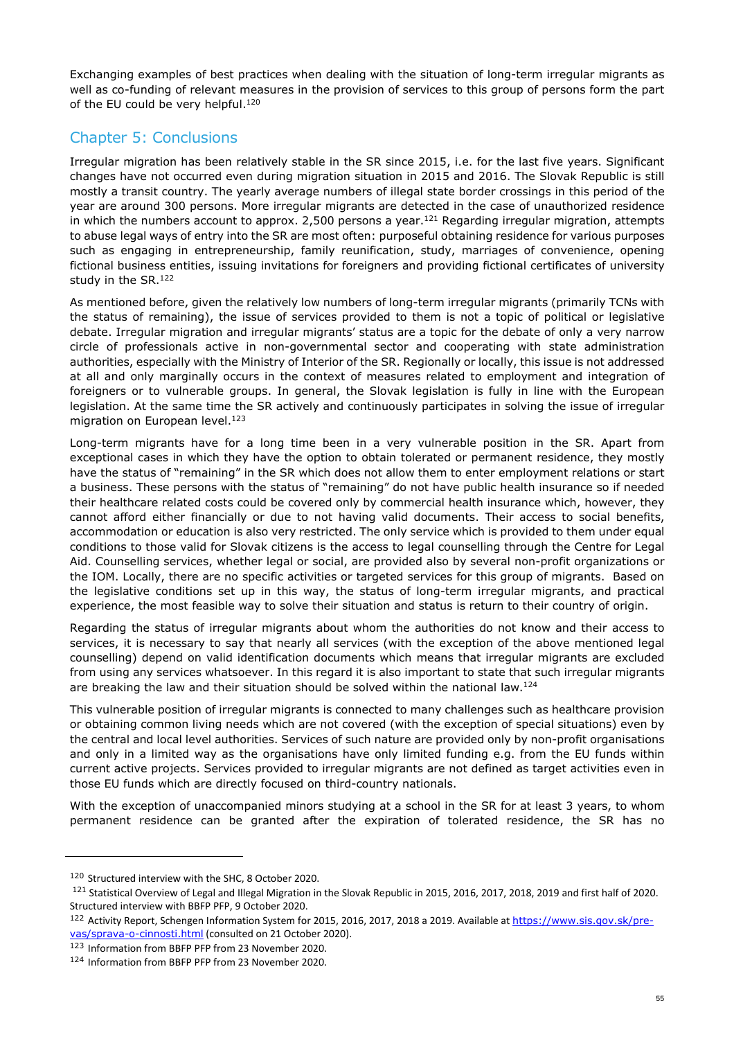Exchanging examples of best practices when dealing with the situation of long-term irregular migrants as well as co-funding of relevant measures in the provision of services to this group of persons form the part of the EU could be very helpful.[120]

## Chapter 5: Conclusions

Irregular migration has been relatively stable in the SR since 2015, i.e. for the last five years. Significant changes have not occurred even during migration situation in 2015 and 2016. The Slovak Republic is still mostly a transit country. The yearly average numbers of illegal state border crossings in this period of the year are around 300 persons. More irregular migrants are detected in the case of unauthorized residence in which the numbers account to approx. 2,500 persons a year.[121] Regarding irregular migration, attempts to abuse legal ways of entry into the SR are most often: purposeful obtaining residence for various purposes such as engaging in entrepreneurship, family reunification, study, marriages of convenience, opening fictional business entities, issuing invitations for foreigners and providing fictional certificates of university study in the SR.[122]

As mentioned before, given the relatively low numbers of long-term irregular migrants (primarily TCNs with the status of remaining), the issue of services provided to them is not a topic of political or legislative debate. Irregular migration and irregular migrants' status are a topic for the debate of only a very narrow circle of professionals active in non-governmental sector and cooperating with state administration authorities, especially with the Ministry of Interior of the SR. Regionally or locally, this issue is not addressed at all and only marginally occurs in the context of measures related to employment and integration of foreigners or to vulnerable groups. In general, the Slovak legislation is fully in line with the European legislation. At the same time the SR actively and continuously participates in solving the issue of irregular migration on European level.[123]

Long-term migrants have for a long time been in a very vulnerable position in the SR. Apart from exceptional cases in which they have the option to obtain tolerated or permanent residence, they mostly have the status of "remaining" in the SR which does not allow them to enter employment relations or start a business. These persons with the status of "remaining" do not have public health insurance so if needed their healthcare related costs could be covered only by commercial health insurance which, however, they cannot afford either financially or due to not having valid documents. Their access to social benefits, accommodation or education is also very restricted. The only service which is provided to them under equal conditions to those valid for Slovak citizens is the access to legal counselling through the Centre for Legal Aid. Counselling services, whether legal or social, are provided also by several non-profit organizations or the IOM. Locally, there are no specific activities or targeted services for this group of migrants. Based on the legislative conditions set up in this way, the status of long-term irregular migrants, and practical experience, the most feasible way to solve their situation and status is return to their country of origin.

Regarding the status of irregular migrants about whom the authorities do not know and their access to services, it is necessary to say that nearly all services (with the exception of the above mentioned legal counselling) depend on valid identification documents which means that irregular migrants are excluded from using any services whatsoever. In this regard it is also important to state that such irregular migrants are breaking the law and their situation should be solved within the national law.[124]

This vulnerable position of irregular migrants is connected to many challenges such as healthcare provision or obtaining common living needs which are not covered (with the exception of special situations) even by the central and local level authorities. Services of such nature are provided only by non-profit organisations and only in a limited way as the organisations have only limited funding e.g. from the EU funds within current active projects. Services provided to irregular migrants are not defined as target activities even in those EU funds which are directly focused on third-country nationals.

With the exception of unaccompanied minors studying at a school in the SR for at least 3 years, to whom permanent residence can be granted after the expiration of tolerated residence, the SR has no

---

[120] Structured interview with the SHC, 8 October 2020.

[121] Statistical Overview of Legal and Illegal Migration in the Slovak Republic in 2015, 2016, 2017, 2018, 2019 and first half of 2020. Structured interview with BBFP PFP, 9 October 2020.

[122] Activity Report, Schengen Information System for 2015, 2016, 2017, 2018 a 2019. Available at https://www.sis.gov.sk/pre-vas/sprava-o-cinnosti.html (consulted on 21 October 2020).

[123] Information from BBFP PFP from 23 November 2020.

[124] Information from BBFP PFP from 23 November 2020.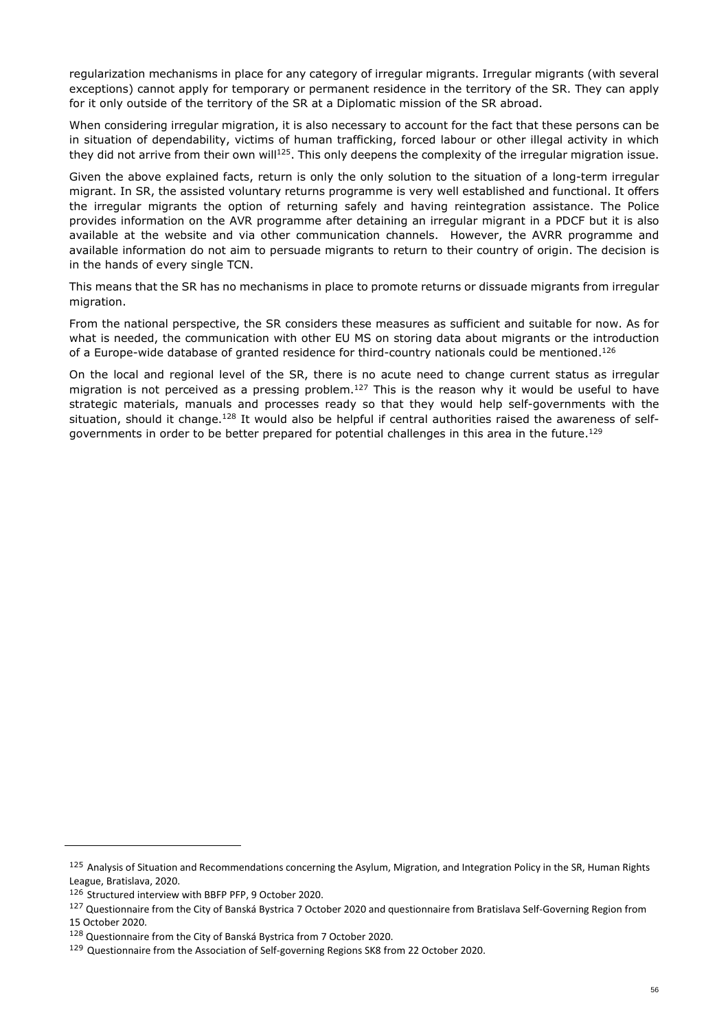regularization mechanisms in place for any category of irregular migrants. Irregular migrants (with several exceptions) cannot apply for temporary or permanent residence in the territory of the SR. They can apply for it only outside of the territory of the SR at a Diplomatic mission of the SR abroad.

When considering irregular migration, it is also necessary to account for the fact that these persons can be in situation of dependability, victims of human trafficking, forced labour or other illegal activity in which they did not arrive from their own will[125]. This only deepens the complexity of the irregular migration issue.

Given the above explained facts, return is only the only solution to the situation of a long-term irregular migrant. In SR, the assisted voluntary returns programme is very well established and functional. It offers the irregular migrants the option of returning safely and having reintegration assistance. The Police provides information on the AVR programme after detaining an irregular migrant in a PDCF but it is also available at the website and via other communication channels. However, the AVRR programme and available information do not aim to persuade migrants to return to their country of origin. The decision is in the hands of every single TCN.

This means that the SR has no mechanisms in place to promote returns or dissuade migrants from irregular migration.

From the national perspective, the SR considers these measures as sufficient and suitable for now. As for what is needed, the communication with other EU MS on storing data about migrants or the introduction of a Europe-wide database of granted residence for third-country nationals could be mentioned.[126]

On the local and regional level of the SR, there is no acute need to change current status as irregular migration is not perceived as a pressing problem.[127] This is the reason why it would be useful to have strategic materials, manuals and processes ready so that they would help self-governments with the situation, should it change.[128] It would also be helpful if central authorities raised the awareness of self-governments in order to be better prepared for potential challenges in this area in the future.[129]

---

[125] Analysis of Situation and Recommendations concerning the Asylum, Migration, and Integration Policy in the SR, Human Rights League, Bratislava, 2020.

[126] Structured interview with BBFP PFP, 9 October 2020.

[127] Questionnaire from the City of Banská Bystrica 7 October 2020 and questionnaire from Bratislava Self-Governing Region from 15 October 2020.

[128] Questionnaire from the City of Banská Bystrica from 7 October 2020.

[129] Questionnaire from the Association of Self-governing Regions SK8 from 22 October 2020.